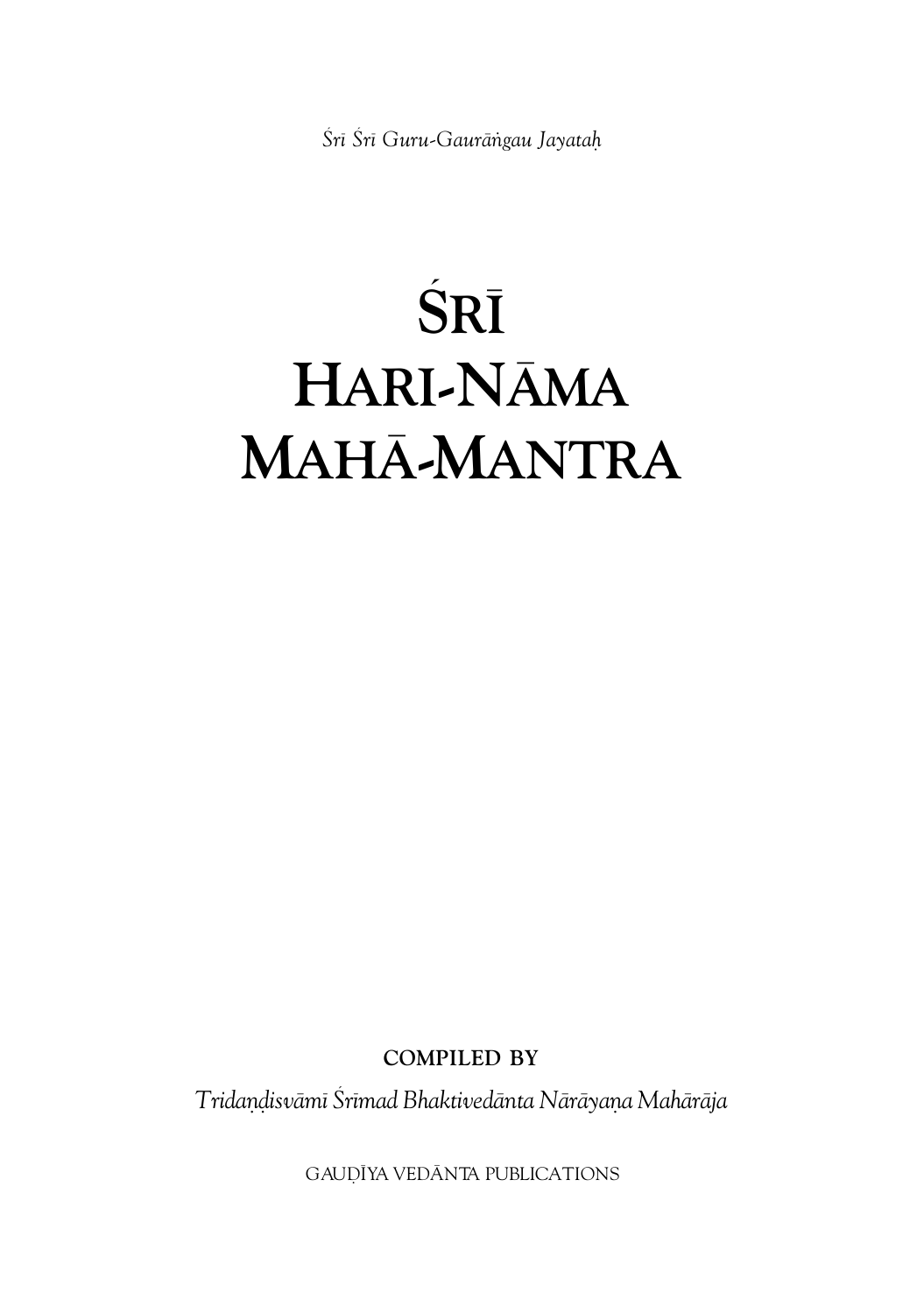*Śrī Śrī Guru-Gaurāṅgau Jayataḥ*

# Śrī Hari-Nāma Mahā-Mantra

COMPILED BY

*Tridaṇḍisvāmī Śrīmad Bhaktivedānta Nārāyaṇa Mahārāja*

GAUḌĪYA VEDĀNTA PUBLICATIONS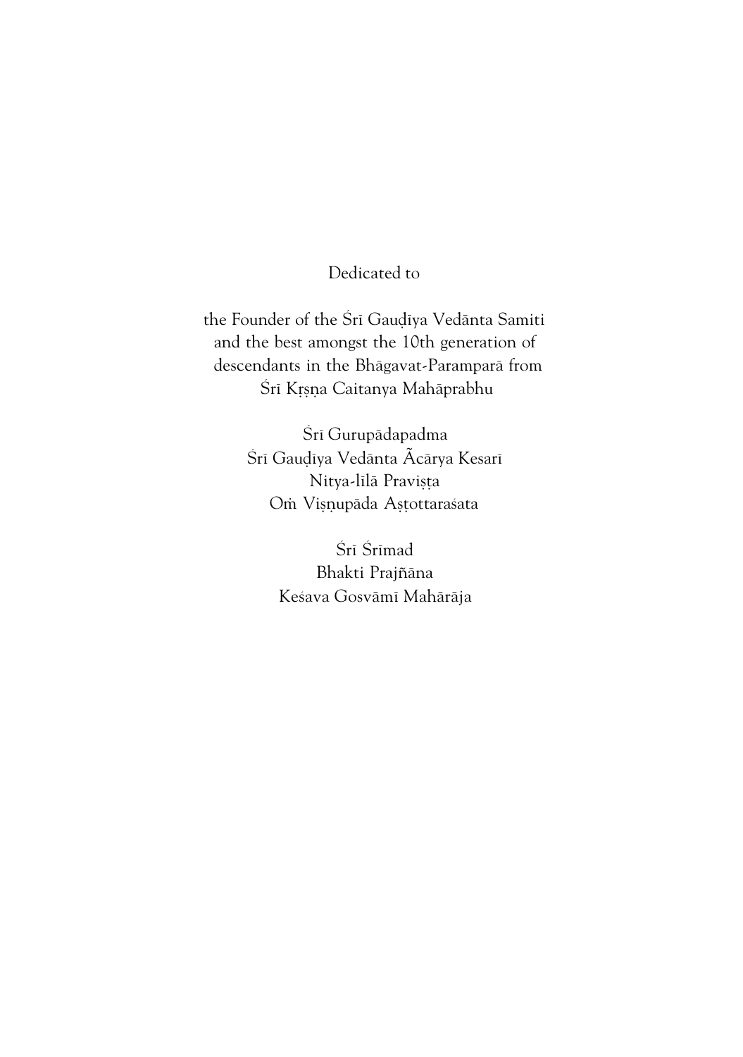Dedicated to

the Founder of the Śrī Gauḍīya Vedānta Samiti
and the best amongst the 10th generation of
descendants in the Bhāgavat-Paramparā from
Śrī Kṛṣṇa Caitanya Mahāprabhu

Śrī Gurupādapadma
Śrī Gauḍīya Vedānta Ãcārya Kesarī
Nitya-līlā Praviṣṭa
Oṁ Viṣṇupāda Aṣṭottaraśata

Śrī Śrīmad
Bhakti Prajñāna
Keśava Gosvāmī Mahārāja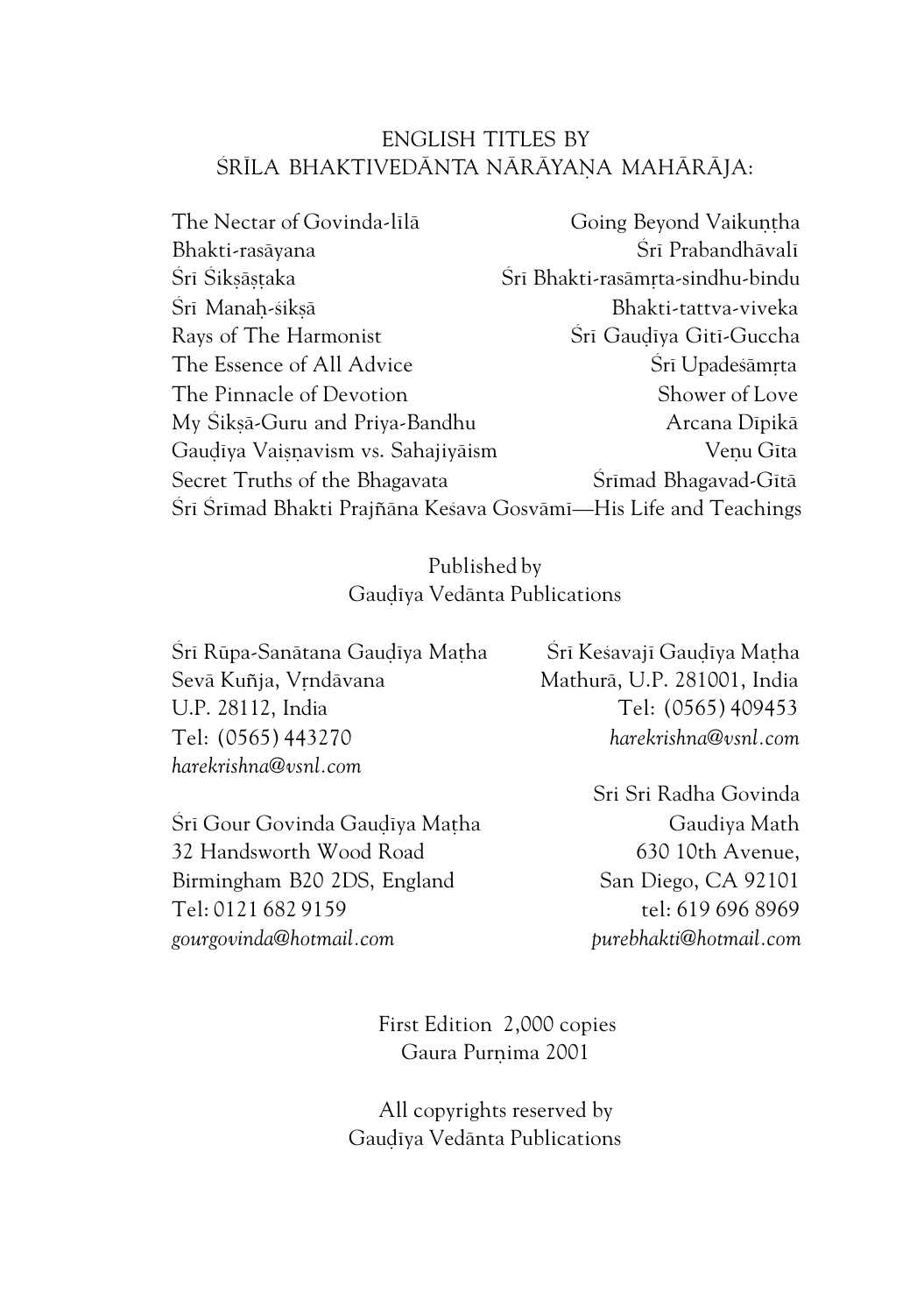ENGLISH TITLES BY
ŚRĪLA BHAKTIVEDĀNTA NĀRĀYAṆA MAHĀRĀJA:

The Nectar of Govinda-līlā
Going Beyond Vaikuṇṭha
Bhakti-rasāyana
Śrī Prabandhāvalī
Śrī Śikṣāṣṭaka
Śrī Bhakti-rasāmṛta-sindhu-bindu
Śrī Manaḥ-śikṣā
Bhakti-tattva-viveka
Rays of The Harmonist
Śrī Gauḍīya Gitī-Guccha
The Essence of All Advice
Śrī Upadeśāmṛta
The Pinnacle of Devotion
Shower of Love
My Śikṣā-Guru and Priya-Bandhu
Arcana Dīpikā
Gauḍīya Vaiṣṇavism vs. Sahajiyāism
Veṇu Gīta
Secret Truths of the Bhagavata
Śrīmad Bhagavad-Gītā
Śrī Śrīmad Bhakti Prajñāna Keśava Gosvāmī—His Life and Teachings

Published by
Gauḍīya Vedānta Publications

Śrī Rūpa-Sanātana Gauḍīya Maṭha
Sevā Kuñja, Vṛndāvana
U.P. 28112, India
Tel: (0565) 443270
*harekrishna@vsnl.com*

Śrī Keśavajī Gauḍīya Maṭha
Mathurā, U.P. 281001, India
Tel: (0565) 409453
*harekrishna@vsnl.com*

Śrī Gour Govinda Gauḍīya Maṭha
32 Handsworth Wood Road
Birmingham B20 2DS, England
Tel: 0121 682 9159
*gourgovinda@hotmail.com*

Sri Sri Radha Govinda
Gaudiya Math
630 10th Avenue,
San Diego, CA 92101
tel: 619 696 8969
*purebhakti@hotmail.com*

First Edition 2,000 copies
Gaura Purṇima 2001

All copyrights reserved by
Gauḍīya Vedānta Publications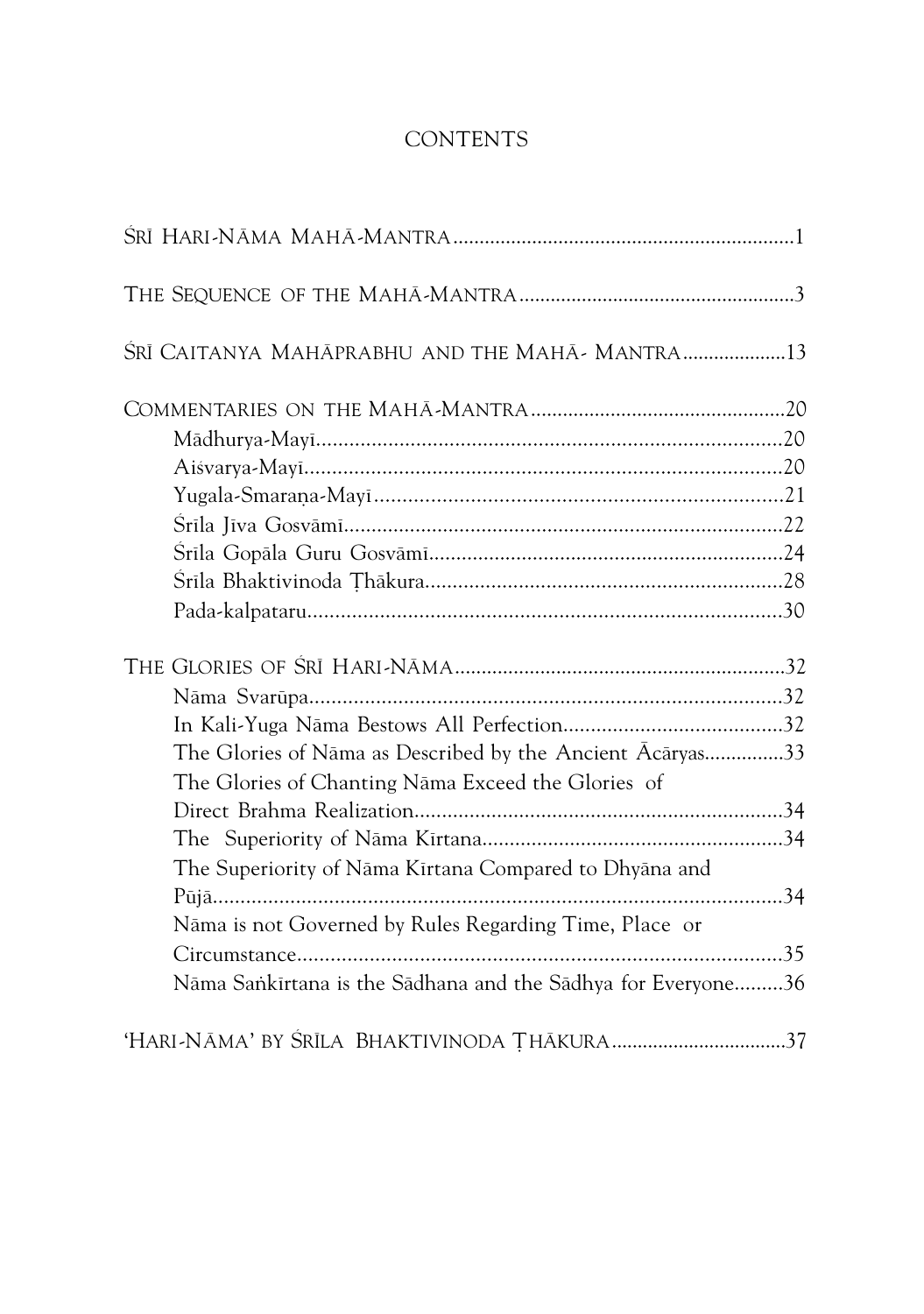# CONTENTS

Śrī Hari-Nāma Mahā-Mantra ........................................................ 1

The Sequence of the Mahā-Mantra ........................................................ 3

Śrī Caitanya Mahāprabhu and the Mahā- Mantra ........................................................ 13

Commentaries on the Mahā-Mantra ........................................................ 20

- Mādhurya-Mayī ........................................................ 20
- Aiśvarya-Mayī ........................................................ 20
- Yugala-Smaraṇa-Mayī ........................................................ 21
- Śrīla Jīva Gosvāmī ........................................................ 22
- Śrīla Gopāla Guru Gosvāmī ........................................................ 24
- Śrīla Bhaktivinoda Ṭhākura ........................................................ 28
- Pada-kalpataru ........................................................ 30

The Glories of Śrī Hari-Nāma ........................................................ 32

- Nāma Svarūpa ........................................................ 32
- In Kali-Yuga Nāma Bestows All Perfection ........................................................ 32
- The Glories of Nāma as Described by the Ancient Ācāryas ........................................................ 33
- The Glories of Chanting Nāma Exceed the Glories of Direct Brahma Realization ........................................................ 34
- The Superiority of Nāma Kīrtana ........................................................ 34
- The Superiority of Nāma Kīrtana Compared to Dhyāna and Pūjā ........................................................ 34
- Nāma is not Governed by Rules Regarding Time, Place or Circumstance ........................................................ 35
- Nāma Saṅkīrtana is the Sādhana and the Sādhya for Everyone ........................................................ 36

'Hari-Nāma' by Śrīla Bhaktivinoda Ṭhākura ........................................................ 37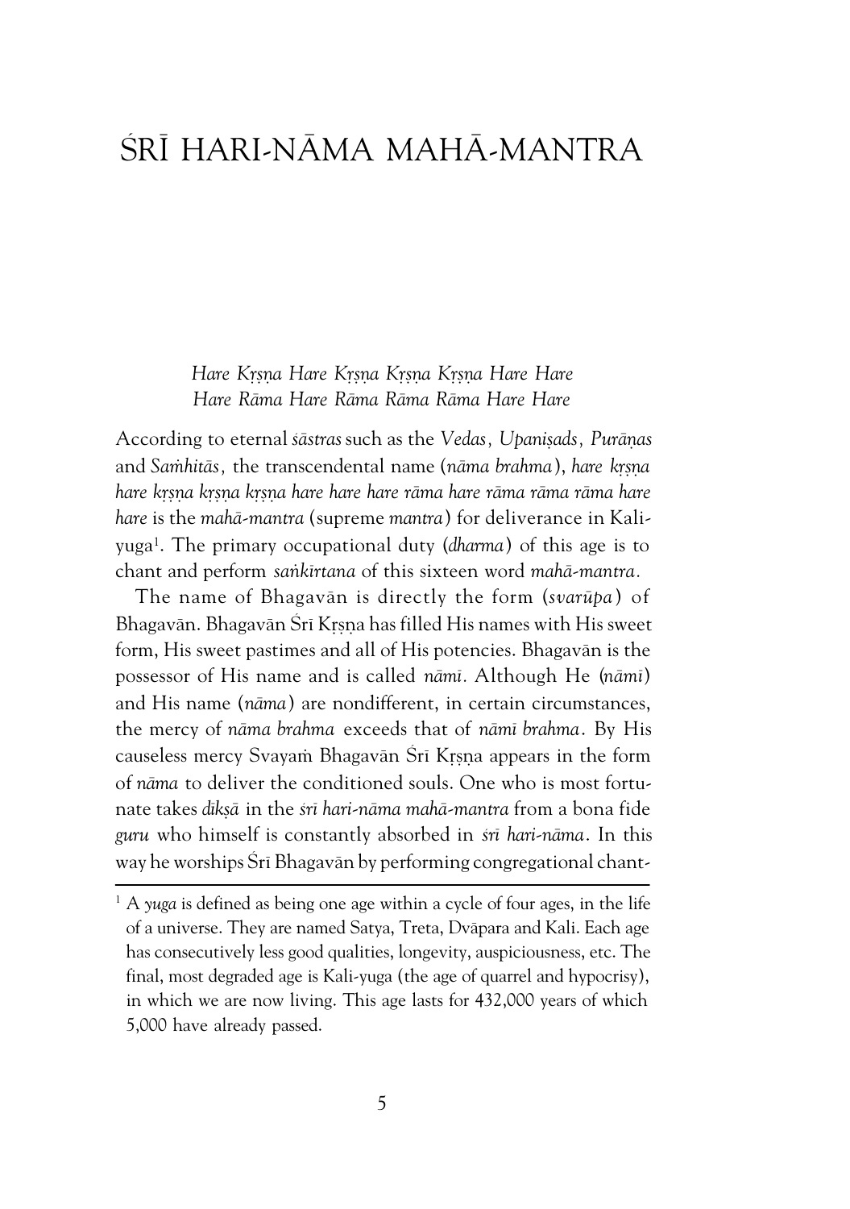# ŚRĪ HARI-NĀMA MAHĀ-MANTRA

*Hare Kṛṣṇa Hare Kṛṣṇa Kṛṣṇa Kṛṣṇa Hare Hare*
*Hare Rāma Hare Rāma Rāma Rāma Hare Hare*

According to eternal *śāstras* such as the *Vedas, Upaniṣads, Purāṇas* and *Saṁhitās,* the transcendental name (*nāma brahma*), *hare kṛṣṇa hare kṛṣṇa kṛṣṇa kṛṣṇa hare hare hare rāma hare rāma rāma rāma hare hare* is the *mahā-mantra* (supreme *mantra*) for deliverance in Kali-yuga[1]. The primary occupational duty (*dharma*) of this age is to chant and perform *saṅkīrtana* of this sixteen word *mahā-mantra.*

The name of Bhagavān is directly the form (*svarūpa*) of Bhagavān. Bhagavān Śrī Kṛṣṇa has filled His names with His sweet form, His sweet pastimes and all of His potencies. Bhagavān is the possessor of His name and is called *nāmī*. Although He (*nāmī*) and His name (*nāma*) are nondifferent, in certain circumstances, the mercy of *nāma brahma* exceeds that of *nāmī brahma*. By His causeless mercy Svayaṁ Bhagavān Śrī Kṛṣṇa appears in the form of *nāma* to deliver the conditioned souls. One who is most fortunate takes *dīkṣā* in the *śrī hari-nāma mahā-mantra* from a bona fide *guru* who himself is constantly absorbed in *śrī hari-nāma*. In this way he worships Śrī Bhagavān by performing congregational chant-

[1] A *yuga* is defined as being one age within a cycle of four ages, in the life of a universe. They are named Satya, Treta, Dvāpara and Kali. Each age has consecutively less good qualities, longevity, auspiciousness, etc. The final, most degraded age is Kali-yuga (the age of quarrel and hypocrisy), in which we are now living. This age lasts for 432,000 years of which 5,000 have already passed.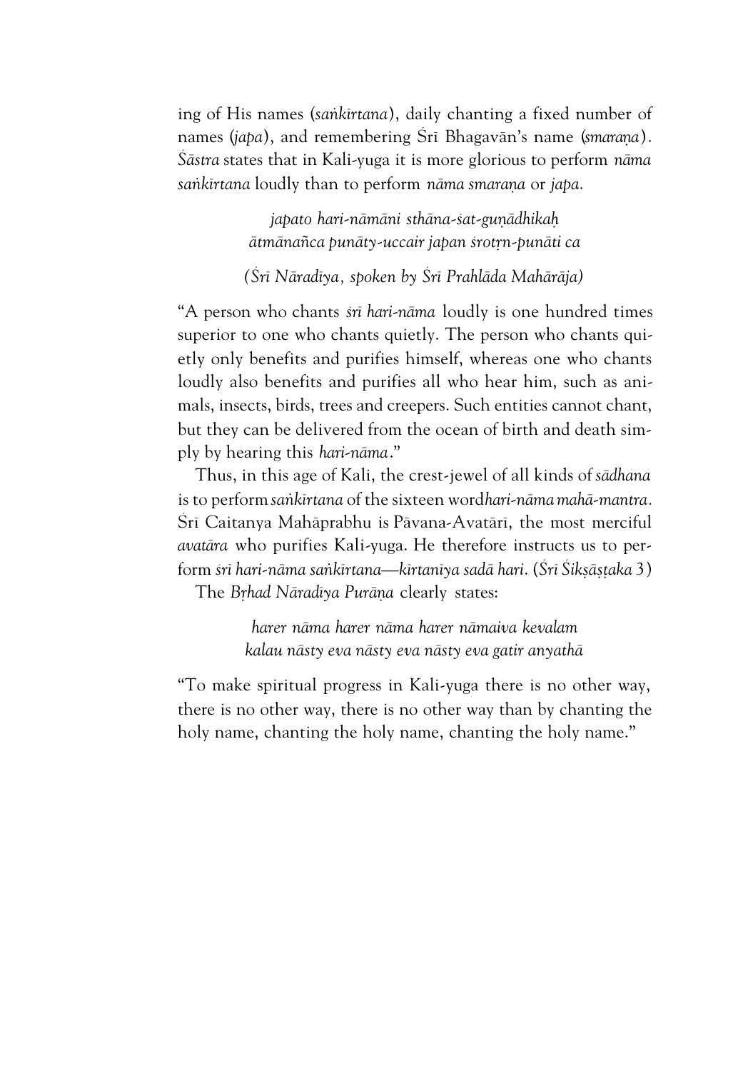ing of His names (*saṅkīrtana*), daily chanting a fixed number of names (*japa*), and remembering Śrī Bhagavān's name (*smaraṇa*). *Śāstra* states that in Kali-yuga it is more glorious to perform *nāma saṅkīrtana* loudly than to perform *nāma smaraṇa* or *japa*.

> *japato hari-nāmāni sthāna-śat-guṇādhikaḥ*
> *ātmānañca punāty-uccair japan śrotṛn-punāti ca*
>
> *(Śrī Nāradīya, spoken by Śrī Prahlāda Mahārāja)*

"A person who chants *śrī hari-nāma* loudly is one hundred times superior to one who chants quietly. The person who chants quietly only benefits and purifies himself, whereas one who chants loudly also benefits and purifies all who hear him, such as animals, insects, birds, trees and creepers. Such entities cannot chant, but they can be delivered from the ocean of birth and death simply by hearing this *hari-nāma*."

Thus, in this age of Kali, the crest-jewel of all kinds of *sādhana* is to perform *saṅkīrtana* of the sixteen word *hari-nāma mahā-mantra*. Śrī Caitanya Mahāprabhu is Pāvana-Avatārī, the most merciful *avatāra* who purifies Kali-yuga. He therefore instructs us to perform *śrī hari-nāma saṅkīrtana—kīrtanīya sadā hari*. (*Śrī Śikṣāṣṭaka* 3)

The *Bṛhad Nāradīya Purāṇa* clearly states:

> *harer nāma harer nāma harer nāmaiva kevalam*
> *kalau nāsty eva nāsty eva nāsty eva gatir anyathā*

"To make spiritual progress in Kali-yuga there is no other way, there is no other way, there is no other way than by chanting the holy name, chanting the holy name, chanting the holy name."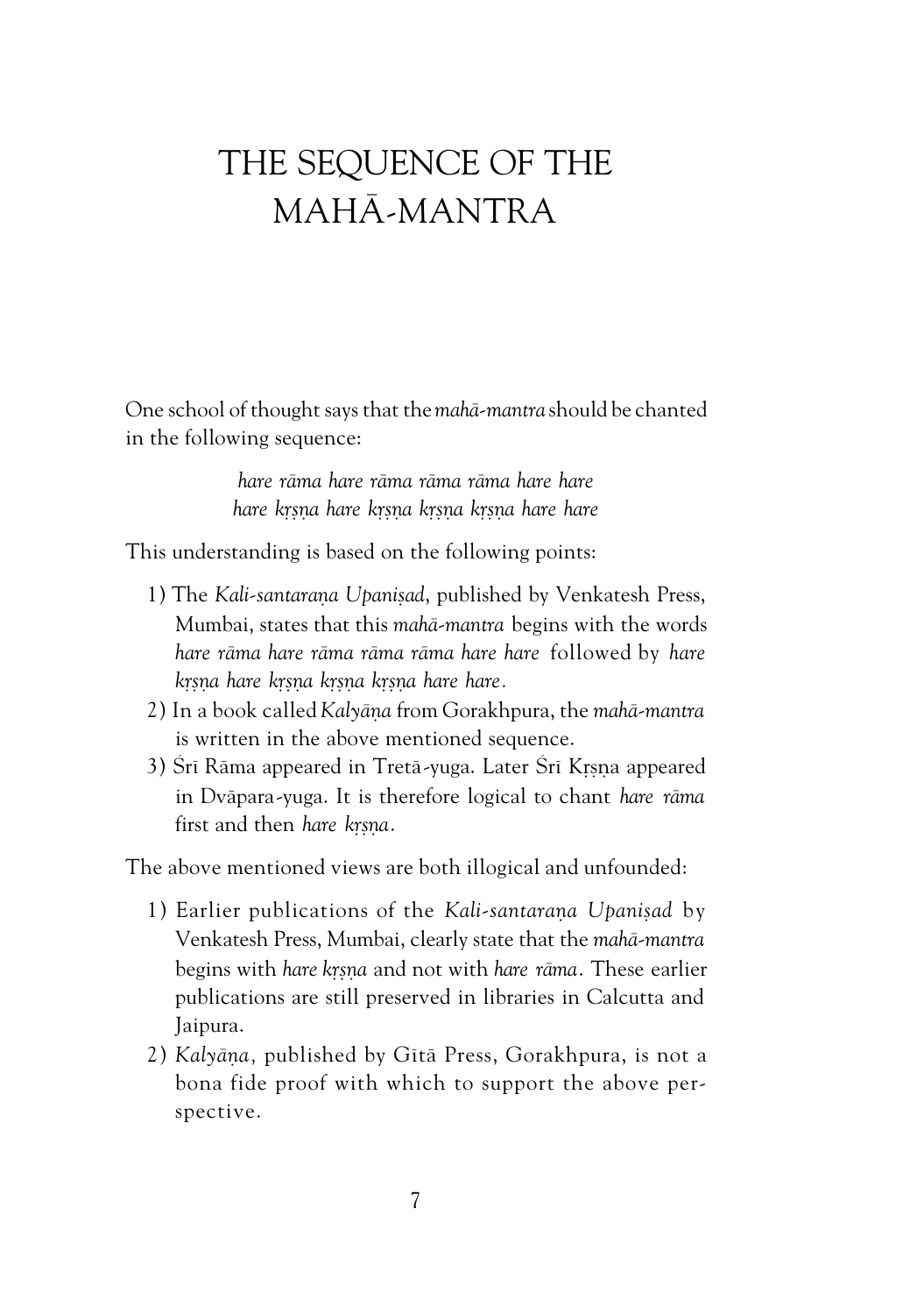# THE SEQUENCE OF THE MAHĀ-MANTRA

One school of thought says that the *mahā-mantra* should be chanted in the following sequence:

> *hare rāma hare rāma rāma rāma hare hare*
> *hare kṛṣṇa hare kṛṣṇa kṛṣṇa kṛṣṇa hare hare*

This understanding is based on the following points:

1) The *Kali-santaraṇa Upaniṣad*, published by Venkatesh Press, Mumbai, states that this *mahā-mantra* begins with the words *hare rāma hare rāma rāma rāma hare hare* followed by *hare kṛṣṇa hare kṛṣṇa kṛṣṇa kṛṣṇa hare hare*.
2) In a book called *Kalyāṇa* from Gorakhpura, the *mahā-mantra* is written in the above mentioned sequence.
3) Śrī Rāma appeared in Tretā-yuga. Later Śrī Kṛṣṇa appeared in Dvāpara-yuga. It is therefore logical to chant *hare rāma* first and then *hare kṛṣṇa*.

The above mentioned views are both illogical and unfounded:

1) Earlier publications of the *Kali-santaraṇa Upaniṣad* by Venkatesh Press, Mumbai, clearly state that the *mahā-mantra* begins with *hare kṛṣṇa* and not with *hare rāma*. These earlier publications are still preserved in libraries in Calcutta and Jaipura.
2) *Kalyāṇa,* published by Gītā Press, Gorakhpura, is not a bona fide proof with which to support the above perspective.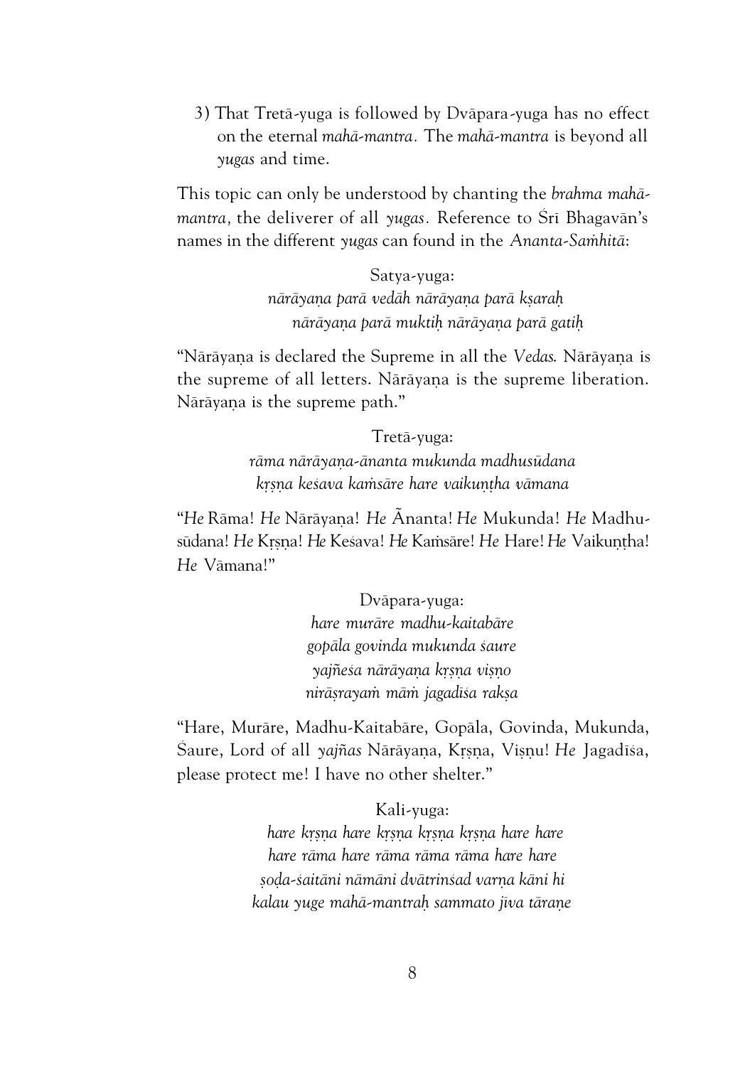3) That Tretā-yuga is followed by Dvāpara-yuga has no effect on the eternal *mahā-mantra*. The *mahā-mantra* is beyond all *yugas* and time.

This topic can only be understood by chanting the *brahma mahā-mantra*, the deliverer of all *yugas*. Reference to Śrī Bhagavān's names in the different *yugas* can found in the *Ananta-Saṁhitā*:

Satya-yuga:

*nārāyaṇa parā vedāḥ nārāyaṇa parā kṣaraḥ*
*nārāyaṇa parā muktiḥ nārāyaṇa parā gatiḥ*

"Nārāyaṇa is declared the Supreme in all the *Vedas.* Nārāyaṇa is the supreme of all letters. Nārāyaṇa is the supreme liberation. Nārāyaṇa is the supreme path."

Tretā-yuga:

*rāma nārāyaṇa-ānanta mukunda madhusūdana*
*kṛṣṇa keśava kaṁsāre hare vaikuṇṭha vāmana*

"*He* Rāma! *He* Nārāyaṇa! *He* Ãnanta! *He* Mukunda! *He* Madhusūdana! *He* Kṛṣṇa! *He* Keśava! *He* Kaṁsāre! *He* Hare! *He* Vaikuṇṭha! *He* Vāmana!"

Dvāpara-yuga:

*hare murāre madhu-kaitabāre*
*gopāla govinda mukunda śaure*
*yajñeśa nārāyaṇa kṛṣṇa viṣṇo*
*nirāṣrayaṁ māṁ jagadīśa rakṣa*

"Hare, Murāre, Madhu-Kaitabāre, Gopāla, Govinda, Mukunda, Śaure, Lord of all *yajñas* Nārāyaṇa, Kṛṣṇa, Viṣṇu! *He* Jagadīśa, please protect me! I have no other shelter."

Kali-yuga:

*hare kṛṣṇa hare kṛṣṇa kṛṣṇa kṛṣṇa hare hare*
*hare rāma hare rāma rāma rāma hare hare*
*ṣoḍa-śaitāni nāmāni dvātrinśad varṇa kāni hi*
*kalau yuge mahā-mantraḥ sammato jīva tāraṇe*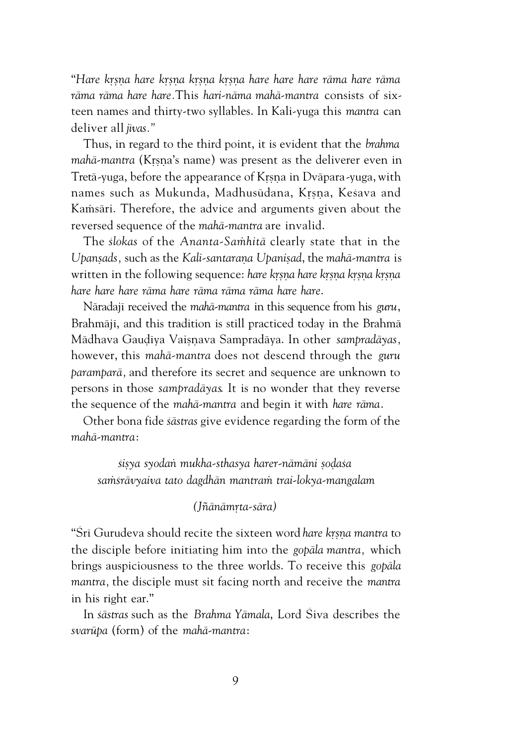"*Hare kṛṣṇa hare kṛṣṇa kṛṣṇa kṛṣṇa hare hare hare rāma hare rāma rāma rāma hare hare*. This *hari-nāma mahā-mantra* consists of sixteen names and thirty-two syllables. In Kali-yuga this *mantra* can deliver all *jīvas*."

Thus, in regard to the third point, it is evident that the *brahma mahā-mantra* (Kṛṣṇa's name) was present as the deliverer even in Tretā-yuga, before the appearance of Kṛṣṇa in Dvāpara-yuga, with names such as Mukunda, Madhusūdana, Kṛṣṇa, Keśava and Kaṁsāri. Therefore, the advice and arguments given about the reversed sequence of the *mahā-mantra* are invalid.

The *ślokas* of the *Ananta-Saṁhitā* clearly state that in the *Upanṣads*, such as the *Kali-santaraṇa Upaniṣad*, the *mahā-mantra* is written in the following sequence: *hare kṛṣṇa hare kṛṣṇa kṛṣṇa kṛṣṇa hare hare hare rāma hare rāma rāma rāma hare hare*.

Nāradajī received the *mahā-mantra* in this sequence from his *guru*, Brahmājī, and this tradition is still practiced today in the Brahmā Mādhava Gauḍiya Vaiṣṇava Sampradāya. In other *sampradāyas*, however, this *mahā-mantra* does not descend through the *guru paramparā*, and therefore its secret and sequence are unknown to persons in those *sampradāyas*. It is no wonder that they reverse the sequence of the *mahā-mantra* and begin it with *hare rāma*.

Other bona fide *śāstras* give evidence regarding the form of the *mahā-mantra*:

> *śiṣya syodaṅ mukha-sthasya harer-nāmāni ṣoḍaśa*
> *saṁśrāvyaiva tato dagdhān mantraṁ trai-lokya-mangalam*
>
> *(Jñānāmṛta-sāra)*

"Śrī Gurudeva should recite the sixteen word *hare kṛṣṇa mantra* to the disciple before initiating him into the *gopāla mantra*, which brings auspiciousness to the three worlds. To receive this *gopāla mantra*, the disciple must sit facing north and receive the *mantra* in his right ear."

In *śāstras* such as the *Brahma Yāmala*, Lord Śiva describes the *svarūpa* (form) of the *mahā-mantra*: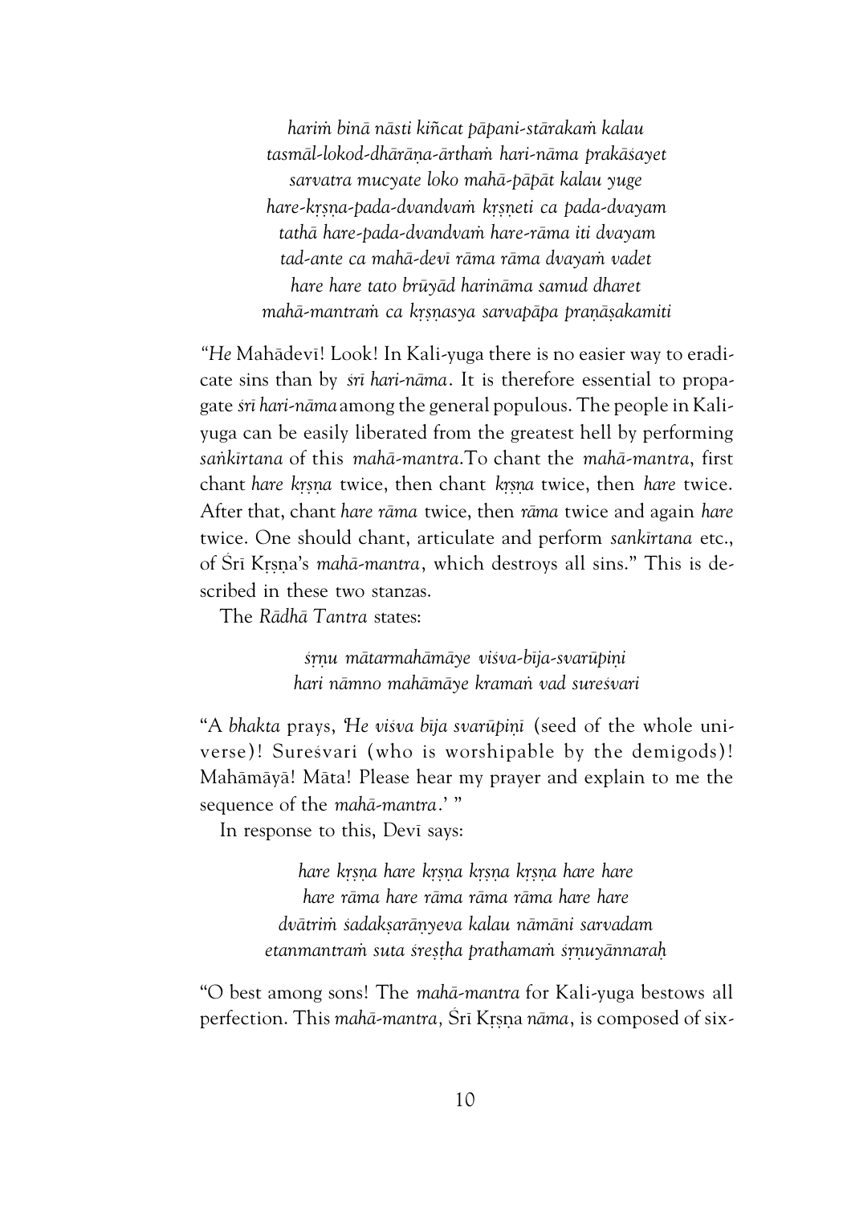*hariṁ binā nāsti kiñcat pāpani-stārakaṁ kalau*
*tasmāl-lokod-dhārāṇa-ārthaṁ hari-nāma prakāśayet*
*sarvatra mucyate loko mahā-pāpāt kalau yuge*
*hare-kṛṣṇa-pada-dvandvaṁ kṛṣṇeti ca pada-dvayam*
*tathā hare-pada-dvandvaṁ hare-rāma iti dvayam*
*tad-ante ca mahā-devī rāma rāma dvayaṁ vadet*
*hare hare tato brūyād harināma samud dharet*
*mahā-mantraṁ ca kṛṣṇasya sarvapāpa praṇāṣakamiti*

"*He* Mahādevī! Look! In Kali-yuga there is no easier way to eradicate sins than by *śrī hari-nāma*. It is therefore essential to propagate *śrī hari-nāma* among the general populous. The people in Kali-yuga can be easily liberated from the greatest hell by performing *saṅkīrtana* of this *mahā-mantra*.To chant the *mahā-mantra*, first chant *hare kṛṣṇa* twice, then chant *kṛṣṇa* twice, then *hare* twice. After that, chant *hare rāma* twice, then *rāma* twice and again *hare* twice. One should chant, articulate and perform *sankīrtana* etc., of Śrī Kṛṣṇa's *mahā-mantra*, which destroys all sins." This is described in these two stanzas.

The *Rādhā Tantra* states:

*śṛṇu mātarmahāmāye viśva-bīja-svarūpiṇi*
*hari nāmno mahāmāye kramaṅ vad sureśvari*

"A *bhakta* prays, '*He viśva bīja svarūpiṇī* (seed of the whole universe)! Sureśvari (who is worshipable by the demigods)! Mahāmāyā! Māta! Please hear my prayer and explain to me the sequence of the *mahā-mantra*.' "

In response to this, Devī says:

*hare kṛṣṇa hare kṛṣṇa kṛṣṇa kṛṣṇa hare hare*
*hare rāma hare rāma rāma rāma hare hare*
*dvātriṁ śadakṣarāṇyeva kalau nāmāni sarvadam*
*etanmantraṁ suta śreṣṭha prathamaṁ śṛṇuyānnaraḥ*

"O best among sons! The *mahā-mantra* for Kali-yuga bestows all perfection. This *mahā-mantra,* Śrī Kṛṣṇa *nāma*, is composed of six-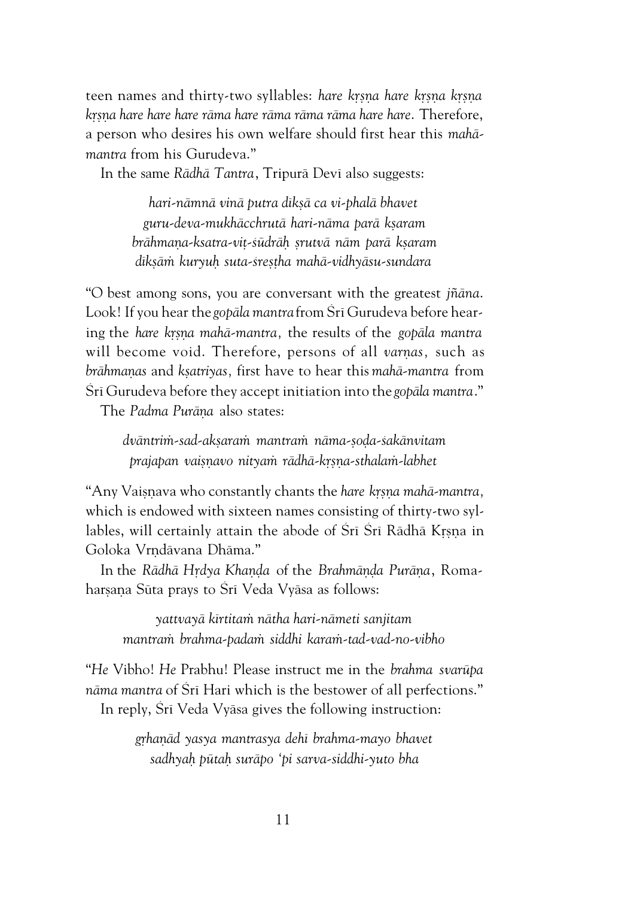teen names and thirty-two syllables: *hare kṛṣṇa hare kṛṣṇa kṛṣṇa kṛṣṇa hare hare hare rāma hare rāma rāma rāma hare hare*. Therefore, a person who desires his own welfare should first hear this *mahā-mantra* from his Gurudeva."

In the same *Rādhā Tantra*, Tripurā Devī also suggests:

> *hari-nāmnā vinā putra dīkṣā ca vi-phalā bhavet*
> *guru-deva-mukhācchrutā hari-nāma parā kṣaram*
> *brāhmaṇa-ksatra-viṭ-śūdrāḥ ṣrutvā nām parā kṣaram*
> *dīkṣāṁ kuryuḥ suta-śreṣṭha mahā-vidhyāsu-sundara*

"O best among sons, you are conversant with the greatest *jñāna*. Look! If you hear the *gopāla mantra* from Śrī Gurudeva before hearing the *hare kṛṣṇa mahā-mantra,* the results of the *gopāla mantra* will become void. Therefore, persons of all *varṇas,* such as *brāhmaṇas* and *kṣatriyas*, first have to hear this *mahā-mantra* from Śrī Gurudeva before they accept initiation into the *gopāla mantra*."

The *Padma Purāṇa* also states:

> *dvāntriṁ-sad-akṣaraṁ mantraṁ nāma-ṣoḍa-śakānvitam*
> *prajapan vaiṣṇavo nityaṁ rādhā-kṛṣṇa-sthalaṁ-labhet*

"Any Vaiṣṇava who constantly chants the *hare kṛṣṇa mahā-mantra*, which is endowed with sixteen names consisting of thirty-two syllables, will certainly attain the abode of Śrī Śrī Rādhā Kṛṣṇa in Goloka Vṛṇdāvana Dhāma."

In the *Rādhā Hṛdya Khaṇḍa* of the *Brahmāṇḍa Purāṇa*, Romaharṣaṇa Sūta prays to Śrī Veda Vyāsa as follows:

> *yattvayā kīrtitaṁ nātha hari-nāmeti sanjitam*
> *mantraṁ brahma-padaṁ siddhi karaṁ-tad-vad-no-vibho*

"*He* Vibho! *He* Prabhu! Please instruct me in the *brahma svarūpa nāma mantra* of Śrī Hari which is the bestower of all perfections."

In reply, Śrī Veda Vyāsa gives the following instruction:

> *gṛhaṇād yasya mantrasya dehī brahma-mayo bhavet*
> *sadhyaḥ pūtaḥ surāpo 'pi sarva-siddhi-yuto bha*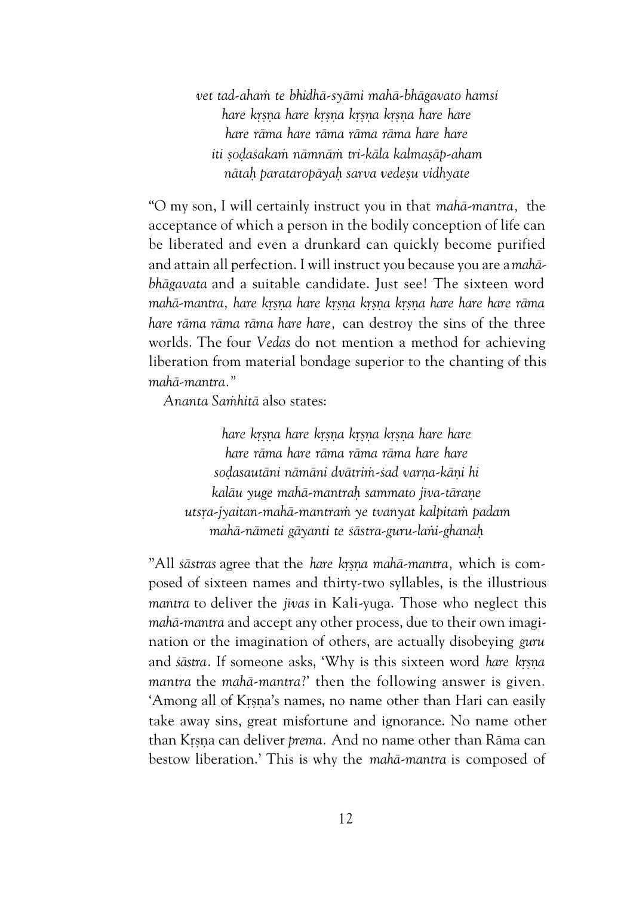*vet tad-ahaṁ te bhidhā-syāmi mahā-bhāgavato hamsi*
*hare kṛṣṇa hare kṛṣṇa kṛṣṇa kṛṣṇa hare hare*
*hare rāma hare rāma rāma rāma hare hare*
*iti ṣoḍaśakaṁ nāmnāṁ tri-kāla kalmaṣāp-aham*
*nātaḥ paratar­opāyaḥ sarva vedeṣu vidhyate*

"O my son, I will certainly instruct you in that *mahā-mantra,* the acceptance of which a person in the bodily conception of life can be liberated and even a drunkard can quickly become purified and attain all perfection. I will instruct you because you are a *mahā-bhāgavata* and a suitable candidate. Just see! The sixteen word *mahā-mantra, hare kṛṣṇa hare kṛṣṇa kṛṣṇa kṛṣṇa hare hare hare rāma hare rāma rāma rāma hare hare,* can destroy the sins of the three worlds. The four *Vedas* do not mention a method for achieving liberation from material bondage superior to the chanting of this *mahā-mantra.*"

*Ananta Saṁhitā* also states:

*hare kṛṣṇa hare kṛṣṇa kṛṣṇa kṛṣṇa hare hare*
*hare rāma hare rāma rāma rāma hare hare*
*soḍasautāni nāmāni dvātriṁ-śad varṇa-kāṇi hi*
*kalāu yuge mahā-mantraḥ sammato jīva-tāraṇe*
*utsṛa-jyaitan-mahā-mantraṁ ye tvanyat kalpitaṁ padam*
*mahā-nāmeti gāyanti te śāstra-guru-laṅi-ghanaḥ*

"All *śāstras* agree that the *hare kṛṣṇa mahā-mantra,* which is composed of sixteen names and thirty-two syllables, is the illustrious *mantra* to deliver the *jīvas* in Kali-yuga. Those who neglect this *mahā-mantra* and accept any other process, due to their own imagination or the imagination of others, are actually disobeying *guru* and *śāstra*. If someone asks, 'Why is this sixteen word *hare kṛṣṇa mantra* the *mahā-mantra*?' then the following answer is given. 'Among all of Kṛṣṇa's names, no name other than Hari can easily take away sins, great misfortune and ignorance. No name other than Kṛṣṇa can deliver *prema.* And no name other than Rāma can bestow liberation.' This is why the *mahā-mantra* is composed of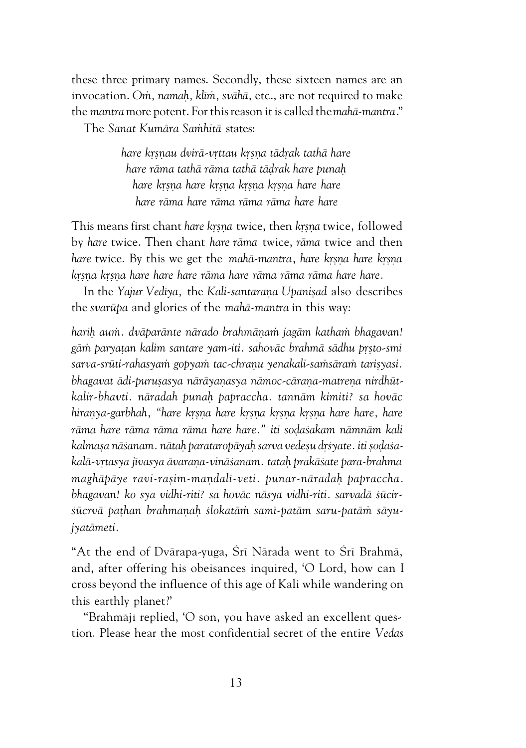these three primary names. Secondly, these sixteen names are an invocation. *Oṁ*, *namaḥ*, *klīṁ*, *svāhā*, etc., are not required to make the *mantra* more potent. For this reason it is called the *mahā-mantra*."

The *Sanat Kumāra Saṁhitā* states:

> *hare kṛṣṇau dvirā-vṛttau kṛṣṇa tādṛak tathā hare*
> *hare rāma tathā rāma tathā tādṛak hare punaḥ*
> *hare kṛṣṇa hare kṛṣṇa kṛṣṇa kṛṣṇa hare hare*
> *hare rāma hare rāma rāma rāma hare hare*

This means first chant *hare kṛṣṇa* twice, then *kṛṣṇa* twice, followed by *hare* twice. Then chant *hare rāma* twice, *rāma* twice and then *hare* twice. By this we get the *mahā-mantra*, *hare kṛṣṇa hare kṛṣṇa kṛṣṇa kṛṣṇa hare hare hare rāma hare rāma rāma rāma hare hare*.

In the *Yajur Vedīya*, the *Kali-santaraṇa Upaniṣad* also describes the *svarūpa* and glories of the *mahā-mantra* in this way:

*hariḥ auṁ. dvāparānte nārado brahmāṇaṁ jagām kathaṁ bhagavan! gāṁ paryaṭan kalim santare yam-iti. sahovāc brahmā sādhu pṛṣto-smi sarva-srūti-rahasyaṁ gopyaṁ tac-chraṇu yenakali-saṁsāraṁ tariṣyasi. bhagavat ādi-puruṣasya nārāyaṇasya nāmoc-cāraṇa-matreṇa nirdhūt-kalir-bhavti. nāradah punaḥ papraccha. tannām kimiti? sa hovāc hiraṇya-garbhah, "hare kṛṣṇa hare kṛṣṇa kṛṣṇa kṛṣṇa hare hare, hare rāma hare rāma rāma rāma hare hare." iti soḍaśakam nāmnām kali kalmaṣa nāśanam. nātaḥ parataropāyaḥ sarva vedeṣu dṛśyate. iti ṣoḍaśa-kalā-vṛtasya jīvasya āvaraṇa-vināśanam. tataḥ prakāśate para-brahma maghāpāye ravi-raṣim-maṇḍalī-veti. punar-nāradaḥ papraccha. bhagavan! ko sya vidhi-riti? sa hovāc nāsya vidhi-riti. sarvadā śūcir-śūcrvā paṭhan brahmaṇaḥ ślokatāṁ samī-patām saru-patāṁ sāyu-jyatāmeti.*

"At the end of Dvārapa-yuga, Śrī Nārada went to Śrī Brahmā, and, after offering his obeisances inquired, 'O Lord, how can I cross beyond the influence of this age of Kali while wandering on this earthly planet?'

"Brahmājī replied, 'O son, you have asked an excellent question. Please hear the most confidential secret of the entire *Vedas*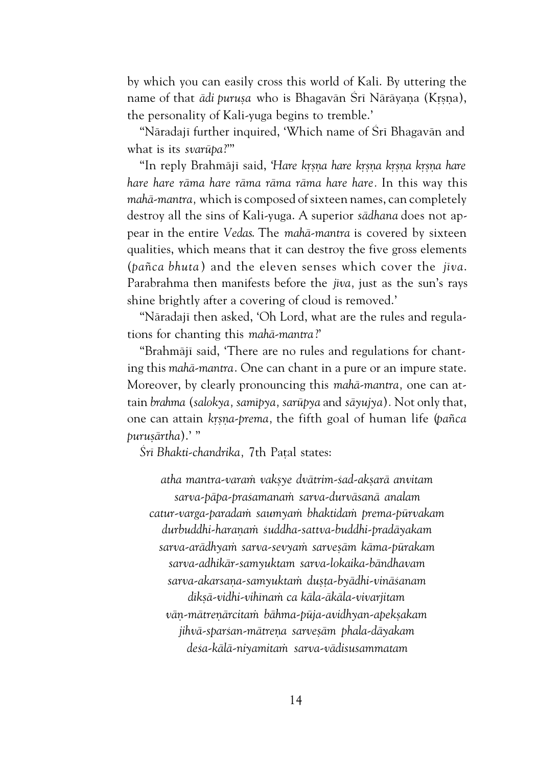by which you can easily cross this world of Kali. By uttering the name of that *ādi puruṣa* who is Bhagavān Śrī Nārāyaṇa (Kṛṣṇa), the personality of Kali-yuga begins to tremble.'

"Nāradajī further inquired, 'Which name of Śrī Bhagavān and what is its *svarūpa*?'"

"In reply Brahmājī said, *'Hare kṛṣṇa hare kṛṣṇa kṛṣṇa kṛṣṇa hare hare hare rāma hare rāma rāma rāma hare hare*. In this way this *mahā-mantra,* which is composed of sixteen names, can completely destroy all the sins of Kali-yuga. A superior *sādhana* does not appear in the entire *Vedas*. The *mahā-mantra* is covered by sixteen qualities, which means that it can destroy the five gross elements (*pañca bhuta*) and the eleven senses which cover the *jīva*. Parabrahma then manifests before the *jīva*, just as the sun's rays shine brightly after a covering of cloud is removed.'

"Nāradajī then asked, 'Oh Lord, what are the rules and regulations for chanting this *mahā-mantra?*'

"Brahmājī said, 'There are no rules and regulations for chanting this *mahā-mantra*. One can chant in a pure or an impure state. Moreover, by clearly pronouncing this *mahā-mantra,* one can attain *brahma* (*salokya, samīpya, sarūpya* and *sāyujya*). Not only that, one can attain *kṛṣṇa-prema*, the fifth goal of human life (*pañca puruṣārtha*).' "

*Śrī Bhakti-chandrika*, 7th Paṭal states:

*atha mantra-varaṁ vakṣye dvātrim-śad-akṣarā anvitam*
*sarva-pāpa-praśamanaṁ sarva-durvāsanā analam*
*catur-varga-paradaṁ saumyaṁ bhaktidaṁ prema-pūrvakam*
*durbuddhi-haraṇaṁ śuddha-sattva-buddhi-pradāyakam*
*sarva-arādhyaṁ sarva-sevyaṁ sarveṣām kāma-pūrakam*
*sarva-adhikār-samyuktam sarva-lokaika-bāndhavam*
*sarva-akarsaṇa-samyuktaṁ duṣṭa-byādhi-vināśanam*
*dīkṣā-vidhi-vihīnaṁ ca kāla-ākāla-vivarjitam*
*vāṇ-mātreṇārcitaṁ bāhma-pūja-avidhyan-apekṣakam*
*jihvā-sparśan-mātreṇa sarveṣām phala-dāyakam*
*deśa-kālā-niyamitaṁ sarva-vādisusammatam*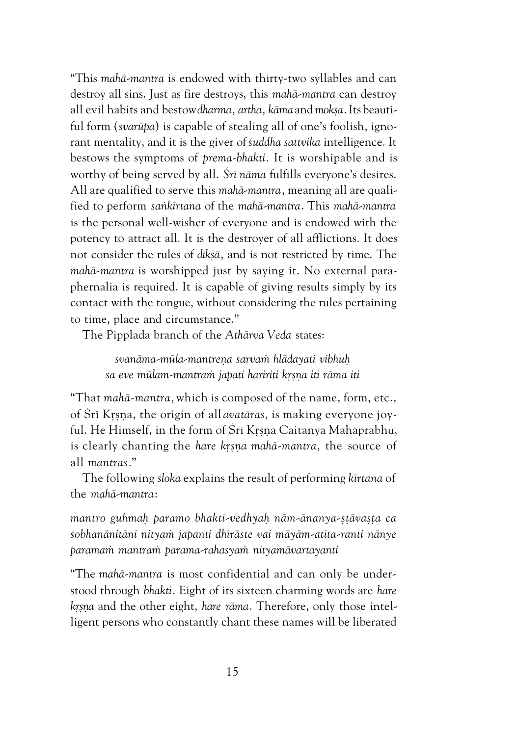"This *mahā-mantra* is endowed with thirty-two syllables and can destroy all sins. Just as fire destroys, this *mahā-mantra* can destroy all evil habits and bestow *dharma, artha, kāma* and *mokṣa*. Its beautiful form (*svarūpa*) is capable of stealing all of one's foolish, ignorant mentality, and it is the giver of *śuddha sattvika* intelligence. It bestows the symptoms of *prema-bhakti*. It is worshipable and is worthy of being served by all. *Śrī nāma* fulfills everyone's desires. All are qualified to serve this *mahā-mantra*, meaning all are qualified to perform *saṅkīrtana* of the *mahā-mantra*. This *mahā-mantra* is the personal well-wisher of everyone and is endowed with the potency to attract all. It is the destroyer of all afflictions. It does not consider the rules of *dīkṣā*, and is not restricted by time. The *mahā-mantra* is worshipped just by saying it. No external paraphernalia is required. It is capable of giving results simply by its contact with the tongue, without considering the rules pertaining to time, place and circumstance."

The Pipplāda branch of the *Athārva Veda* states:

> *svanāma-mūla-mantreṇa sarvaṁ hlādayati vibhuḥ*
> *sa eve mūlam-mantraṁ japati haririti kṛṣṇa iti rāma iti*

"That *mahā-mantra*, which is composed of the name, form, etc., of Śrī Kṛṣṇa, the origin of all *avatāras*, is making everyone joyful. He Himself, in the form of Śrī Kṛṣṇa Caitanya Mahāprabhu, is clearly chanting the *hare kṛṣṇa mahā-mantra*, the source of all *mantras*."

The following *śloka* explains the result of performing *kīrtana* of the *mahā-mantra*:

*mantro guhmaḥ paramo bhakti-vedhyaḥ nām-ānanya-ṣṭāvaṣṭa ca śobhanānitāni nityaṁ japanti dhīrāste vai māyām-atita-ranti nānye paramaṁ mantraṁ parama-rahasyaṁ nityamāvartayanti*

"The *mahā-mantra* is most confidential and can only be understood through *bhakti*. Eight of its sixteen charming words are *hare kṛṣṇa* and the other eight, *hare rāma*. Therefore, only those intelligent persons who constantly chant these names will be liberated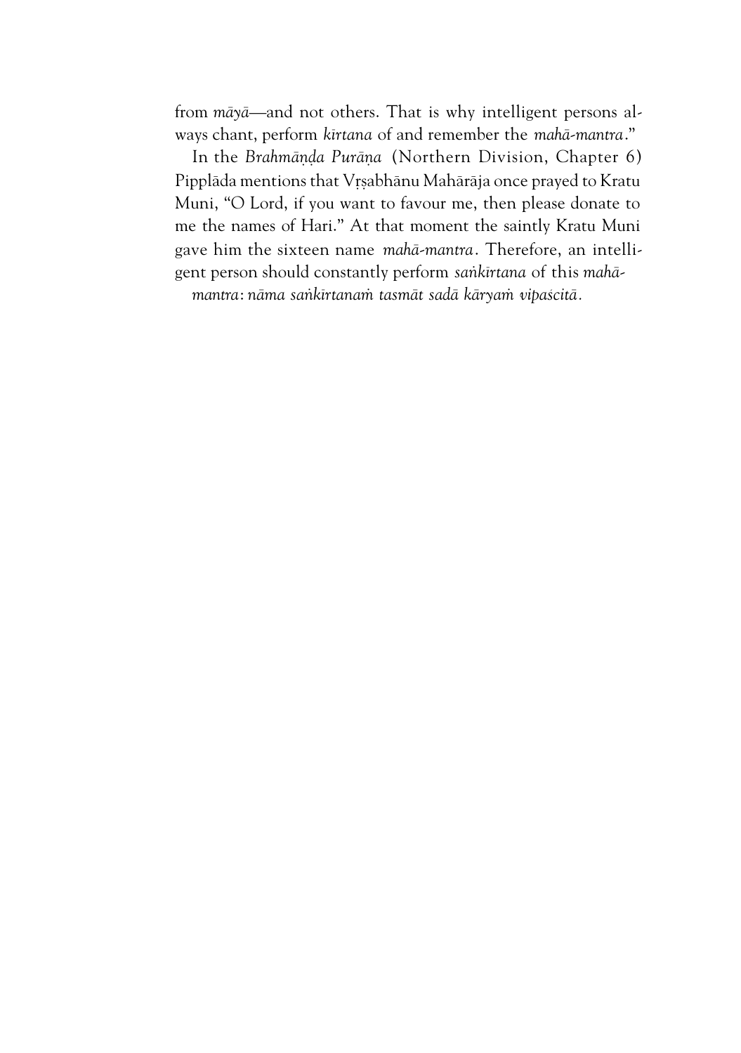from *māyā*—and not others. That is why intelligent persons always chant, perform *kīrtana* of and remember the *mahā-mantra*."

In the *Brahmāṇḍa Purāṇa* (Northern Division, Chapter 6) Pipplāda mentions that Vṛṣabhānu Mahārāja once prayed to Kratu Muni, "O Lord, if you want to favour me, then please donate to me the names of Hari." At that moment the saintly Kratu Muni gave him the sixteen name *mahā-mantra*. Therefore, an intelligent person should constantly perform *saṅkīrtana* of this *mahā-mantra*: *nāma saṅkīrtanaṁ tasmāt sadā kāryaṁ vipaścitā.*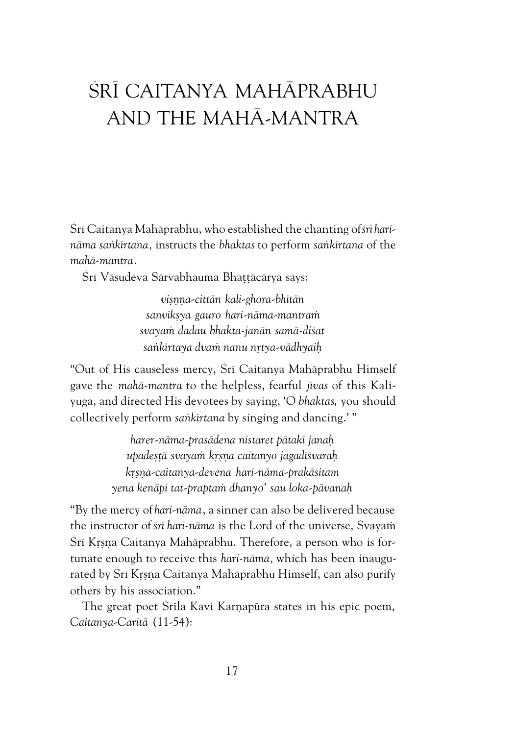# ŚRĪ CAITANYA MAHĀPRABHU AND THE MAHĀ-MANTRA

Śrī Caitanya Mahāprabhu, who established the chanting of *śrī hari-nāma saṅkīrtana*, instructs the *bhaktas* to perform *saṅkīrtana* of the *mahā-mantra*.

Śrī Vāsudeva Sārvabhauma Bhaṭṭācārya says:

> *viṣṇṇa-cittān kali-ghora-bhītān*
> *sanvīkṣya gauro hari-nāma-mantraṁ*
> *svayaṁ dadau bhakta-janān samā-diśat*
> *saṅkīrtaya dvaṁ nanu nṛtya-vādhyaiḥ*

"Out of His causeless mercy, Śrī Caitanya Mahāprabhu Himself gave the *mahā-mantra* to the helpless, fearful *jīvas* of this Kali-yuga, and directed His devotees by saying, 'O *bhaktas*, you should collectively perform *saṅkīrtana* by singing and dancing.' "

> *harer-nāma-prasādena nistaret pātakī janaḥ*
> *upadeṣṭā svayaṁ kṛṣṇa caitanyo jagadīśvaraḥ*
> *kṛṣṇa-caitanya-devena hari-nāma-prakāśitam*
> *yena kenāpi tat-praptaṁ dhanyo' sau loka-pāvanaḥ*

"By the mercy of *hari-nāma*, a sinner can also be delivered because the instructor of *śrī hari-nāma* is the Lord of the universe, Svayaṁ Śrī Kṛṣṇa Caitanya Mahāprabhu. Therefore, a person who is fortunate enough to receive this *hari-nāma*, which has been inaugurated by Śrī Kṛṣṇa Caitanya Mahāprabhu Himself, can also purify others by his association."

The great poet Śrīla Kavi Karṇapūra states in his epic poem, *Caitanya-Caritā* (11-54):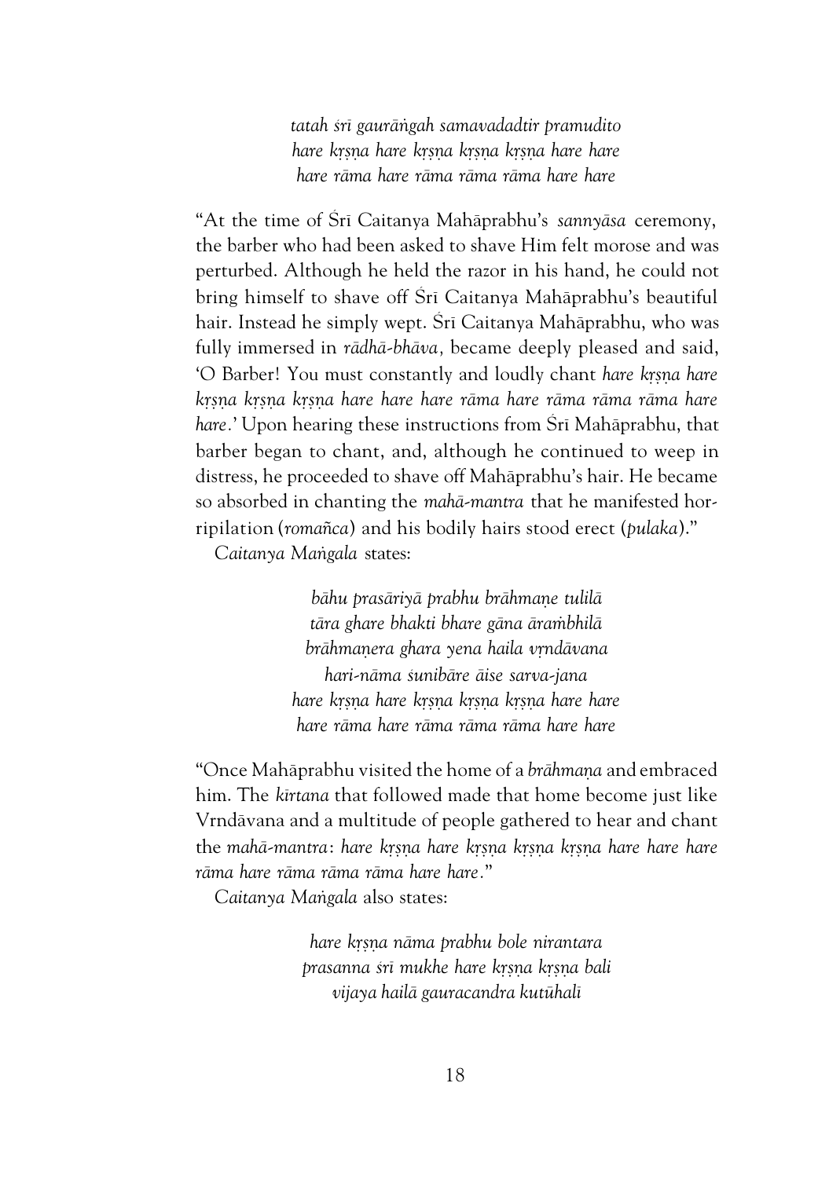*tatah śrī gaurāṅgah samavadadtir pramudito*
*hare kṛṣṇa hare kṛṣṇa kṛṣṇa kṛṣṇa hare hare*
*hare rāma hare rāma rāma rāma hare hare*

"At the time of Śrī Caitanya Mahāprabhu's *sannyāsa* ceremony, the barber who had been asked to shave Him felt morose and was perturbed. Although he held the razor in his hand, he could not bring himself to shave off Śrī Caitanya Mahāprabhu's beautiful hair. Instead he simply wept. Śrī Caitanya Mahāprabhu, who was fully immersed in *rādhā-bhāva,* became deeply pleased and said, 'O Barber! You must constantly and loudly chant *hare kṛṣṇa hare kṛṣṇa kṛṣṇa kṛṣṇa hare hare hare rāma hare rāma rāma rāma hare hare*.' Upon hearing these instructions from Śrī Mahāprabhu, that barber began to chant, and, although he continued to weep in distress, he proceeded to shave off Mahāprabhu's hair. He became so absorbed in chanting the *mahā-mantra* that he manifested horripilation (*romañca*) and his bodily hairs stood erect (*pulaka*)."

*Caitanya Maṅgala* states:

*bāhu prasāriyā prabhu brāhmaṇe tulilā*
*tāra ghare bhakti bhare gāna āraṁbhilā*
*brāhmaṇera ghara yena haila vṛndāvana*
*hari-nāma śunibāre āise sarva-jana*
*hare kṛṣṇa hare kṛṣṇa kṛṣṇa kṛṣṇa hare hare*
*hare rāma hare rāma rāma rāma hare hare*

"Once Mahāprabhu visited the home of a *brāhmaṇa* and embraced him. The *kīrtana* that followed made that home become just like Vrndāvana and a multitude of people gathered to hear and chant the *mahā-mantra*: *hare kṛṣṇa hare kṛṣṇa kṛṣṇa kṛṣṇa hare hare hare rāma hare rāma rāma rāma hare hare*."

*Caitanya Maṅgala* also states:

*hare kṛṣṇa nāma prabhu bole nirantara*
*prasanna śrī mukhe hare kṛṣṇa kṛṣṇa bali*
*vijaya hailā gauracandra kutūhalī*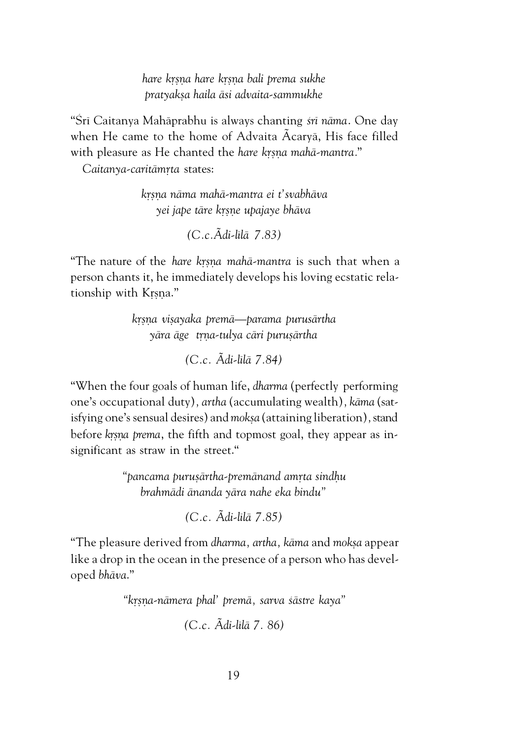*hare kṛṣṇa hare kṛṣṇa bali prema sukhe*
*pratyakṣa haila āsi advaita-sammukhe*

"Śrī Caitanya Mahāprabhu is always chanting *śrī nāma*. One day when He came to the home of Advaita Ãcaryā, His face filled with pleasure as He chanted the *hare kṛṣṇa mahā-mantra*."

*Caitanya-caritāmṛta* states:

*kṛṣṇa nāma mahā-mantra ei t'svabhāva*
*yei jape tāre kṛṣṇe upajaye bhāva*

*(C.c.Ãdi-līlā 7.83)*

"The nature of the *hare kṛṣṇa mahā-mantra* is such that when a person chants it, he immediately develops his loving ecstatic relationship with Kṛṣṇa."

*kṛṣṇa viṣayaka premā—parama purusārtha*
*yāra āge tṛṇa-tulya cāri puruṣārtha*

*(C.c. Ãdi-līlā 7.84)*

"When the four goals of human life, *dharma* (perfectly performing one's occupational duty), *artha* (accumulating wealth), *kāma* (satisfying one's sensual desires) and *mokṣa* (attaining liberation), stand before *kṛṣṇa prema*, the fifth and topmost goal, they appear as insignificant as straw in the street."

*"pancama puruṣārtha-premānand amṛta sindhu*
*brahmādi ānanda yāra nahe eka bindu"*

*(C.c. Ãdi-līlā 7.85)*

"The pleasure derived from *dharma*, *artha*, *kāma* and *mokṣa* appear like a drop in the ocean in the presence of a person who has developed *bhāva*."

*"kṛṣṇa-nāmera phal' premā, sarva śāstre kaya"*

*(C.c. Ãdi-līlā 7. 86)*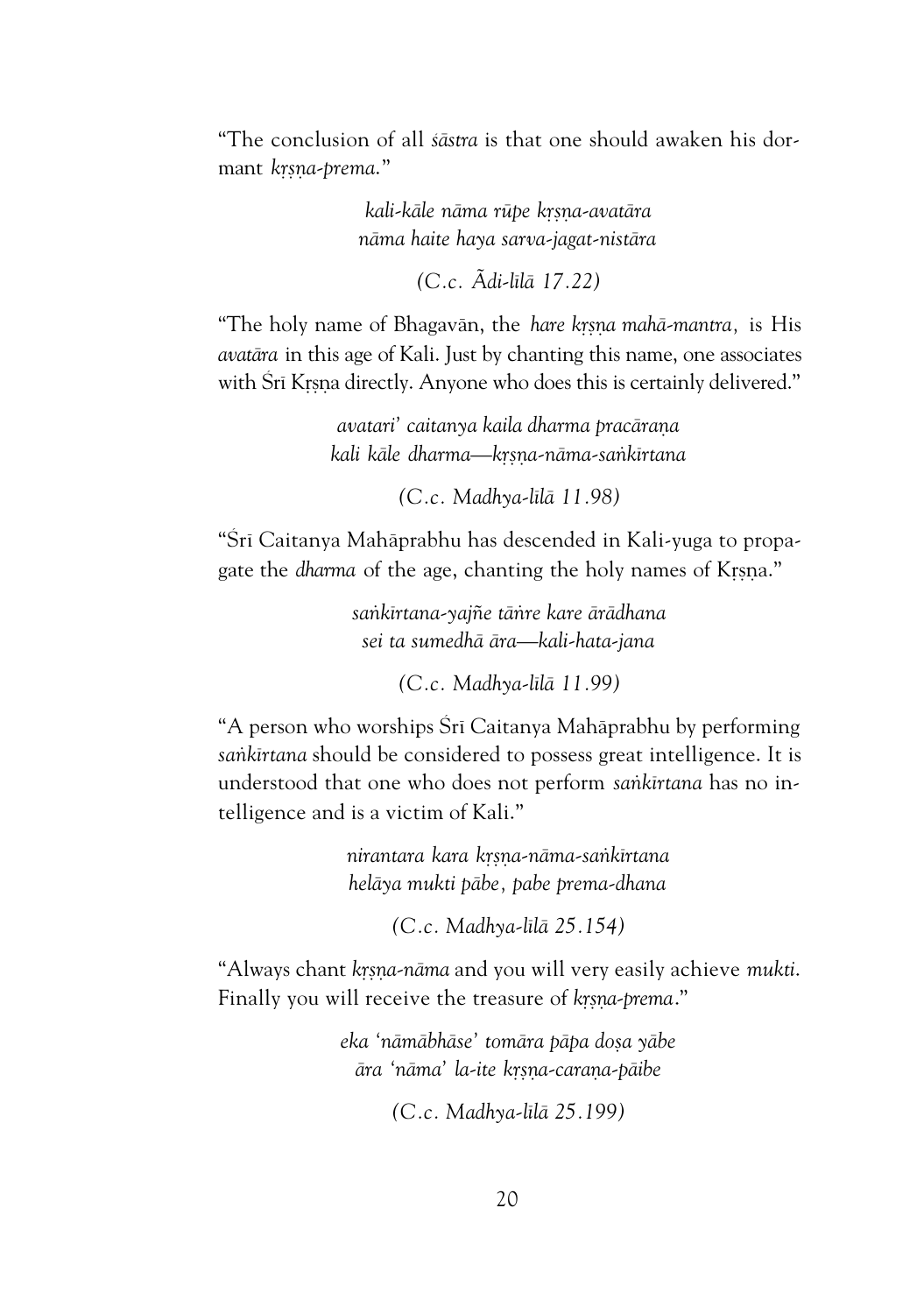"The conclusion of all *śāstra* is that one should awaken his dormant *kṛṣṇa-prema*."

*kali-kāle nāma rūpe kṛṣṇa-avatāra*
*nāma haite haya sarva-jagat-nistāra*

*(C.c. Ādi-līlā 17.22)*

"The holy name of Bhagavān, the *hare kṛṣṇa mahā-mantra*, is His *avatāra* in this age of Kali. Just by chanting this name, one associates with Śrī Kṛṣṇa directly. Anyone who does this is certainly delivered."

*avatari' caitanya kaila dharma pracāraṇa*
*kali kāle dharma—kṛṣṇa-nāma-saṅkīrtana*

*(C.c. Madhya-līlā 11.98)*

"Śrī Caitanya Mahāprabhu has descended in Kali-yuga to propagate the *dharma* of the age, chanting the holy names of Kṛṣṇa."

*saṅkīrtana-yajñe tāṅre kare ārādhana*
*sei ta sumedhā āra—kali-hata-jana*

*(C.c. Madhya-līlā 11.99)*

"A person who worships Śrī Caitanya Mahāprabhu by performing *saṅkīrtana* should be considered to possess great intelligence. It is understood that one who does not perform *saṅkīrtana* has no intelligence and is a victim of Kali."

*nirantara kara kṛṣṇa-nāma-saṅkīrtana*
*helāya mukti pābe, pabe prema-dhana*

*(C.c. Madhya-līlā 25.154)*

"Always chant *kṛṣṇa-nāma* and you will very easily achieve *mukti*. Finally you will receive the treasure of *kṛṣṇa-prema*."

*eka 'nāmābhāse' tomāra pāpa doṣa yābe*
*āra 'nāma' la-ite kṛṣṇa-caraṇa-pāibe*

*(C.c. Madhya-līlā 25.199)*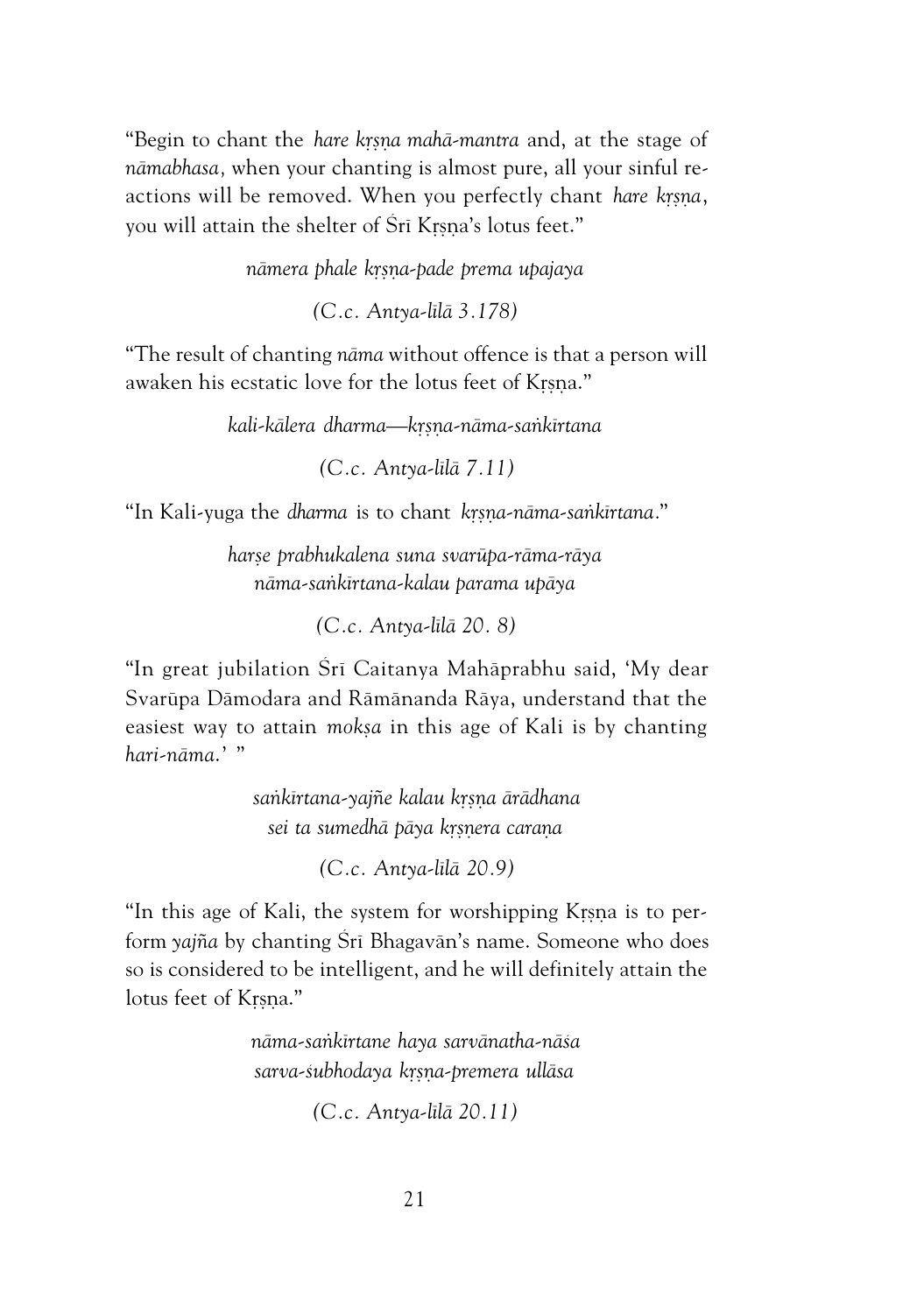"Begin to chant the *hare kṛṣṇa mahā-mantra* and, at the stage of *nāmabhasa*, when your chanting is almost pure, all your sinful reactions will be removed. When you perfectly chant *hare kṛṣṇa*, you will attain the shelter of Śrī Kṛṣṇa's lotus feet."

*nāmera phale kṛṣṇa-pade prema upajaya*

*(C.c. Antya-līlā 3.178)*

"The result of chanting *nāma* without offence is that a person will awaken his ecstatic love for the lotus feet of Kṛṣṇa."

*kali-kālera dharma—kṛṣṇa-nāma-saṅkīrtana*

*(C.c. Antya-līlā 7.11)*

"In Kali-yuga the *dharma* is to chant *kṛṣṇa-nāma-saṅkīrtana*."

*harṣe prabhukalena suna svarūpa-rāma-rāya*
*nāma-saṅkīrtana-kalau parama upāya*

*(C.c. Antya-līlā 20. 8)*

"In great jubilation Śrī Caitanya Mahāprabhu said, 'My dear Svarūpa Dāmodara and Rāmānanda Rāya, understand that the easiest way to attain *mokṣa* in this age of Kali is by chanting *hari-nāma*.' "

*saṅkīrtana-yajñe kalau kṛṣṇa ārādhana*
*sei ta sumedhā pāya kṛṣṇera caraṇa*

*(C.c. Antya-līlā 20.9)*

"In this age of Kali, the system for worshipping Kṛṣṇa is to perform *yajña* by chanting Śrī Bhagavān's name. Someone who does so is considered to be intelligent, and he will definitely attain the lotus feet of Kṛṣṇa."

*nāma-saṅkīrtane haya sarvānatha-nāśa*
*sarva-śubhodaya kṛṣṇa-premera ullāsa*

*(C.c. Antya-līlā 20.11)*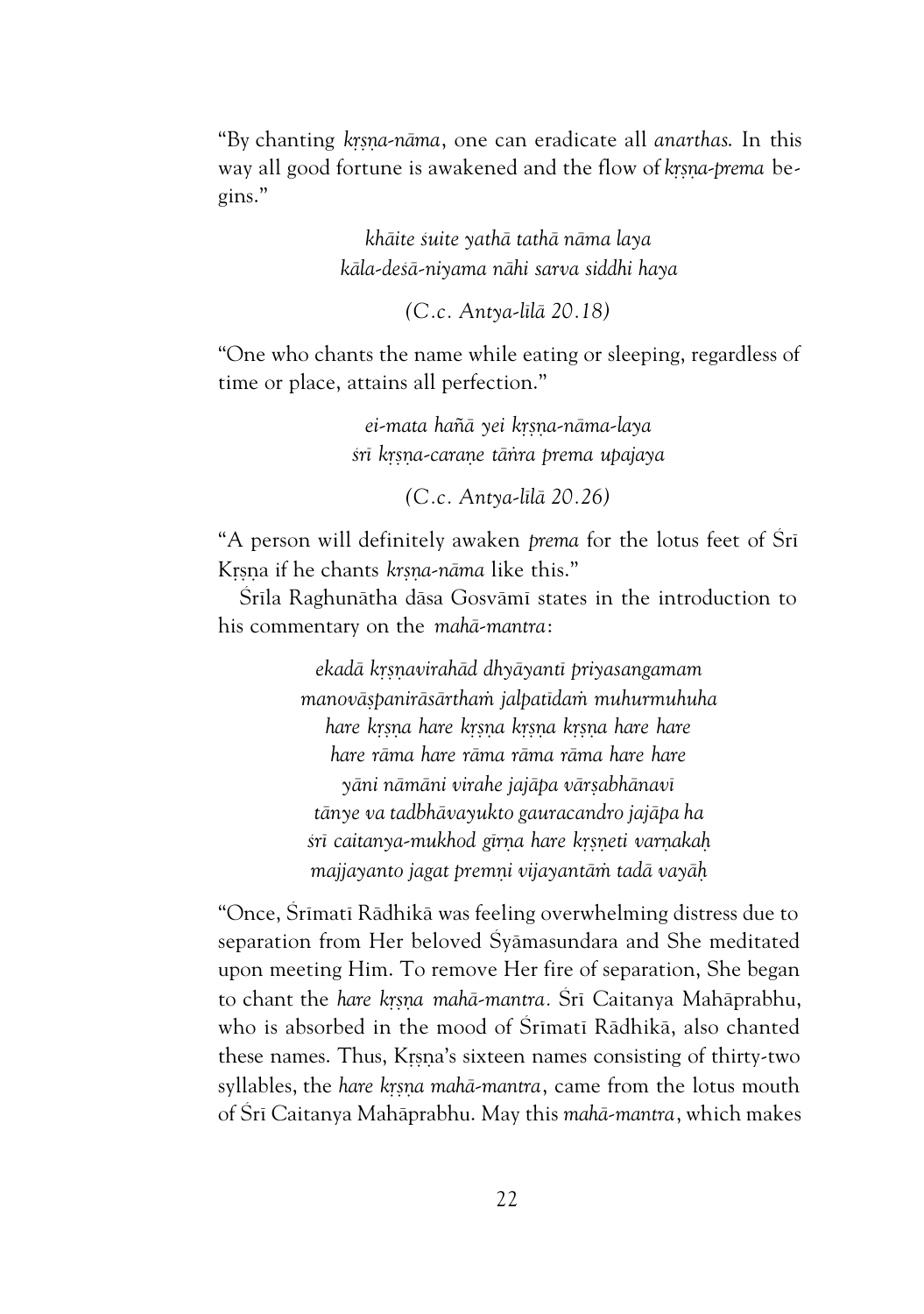"By chanting *kṛṣṇa-nāma*, one can eradicate all *anarthas.* In this way all good fortune is awakened and the flow of *kṛṣṇa-prema* begins."

> *khāite śuite yathā tathā nāma laya*
> *kāla-deśā-niyama nāhi sarva siddhi haya*
>
> *(C.c. Antya-līlā 20.18)*

"One who chants the name while eating or sleeping, regardless of time or place, attains all perfection."

> *ei-mata hañā yei kṛṣṇa-nāma-laya*
> *śrī kṛṣṇa-caraṇe tāṅra prema upajaya*
>
> *(C.c. Antya-līlā 20.26)*

"A person will definitely awaken *prema* for the lotus feet of Śrī Kṛṣṇa if he chants *kṛṣṇa-nāma* like this."

Śrīla Raghunātha dāsa Gosvāmī states in the introduction to his commentary on the *mahā-mantra*:

> *ekadā kṛṣṇavirahād dhyāyantī priyasangamam*
> *manovāṣpanirāsārthaṁ jalpatīdaṁ muhurmuhuha*
> *hare kṛṣṇa hare kṛṣṇa kṛṣṇa kṛṣṇa hare hare*
> *hare rāma hare rāma rāma rāma hare hare*
> *yāni nāmāni virahe jajāpa vārṣabhānavī*
> *tānye va tadbhāvayukto gauracandro jajāpa ha*
> *śrī caitanya-mukhod gīrṇa hare kṛṣṇeti varṇakaḥ*
> *majjayanto jagat premṇi vijayantāṁ tadā vayāḥ*

"Once, Śrīmatī Rādhikā was feeling overwhelming distress due to separation from Her beloved Śyāmasundara and She meditated upon meeting Him. To remove Her fire of separation, She began to chant the *hare kṛṣṇa mahā-mantra.* Śrī Caitanya Mahāprabhu, who is absorbed in the mood of Śrīmatī Rādhikā, also chanted these names. Thus, Kṛṣṇa's sixteen names consisting of thirty-two syllables, the *hare kṛṣṇa mahā-mantra*, came from the lotus mouth of Śrī Caitanya Mahāprabhu. May this *mahā-mantra*, which makes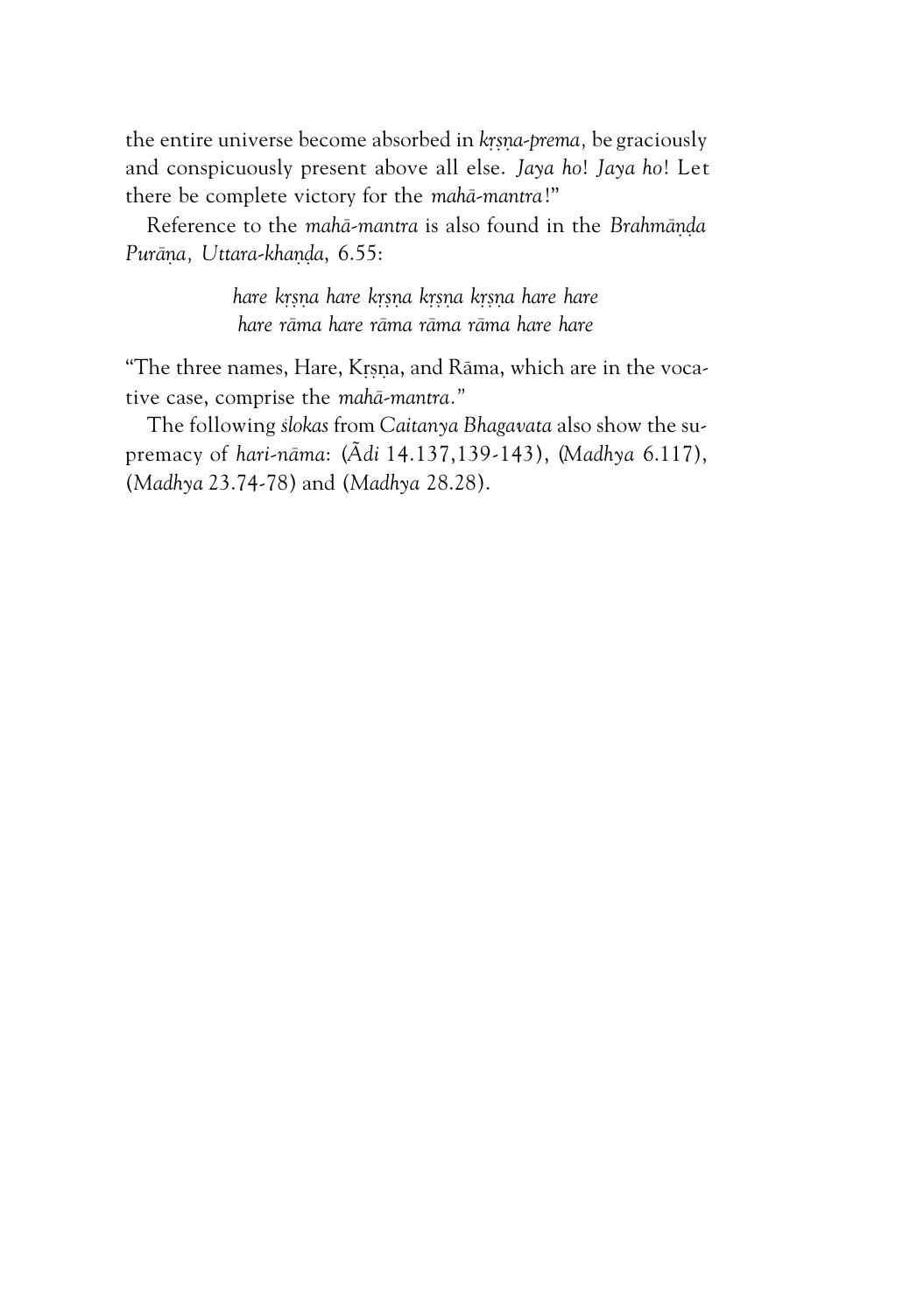the entire universe become absorbed in *kṛṣṇa-prema,* be graciously and conspicuously present above all else. *Jaya ho*! *Jaya ho*! Let there be complete victory for the *mahā-mantra*!"

Reference to the *mahā-mantra* is also found in the *Brahmāṇḍa Purāṇa, Uttara-khaṇḍa*, 6.55:

> *hare kṛṣṇa hare kṛṣṇa kṛṣṇa kṛṣṇa hare hare*
> *hare rāma hare rāma rāma rāma hare hare*

"The three names, Hare, Kṛṣṇa, and Rāma, which are in the vocative case, comprise the *mahā-mantra*."

The following *ślokas* from *Caitanya Bhagavata* also show the supremacy of *hari-nāma*: (*Ādi* 14.137,139-143), (*Madhya* 6.117), (*Madhya* 23.74-78) and (*Madhya* 28.28).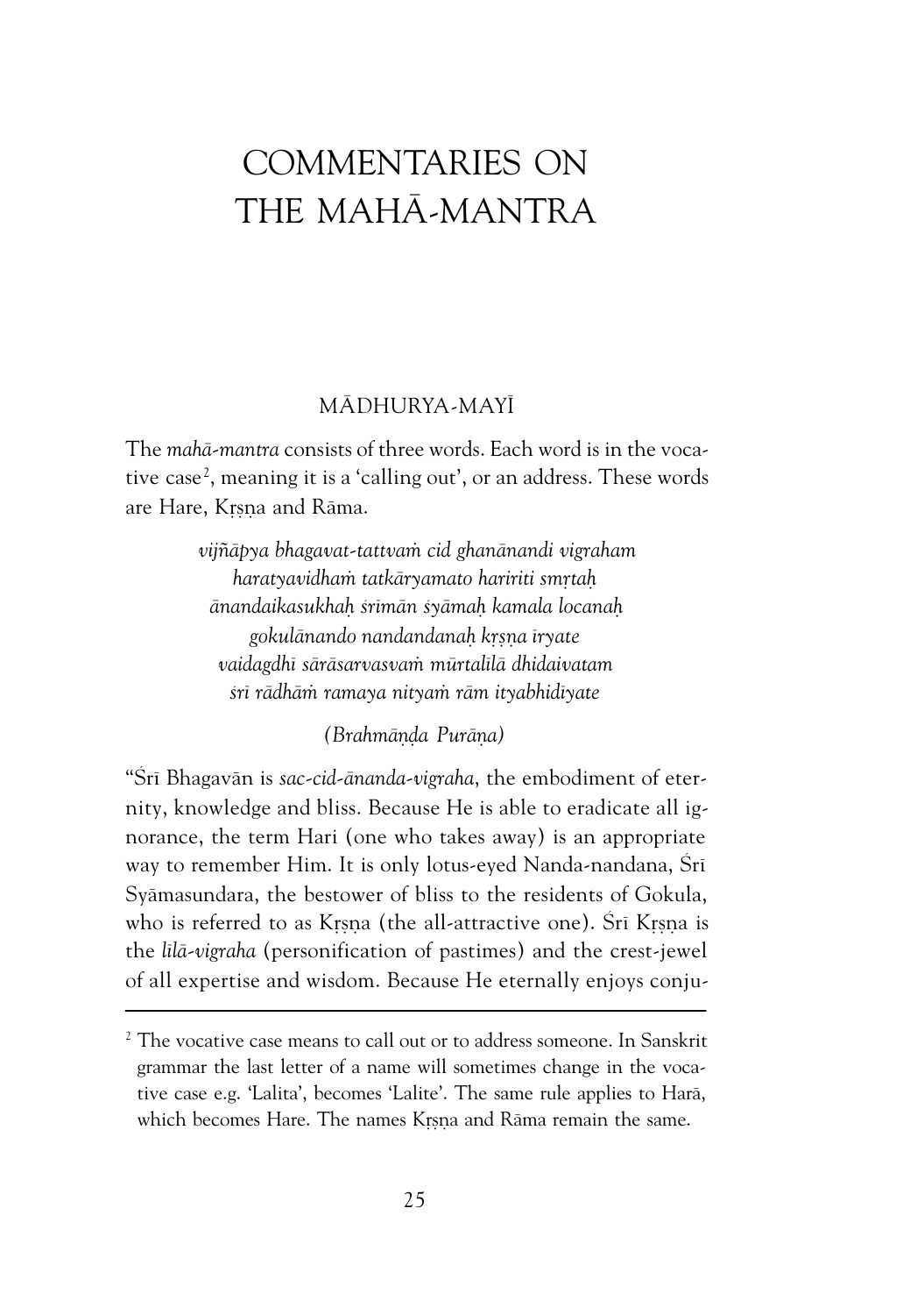# COMMENTARIES ON THE MAHĀ-MANTRA

## MĀDHURYA-MAYĪ

The *mahā-mantra* consists of three words. Each word is in the vocative case[2], meaning it is a 'calling out', or an address. These words are Hare, Kṛṣṇa and Rāma.

> *vijñāpya bhagavat-tattvaṁ cid ghanānandi vigraham*
> *haratyavidhaṁ tatkāryamato hariritі smṛtaḥ*
> *ānandaikasukhaḥ śrīmān śyāmaḥ kamala locanaḥ*
> *gokulānando nandandanaḥ kṛṣṇa īryate*
> *vaidagdhī sārāsarvasvaṁ mūrtalīlā dhidaivatam*
> *śrī rādhāṁ ramaya nityaṁ rām ityabhidīyate*
>
> *(Brahmāṇḍa Purāṇa)*

"Śrī Bhagavān is *sac-cid-ānanda-vigraha*, the embodiment of eternity, knowledge and bliss. Because He is able to eradicate all ignorance, the term Hari (one who takes away) is an appropriate way to remember Him. It is only lotus-eyed Nanda-nandana, Śrī Syāmasundara, the bestower of bliss to the residents of Gokula, who is referred to as Kṛṣṇa (the all-attractive one). Śrī Kṛṣṇa is the *līlā-vigraha* (personification of pastimes) and the crest-jewel of all expertise and wisdom. Because He eternally enjoys conju-

---

[2] The vocative case means to call out or to address someone. In Sanskrit grammar the last letter of a name will sometimes change in the vocative case e.g. 'Lalita', becomes 'Lalite'. The same rule applies to Harā, which becomes Hare. The names Kṛṣṇa and Rāma remain the same.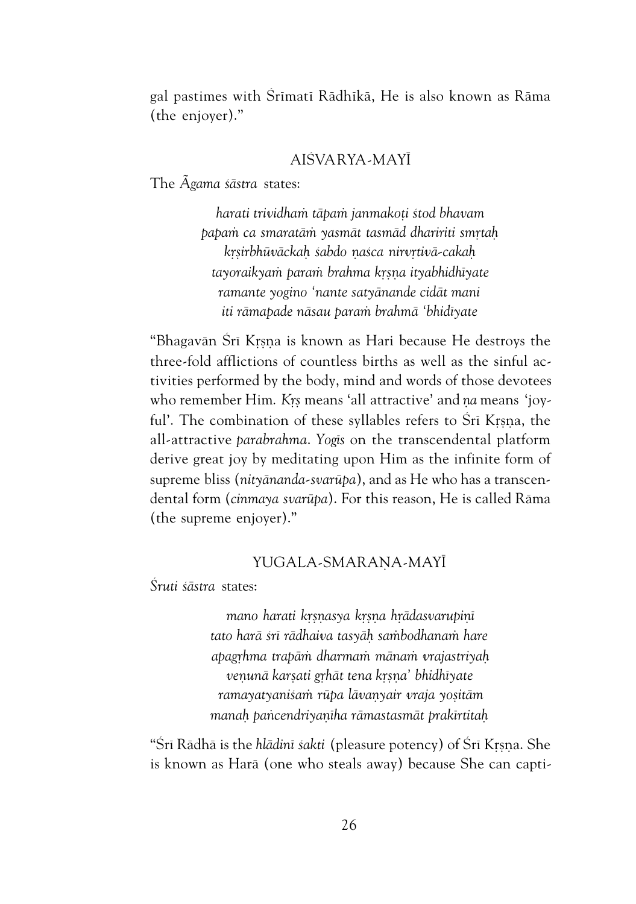gal pastimes with Śrīmatī Rādhikā, He is also known as Rāma (the enjoyer)."

### AIŚVARYA-MAYĪ

The *Āgama śāstra* states:

> *harati trividhaṁ tāpaṁ janmakoṭi śtod bhavam*
> *papaṁ ca smaratāṁ yasmāt tasmād dhariríti smṛtaḥ*
> *kṛṣirbhūvāckaḥ śabdo ṇaśca nirvṛtivā-cakaḥ*
> *tayoraikyaṁ paraṁ brahma kṛṣṇa ityabhidhīyate*
> *ramante yogino 'nante satyānande cidāt mani*
> *iti rāmapade nāsau paraṁ brahmā 'bhidīyate*

"Bhagavān Śrī Kṛṣṇa is known as Hari because He destroys the three-fold afflictions of countless births as well as the sinful activities performed by the body, mind and words of those devotees who remember Him. *Kṛṣ* means 'all attractive' and *ṇa* means 'joyful'. The combination of these syllables refers to Śrī Kṛṣṇa, the all-attractive *parabrahma*. *Yogīs* on the transcendental platform derive great joy by meditating upon Him as the infinite form of supreme bliss (*nityānanda-svarūpa*), and as He who has a transcendental form (*cinmaya svarūpa*). For this reason, He is called Rāma (the supreme enjoyer)."

### YUGALA-SMARAṆA-MAYĪ

*Śruti śāstra* states:

> *mano harati kṛṣṇasya kṛṣṇa hṛādasvarupiṇī*
> *tato harā śrī rādhaiva tasyāḥ saṁbodhanaṁ hare*
> *apagṛhma trapāṁ dharmaṁ mānaṁ vrajastriyaḥ*
> *veṇunā karṣati gṛhāt tena kṛṣṇa' bhidhīyate*
> *ramayatyaniśaṁ rūpa lāvaṇyair vraja yoṣitām*
> *manaḥ pañcendriyaṇīha rāmastasmāt prakīrtitaḥ*

"Śrī Rādhā is the *hlādinī śakti* (pleasure potency) of Śrī Kṛṣṇa. She is known as Harā (one who steals away) because She can capti-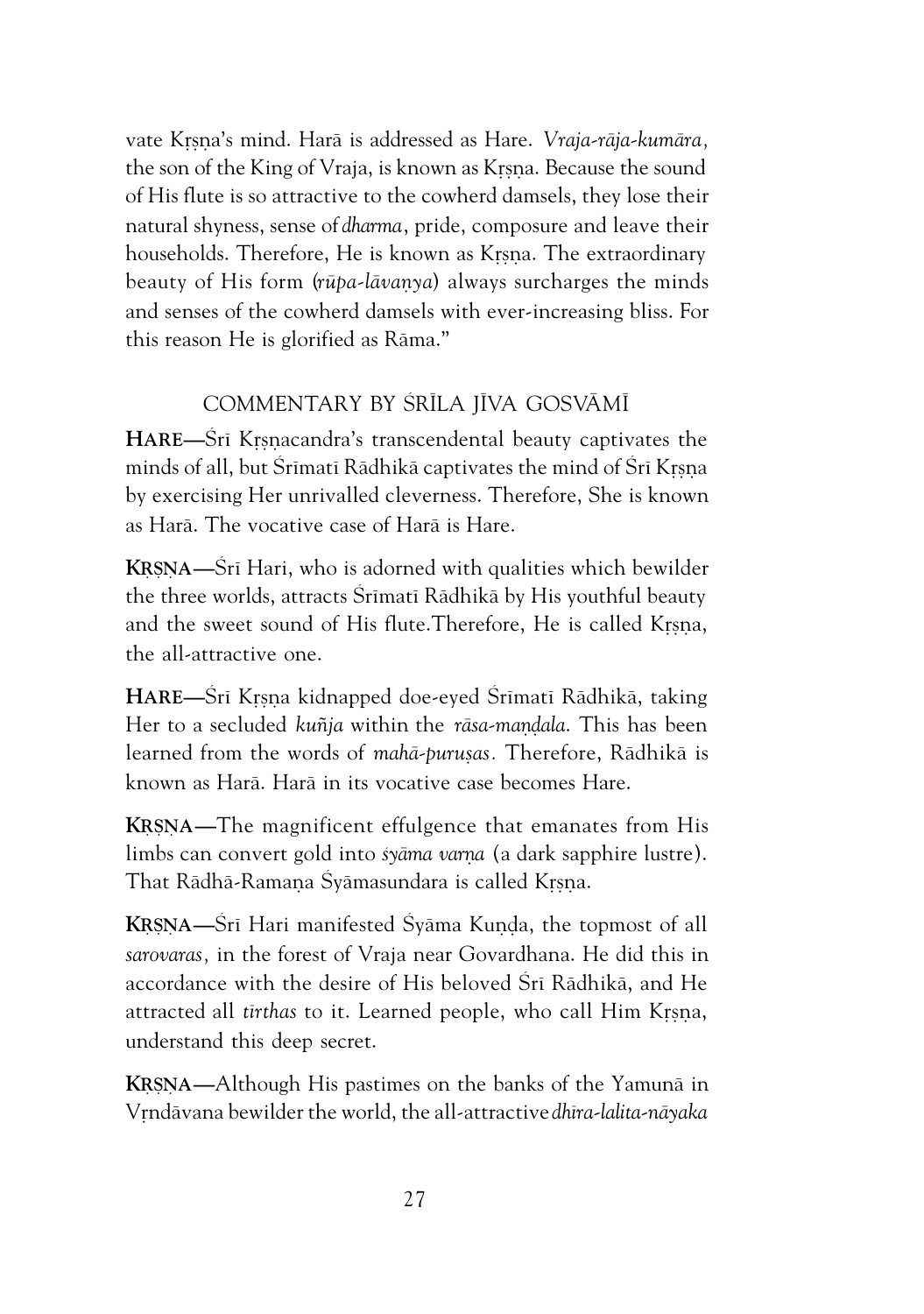vate Kṛṣṇa's mind. Harā is addressed as Hare. *Vraja-rāja-kumāra,* the son of the King of Vraja, is known as Kṛṣṇa. Because the sound of His flute is so attractive to the cowherd damsels, they lose their natural shyness, sense of *dharma*, pride, composure and leave their households. Therefore, He is known as Kṛṣṇa. The extraordinary beauty of His form (*rūpa-lāvaṇya*) always surcharges the minds and senses of the cowherd damsels with ever-increasing bliss. For this reason He is glorified as Rāma."

## COMMENTARY BY ŚRĪLA JĪVA GOSVĀMĪ

**HARE—**Śrī Kṛṣṇacandra's transcendental beauty captivates the minds of all, but Śrīmatī Rādhikā captivates the mind of Śrī Kṛṣṇa by exercising Her unrivalled cleverness. Therefore, She is known as Harā. The vocative case of Harā is Hare.

**KṚṢṆA—**Śrī Hari, who is adorned with qualities which bewilder the three worlds, attracts Śrīmatī Rādhikā by His youthful beauty and the sweet sound of His flute.Therefore, He is called Kṛṣṇa, the all-attractive one.

**HARE—**Śrī Kṛṣṇa kidnapped doe-eyed Śrīmatī Rādhikā, taking Her to a secluded *kuñja* within the *rāsa-maṇḍala.* This has been learned from the words of *mahā-puruṣas.* Therefore, Rādhikā is known as Harā. Harā in its vocative case becomes Hare.

**KṚṢṆA—**The magnificent effulgence that emanates from His limbs can convert gold into *śyāma varṇa* (a dark sapphire lustre). That Rādhā-Ramaṇa Śyāmasundara is called Kṛṣṇa.

**KṚṢṆA—**Śrī Hari manifested Śyāma Kuṇḍa, the topmost of all *sarovaras,* in the forest of Vraja near Govardhana. He did this in accordance with the desire of His beloved Śrī Rādhikā, and He attracted all *tīrthas* to it. Learned people, who call Him Kṛṣṇa, understand this deep secret.

**KṚṢṆA—**Although His pastimes on the banks of the Yamunā in Vṛndāvana bewilder the world, the all-attractive *dhīra-lalita-nāyaka*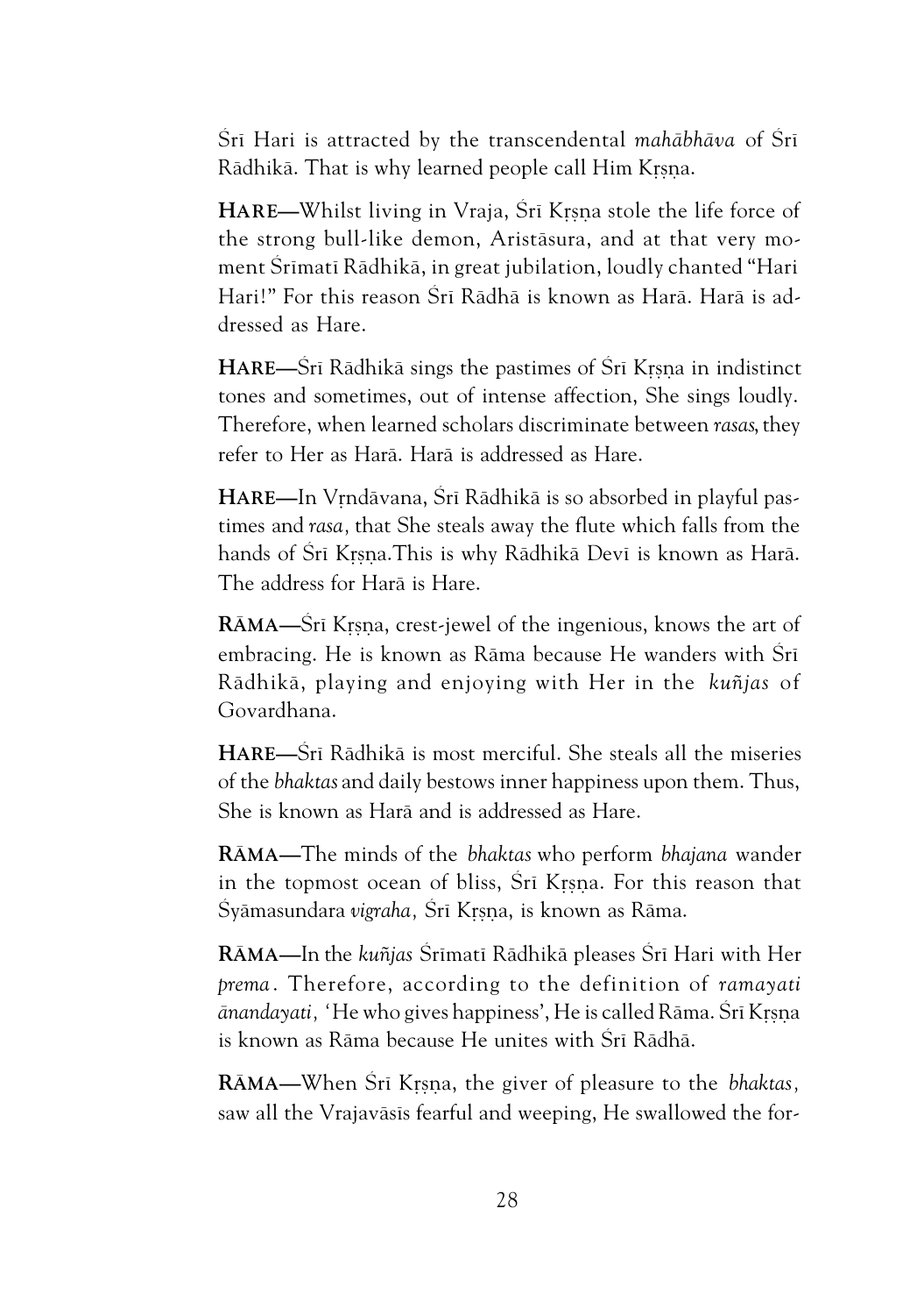Śrī Hari is attracted by the transcendental *mahābhāva* of Śrī Rādhikā. That is why learned people call Him Kṛṣṇa.

**HARE—**Whilst living in Vraja, Śrī Kṛṣṇa stole the life force of the strong bull-like demon, Aristāsura, and at that very moment Śrīmatī Rādhikā, in great jubilation, loudly chanted "Hari Hari!" For this reason Śrī Rādhā is known as Harā. Harā is addressed as Hare.

**HARE—**Śrī Rādhikā sings the pastimes of Śrī Kṛṣṇa in indistinct tones and sometimes, out of intense affection, She sings loudly. Therefore, when learned scholars discriminate between *rasas*, they refer to Her as Harā. Harā is addressed as Hare.

**HARE—**In Vṛndāvana, Śrī Rādhikā is so absorbed in playful pastimes and *rasa*, that She steals away the flute which falls from the hands of Śrī Kṛṣṇa.This is why Rādhikā Devī is known as Harā. The address for Harā is Hare.

**RĀMA—**Śrī Kṛṣṇa, crest-jewel of the ingenious, knows the art of embracing. He is known as Rāma because He wanders with Śrī Rādhikā, playing and enjoying with Her in the *kuñjas* of Govardhana.

**HARE—**Śrī Rādhikā is most merciful. She steals all the miseries of the *bhaktas* and daily bestows inner happiness upon them. Thus, She is known as Harā and is addressed as Hare.

**RĀMA—**The minds of the *bhaktas* who perform *bhajana* wander in the topmost ocean of bliss, Śrī Kṛṣṇa. For this reason that Śyāmasundara *vigraha*, Śrī Kṛṣṇa, is known as Rāma.

**RĀMA—**In the *kuñjas* Śrīmatī Rādhikā pleases Śrī Hari with Her *prema*. Therefore, according to the definition of *ramayati ānandayati*, 'He who gives happiness', He is called Rāma. Śrī Kṛṣṇa is known as Rāma because He unites with Śrī Rādhā.

**RĀMA—**When Śrī Kṛṣṇa, the giver of pleasure to the *bhaktas*, saw all the Vrajavāsīs fearful and weeping, He swallowed the for-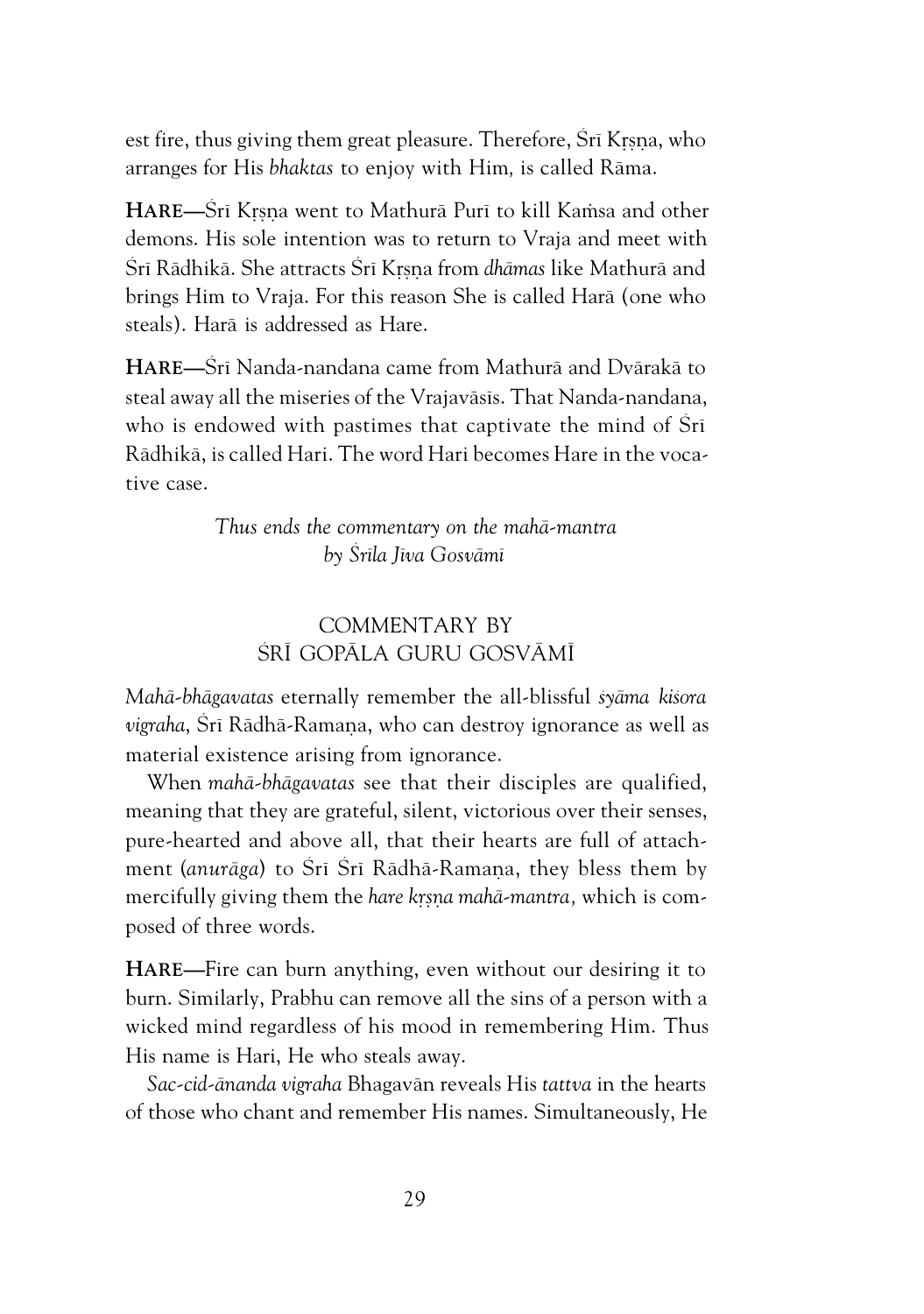est fire, thus giving them great pleasure. Therefore, Śrī Kṛṣṇa, who arranges for His *bhaktas* to enjoy with Him, is called Rāma.

**HARE**—Śrī Kṛṣṇa went to Mathurā Purī to kill Kaṁsa and other demons. His sole intention was to return to Vraja and meet with Śrī Rādhikā. She attracts Śrī Kṛṣṇa from *dhāmas* like Mathurā and brings Him to Vraja. For this reason She is called Harā (one who steals). Harā is addressed as Hare.

**HARE**—Śrī Nanda-nandana came from Mathurā and Dvārakā to steal away all the miseries of the Vrajavāsīs. That Nanda-nandana, who is endowed with pastimes that captivate the mind of Śrī Rādhikā, is called Hari. The word Hari becomes Hare in the vocative case.

*Thus ends the commentary on the mahā-mantra by Śrīla Jīva Gosvāmī*

## COMMENTARY BY ŚRĪ GOPĀLA GURU GOSVĀMĪ

*Mahā-bhāgavatas* eternally remember the all-blissful *śyāma kiśora vigraha*, Śrī Rādhā-Ramaṇa, who can destroy ignorance as well as material existence arising from ignorance.

When *mahā-bhāgavatas* see that their disciples are qualified, meaning that they are grateful, silent, victorious over their senses, pure-hearted and above all, that their hearts are full of attachment (*anurāga*) to Śrī Śrī Rādhā-Ramaṇa, they bless them by mercifully giving them the *hare kṛṣṇa mahā-mantra*, which is composed of three words.

**HARE**—Fire can burn anything, even without our desiring it to burn. Similarly, Prabhu can remove all the sins of a person with a wicked mind regardless of his mood in remembering Him. Thus His name is Hari, He who steals away.

*Sac-cid-ānanda vigraha* Bhagavān reveals His *tattva* in the hearts of those who chant and remember His names. Simultaneously, He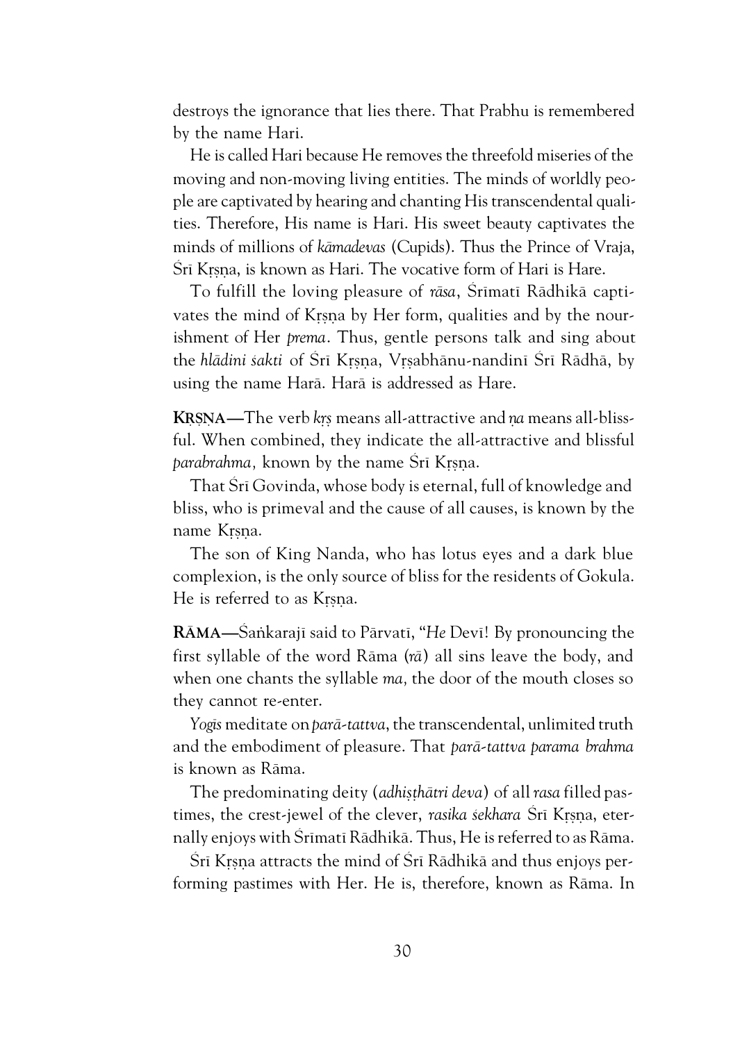destroys the ignorance that lies there. That Prabhu is remembered by the name Hari.

He is called Hari because He removes the threefold miseries of the moving and non-moving living entities. The minds of worldly people are captivated by hearing and chanting His transcendental qualities. Therefore, His name is Hari. His sweet beauty captivates the minds of millions of *kāmadevas* (Cupids). Thus the Prince of Vraja, Śrī Kṛṣṇa, is known as Hari. The vocative form of Hari is Hare.

To fulfill the loving pleasure of *rāsa*, Śrīmatī Rādhikā captivates the mind of Kṛṣṇa by Her form, qualities and by the nourishment of Her *prema*. Thus, gentle persons talk and sing about the *hlādini śakti* of Śrī Kṛṣṇa, Vṛṣabhānu-nandinī Śrī Rādhā, by using the name Harā. Harā is addressed as Hare.

**KṚṢṆA**—The verb *kṛṣ* means all-attractive and *ṇa* means all-blissful. When combined, they indicate the all-attractive and blissful *parabrahma,* known by the name Śrī Kṛṣṇa.

That Śrī Govinda, whose body is eternal, full of knowledge and bliss, who is primeval and the cause of all causes, is known by the name Kṛṣṇa.

The son of King Nanda, who has lotus eyes and a dark blue complexion, is the only source of bliss for the residents of Gokula. He is referred to as Kṛṣṇa.

**RĀMA**—Śaṅkarajī said to Pārvatī, "*He* Devī! By pronouncing the first syllable of the word Rāma (*rā*) all sins leave the body, and when one chants the syllable *ma,* the door of the mouth closes so they cannot re-enter.

*Yogīs* meditate on *parā-tattva*, the transcendental, unlimited truth and the embodiment of pleasure. That *parā-tattva parama brahma* is known as Rāma.

The predominating deity (*adhiṣṭhātri deva*) of all *rasa* filled pastimes, the crest-jewel of the clever, *rasika śekhara* Śrī Kṛṣṇa, eternally enjoys with Śrīmatī Rādhikā. Thus, He is referred to as Rāma.

Śrī Kṛṣṇa attracts the mind of Śrī Rādhikā and thus enjoys performing pastimes with Her. He is, therefore, known as Rāma. In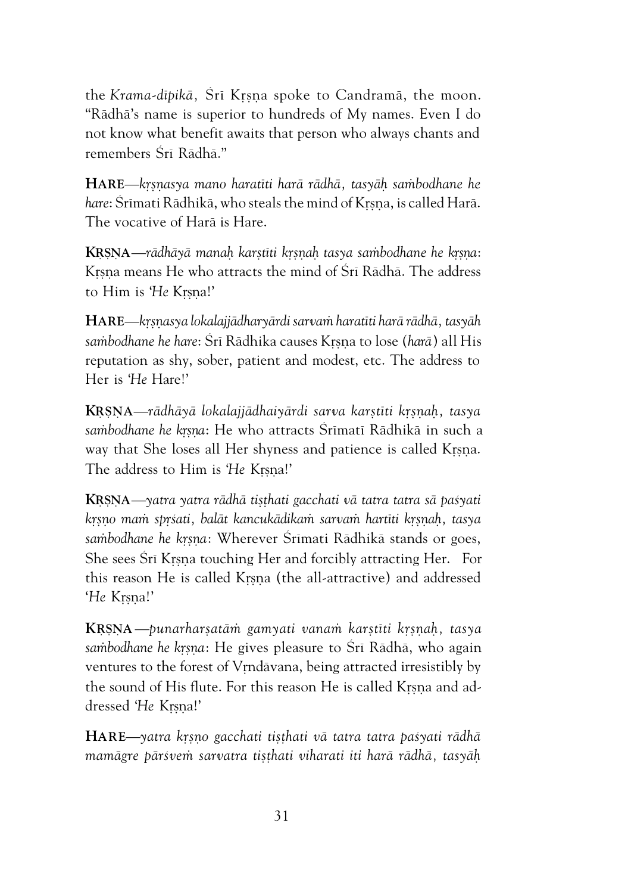the *Krama-dīpikā*, Śrī Kṛṣṇa spoke to Candramā, the moon. "Rādhā's name is superior to hundreds of My names. Even I do not know what benefit awaits that person who always chants and remembers Śrī Rādhā."

**HARE**—*kṛṣṇasya mano haratīti harā rādhā, tasyāḥ saṁbodhane he hare*: Śrīmati Rādhikā, who steals the mind of Kṛṣṇa, is called Harā. The vocative of Harā is Hare.

**KṚṢṆA**—*rādhāyā manaḥ karṣtīti kṛṣṇaḥ tasya saṁbodhane he kṛṣṇa*: Kṛṣṇa means He who attracts the mind of Śrī Rādhā. The address to Him is '*He* Kṛṣṇa!'

**HARE**—*kṛṣṇasya lokalajjādharyārdi sarvaṁ haratīti harā rādhā, tasyāh saṁbodhane he hare*: Śrī Rādhika causes Kṛṣṇa to lose (*harā*) all His reputation as shy, sober, patient and modest, etc. The address to Her is '*He* Hare!'

**KṚṢṆA**—*rādhāyā lokalajjādhaiyārdi sarva karṣtīti kṛṣṇaḥ, tasya saṁbodhane he kṛṣṇa*: He who attracts Śrīmatī Rādhikā in such a way that She loses all Her shyness and patience is called Kṛṣṇa. The address to Him is '*He* Kṛṣṇa!'

**KṚṢṆA**—*yatra yatra rādhā tiṣṭhati gacchati vā tatra tatra sā paśyati kṛṣṇo maṁ spṛśati, balāt kancukādikaṁ sarvaṁ hartīti kṛṣṇaḥ, tasya saṁbodhane he kṛṣṇa*: Wherever Śrīmati Rādhikā stands or goes, She sees Śrī Kṛṣṇa touching Her and forcibly attracting Her. For this reason He is called Kṛṣṇa (the all-attractive) and addressed '*He* Kṛṣṇa!'

**KṚṢṆA**—*punarharṣatāṁ gamyati vanaṁ karṣtīti kṛṣṇaḥ, tasya saṁbodhane he kṛṣṇa*: He gives pleasure to Śrī Rādhā, who again ventures to the forest of Vṛndāvana, being attracted irresistibly by the sound of His flute. For this reason He is called Kṛṣṇa and addressed '*He* Kṛṣṇa!'

**HARE**—*yatra kṛṣṇo gacchati tiṣṭhati vā tatra tatra paśyati rādhā mamāgre pārśveṁ sarvatra tiṣṭhati viharati iti harā rādhā, tasyāḥ*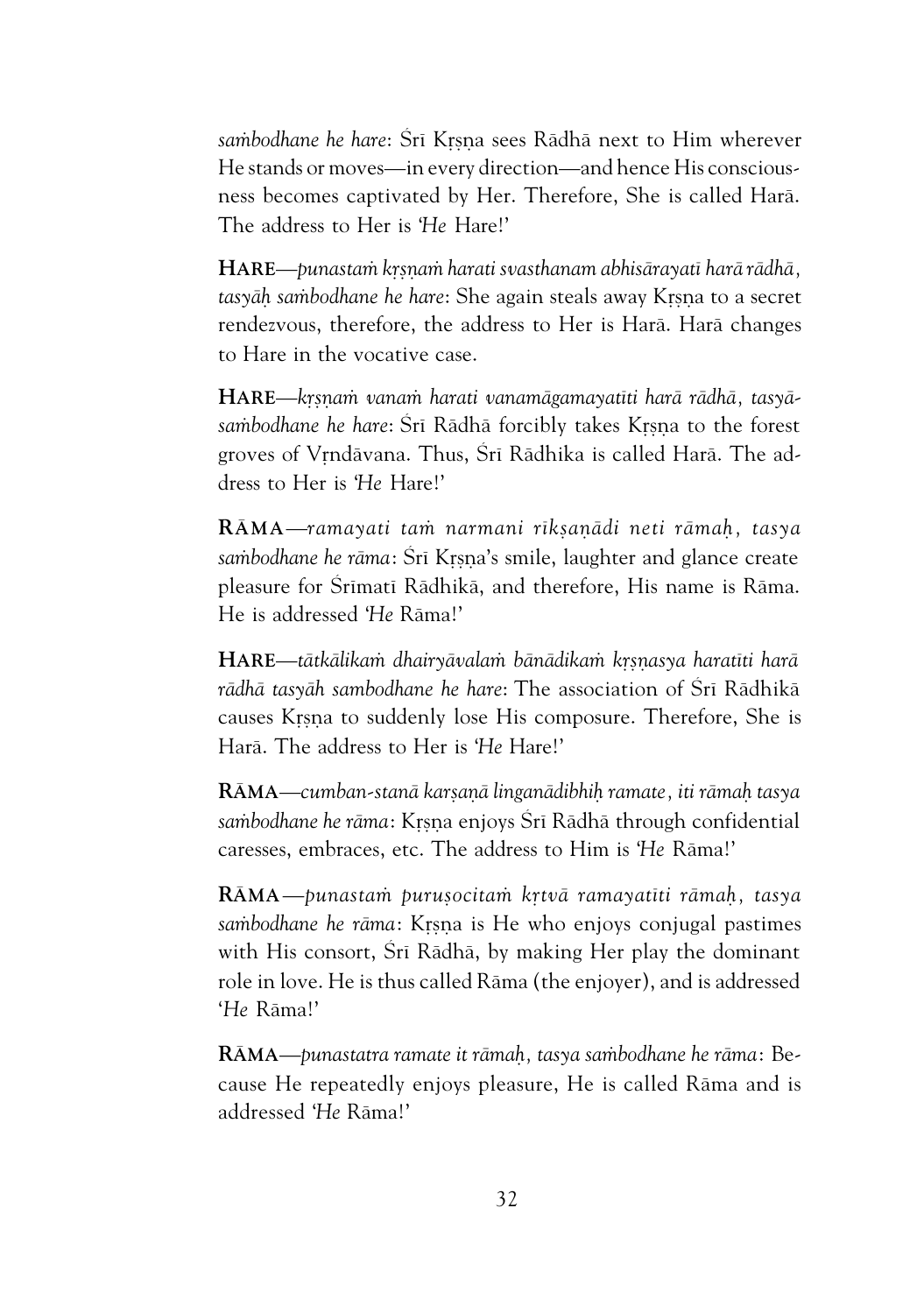*saṁbodhane he hare*: Śrī Kṛṣṇa sees Rādhā next to Him wherever He stands or moves—in every direction—and hence His consciousness becomes captivated by Her. Therefore, She is called Harā. The address to Her is '*He* Hare!'

**HARE**—*punastaṁ kṛṣṇaṁ harati svasthanam abhisārayatī harā rādhā, tasyāḥ saṁbodhane he hare*: She again steals away Kṛṣṇa to a secret rendezvous, therefore, the address to Her is Harā. Harā changes to Hare in the vocative case.

**HARE**—*kṛṣṇaṁ vanaṁ harati vanamāgamayatīti harā rādhā, tasyā-saṁbodhane he hare*: Śrī Rādhā forcibly takes Kṛṣṇa to the forest groves of Vṛndāvana. Thus, Śrī Rādhika is called Harā. The address to Her is '*He* Hare!'

**RĀMA**—*ramayati taṁ narmani rīkṣaṇādi neti rāmaḥ, tasya saṁbodhane he rāma*: Śrī Kṛṣṇa's smile, laughter and glance create pleasure for Śrīmatī Rādhikā, and therefore, His name is Rāma. He is addressed '*He* Rāma!'

**HARE**—*tātkālikaṁ dhairyāvalaṁ bānādikaṁ kṛṣṇasya haratīti harā rādhā tasyāh sambodhane he hare*: The association of Śrī Rādhikā causes Kṛṣṇa to suddenly lose His composure. Therefore, She is Harā. The address to Her is '*He* Hare!'

**RĀMA**—*cumban-stanā karṣaṇā linganādibhiḥ ramate, iti rāmaḥ tasya saṁbodhane he rāma*: Kṛṣṇa enjoys Śrī Rādhā through confidential caresses, embraces, etc. The address to Him is '*He* Rāma!'

**RĀMA**—*punastaṁ puruṣocitaṁ kṛtvā ramayatīti rāmaḥ, tasya saṁbodhane he rāma*: Kṛṣṇa is He who enjoys conjugal pastimes with His consort, Śrī Rādhā, by making Her play the dominant role in love. He is thus called Rāma (the enjoyer), and is addressed '*He* Rāma!'

**RĀMA**—*punastatra ramate it rāmaḥ, tasya saṁbodhane he rāma*: Because He repeatedly enjoys pleasure, He is called Rāma and is addressed '*He* Rāma!'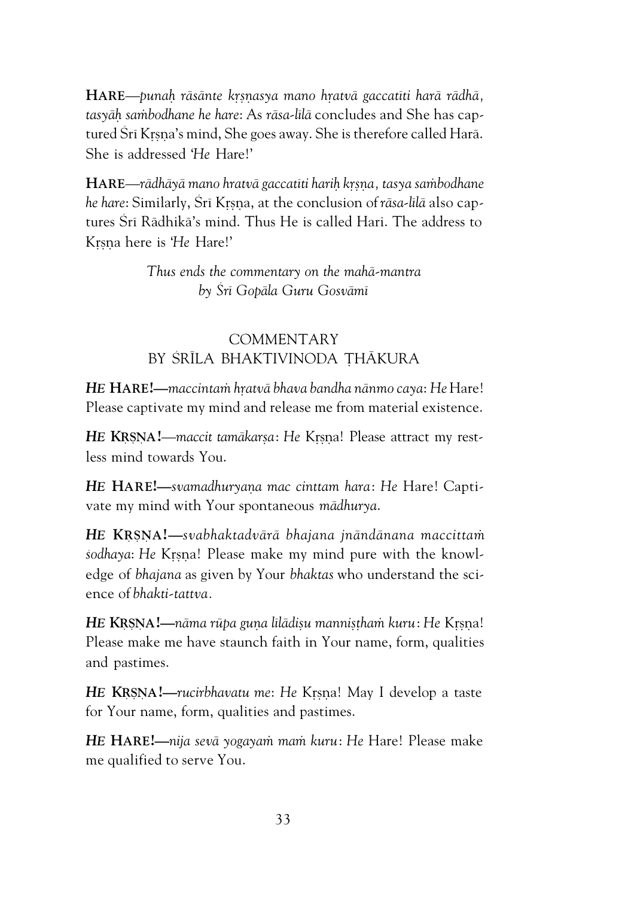**HARE**—*punaḥ rāsānte kṛṣṇasya mano hṛatvā gaccatīti harā rādhā, tasyāḥ saṁbodhane he hare*: As *rāsa-līlā* concludes and She has captured Śrī Kṛṣṇa's mind, She goes away. She is therefore called Harā. She is addressed '*He* Hare!'

**HARE**—*rādhāyā mano hratvā gaccatīti hariḥ kṛṣṇa, tasya saṁbodhane he hare*: Similarly, Śrī Kṛṣṇa, at the conclusion of *rāsa-līlā* also captures Śrī Rādhikā's mind. Thus He is called Hari. The address to Kṛṣṇa here is '*He* Hare!'

*Thus ends the commentary on the mahā-mantra by Śrī Gopāla Guru Gosvāmī*

## COMMENTARY BY ŚRĪLA BHAKTIVINODA ṬHĀKURA

***HE* HARE!**—*maccintaṁ hṛatvā bhava bandha nānmo caya*: *He* Hare! Please captivate my mind and release me from material existence.

***HE* KṚṢṆA!**—*maccit tamākarṣa*: *He* Kṛṣṇa! Please attract my restless mind towards You.

***HE* HARE!**—*svamadhuryaṇa mac cinttam hara*: *He* Hare! Captivate my mind with Your spontaneous *mādhurya*.

***HE* KṚṢṆA!**—*svabhaktadvārā bhajana jnāndānana maccittaṁ śodhaya*: *He* Kṛṣṇa! Please make my mind pure with the knowledge of *bhajana* as given by Your *bhaktas* who understand the science of *bhakti-tattva*.

***HE* KṚṢṆA!**—*nāma rūpa guṇa līlādiṣu manniṣṭhaṁ kuru*: *He* Kṛṣṇa! Please make me have staunch faith in Your name, form, qualities and pastimes.

***HE* KṚṢṆA!**—*rucirbhavatu me*: *He* Kṛṣṇa! May I develop a taste for Your name, form, qualities and pastimes.

***HE* HARE!**—*nija sevā yogayaṁ maṁ kuru*: *He* Hare! Please make me qualified to serve You.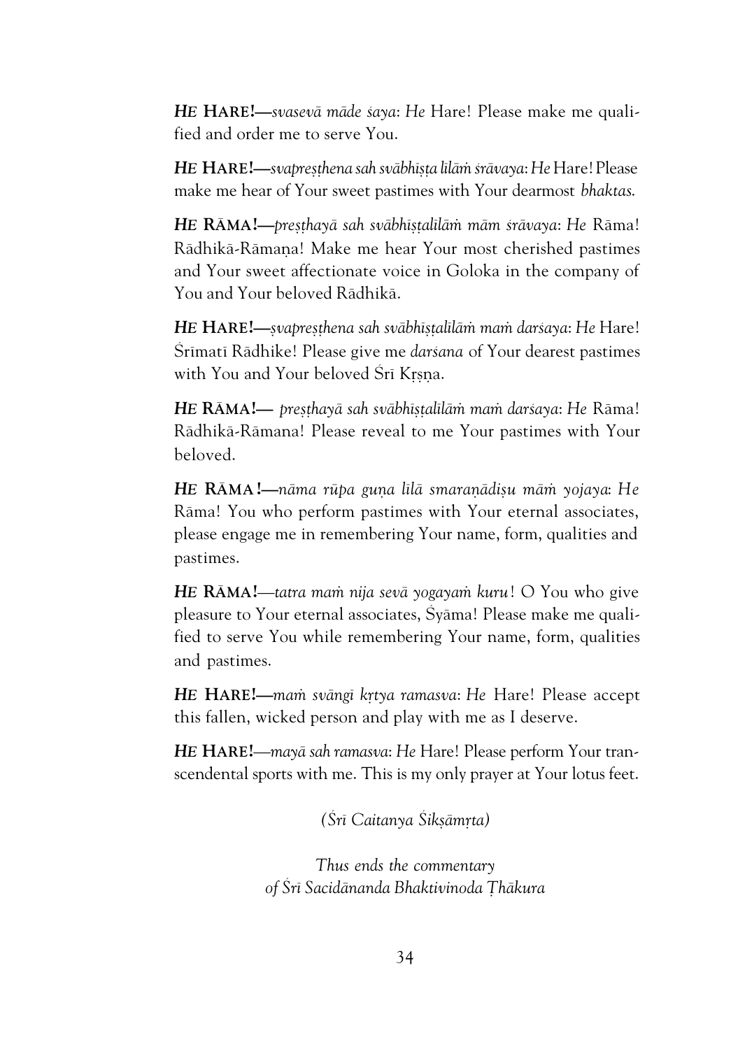***HE* HARE!**—*svasevā māde śaya*: *He* Hare! Please make me qualified and order me to serve You.

***HE* HARE!**—*svapreṣṭhena sah svābhiṣṭa lilāṁ śrāvaya*: *He* Hare! Please make me hear of Your sweet pastimes with Your dearmost *bhaktas.*

***HE* RĀMA!**—*preṣṭhayā sah svābhiṣṭalilāṁ mām śrāvaya*: *He* Rāma! Rādhikā-Rāmaṇa! Make me hear Your most cherished pastimes and Your sweet affectionate voice in Goloka in the company of You and Your beloved Rādhikā.

***HE* HARE!**—*ṣvapreṣṭhena sah svābhīṣṭalilāṁ maṁ darśaya*: *He* Hare! Śrīmatī Rādhike! Please give me *darśana* of Your dearest pastimes with You and Your beloved Śrī Kṛṣṇa.

***HE* RĀMA!**— *preṣṭhayā sah svābhīṣṭalilāṁ maṁ darśaya*: *He* Rāma! Rādhikā-Rāmana! Please reveal to me Your pastimes with Your beloved.

***HE* RĀMA !**—*nāma rūpa guṇa līlā smaraṇādiṣu māṁ yojaya*: *He* Rāma! You who perform pastimes with Your eternal associates, please engage me in remembering Your name, form, qualities and pastimes.

***HE* RĀMA!**—*tatra maṁ nija sevā yogayaṁ kuru*! O You who give pleasure to Your eternal associates, Śyāma! Please make me qualified to serve You while remembering Your name, form, qualities and pastimes.

***HE* HARE!**—*maṁ svāngī kṛtya ramasva*: *He* Hare! Please accept this fallen, wicked person and play with me as I deserve.

***HE* HARE!**—*mayā sah ramasva*: *He* Hare! Please perform Your transcendental sports with me. This is my only prayer at Your lotus feet.

*(Śrī Caitanya Śikṣāmṛta)*

*Thus ends the commentary of Śrī Sacidānanda Bhaktivinoda Ṭhākura*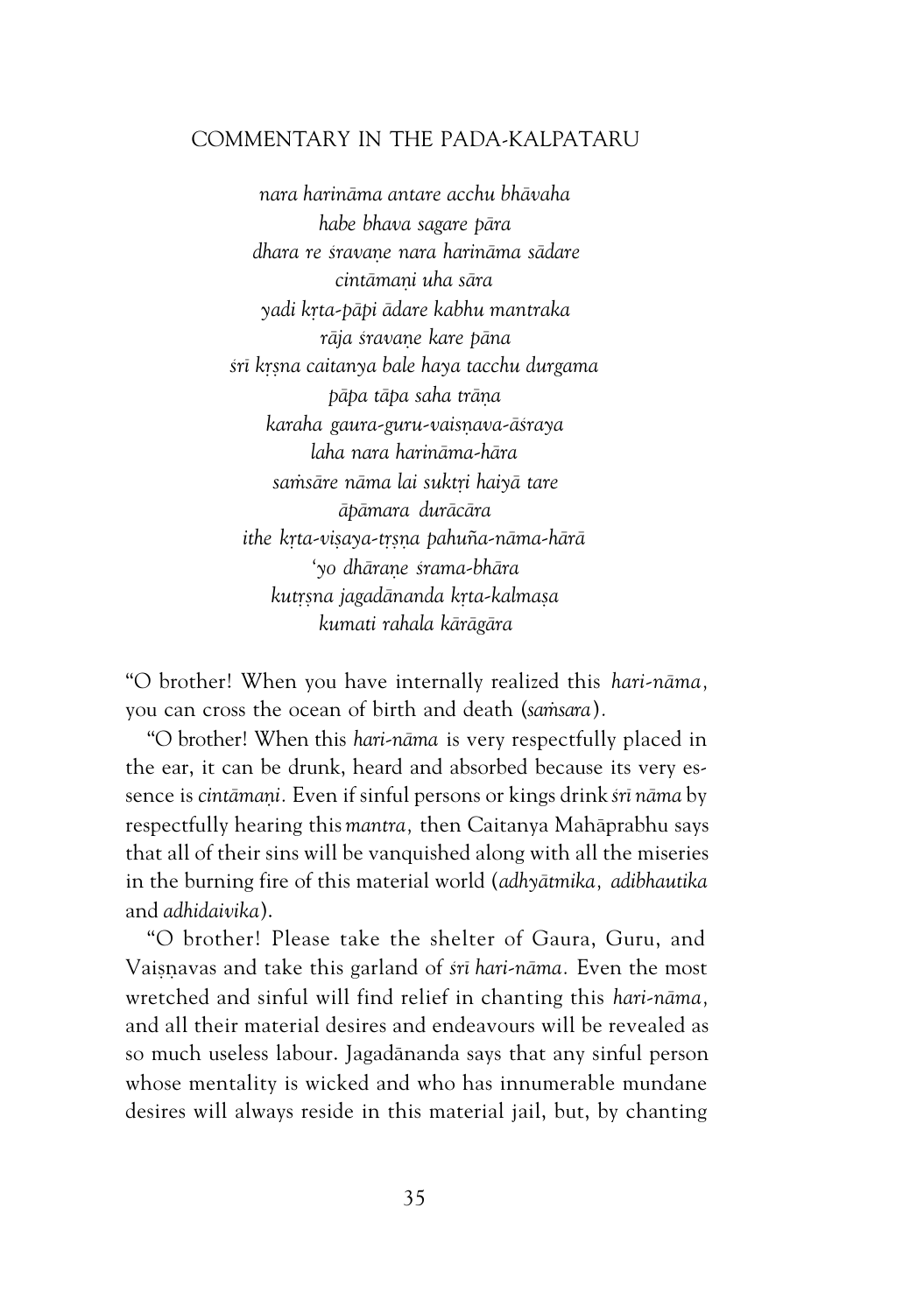## COMMENTARY IN THE PADA-KALPATARU

*nara harināma antare acchu bhāvaha*
*habe bhava sagare pāra*
*dhara re śravaṇe nara harināma sādare*
*cintāmaṇi uha sāra*
*yadi kṛta-pāpi ādare kabhu mantraka*
*rāja śravaṇe kare pāna*
*śrī kṛṣna caitanya bale haya tacchu durgama*
*pāpa tāpa saha trāṇa*
*karaha gaura-guru-vaisṇava-āśraya*
*laha nara harināma-hāra*
*saṁsāre nāma lai suktṛi haiyā tare*
*āpāmara durācāra*
*ithe kṛta-viṣaya-tṛṣna pahuña-nāma-hārā*
*'yo dhāraṇe śrama-bhāra*
*kutṛṣna jagadānanda kṛta-kalmaṣa*
*kumati rahala kārāgāra*

"O brother! When you have internally realized this *hari-nāma*, you can cross the ocean of birth and death (*saṁsara*).

"O brother! When this *hari-nāma* is very respectfully placed in the ear, it can be drunk, heard and absorbed because its very essence is *cintāmaṇi*. Even if sinful persons or kings drink *śrī nāma* by respectfully hearing this *mantra*, then Caitanya Mahāprabhu says that all of their sins will be vanquished along with all the miseries in the burning fire of this material world (*adhyātmika*, *adibhautika* and *adhidaivika*).

"O brother! Please take the shelter of Gaura, Guru, and Vaiṣṇavas and take this garland of *śrī hari-nāma*. Even the most wretched and sinful will find relief in chanting this *hari-nāma*, and all their material desires and endeavours will be revealed as so much useless labour. Jagadānanda says that any sinful person whose mentality is wicked and who has innumerable mundane desires will always reside in this material jail, but, by chanting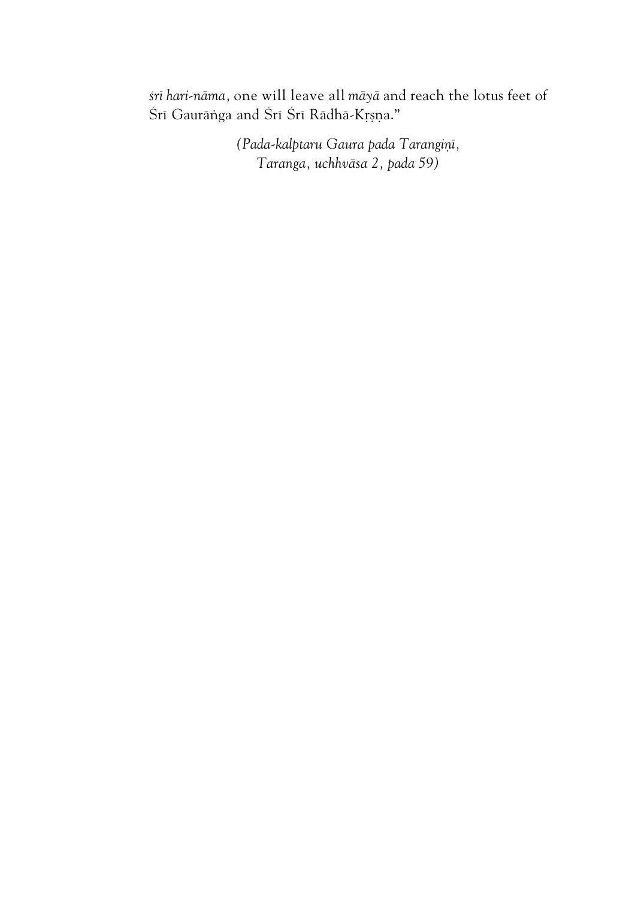*śrī hari-nāma*, one will leave all *māyā* and reach the lotus feet of Śrī Gaurāṅga and Śrī Śrī Rādhā-Kṛṣṇa."

*(Pada-kalptaru Gaura pada Taraṅgiṇī, Taranga, uchhvāsa 2, pada 59)*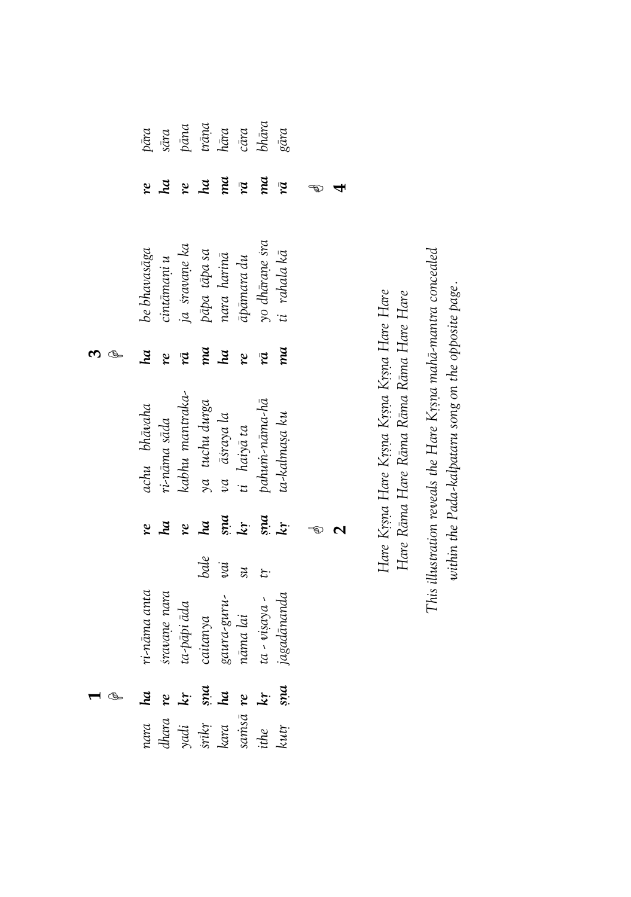| | 1 | | | 2 | | 3 | | | 4 | |
|---|---|---|---|---|---|---|---|---|---|---|
| nara | **ha** | ri-nāma anta | | **re** | achu bhāvaha | **ha** | be bhavasāga | **re** | pāra |
| dhara | **re** | śravaṇe nara | | **ha** | ri-nāma sāda | **re** | cintāmaṇi u | **ha** | sāra |
| yadi | **kṛ** | ta-pāpi āda | | **re** | kabhu mantraka- | **rā** | ja śravaṇe ka | **re** | pāna |
| śrīkṛ | **ṣṇa** | caitanya | bale | **ha** | ya tuchu durga | **ma** | pāpa tāpa sa | **ha** | trāṇa |
| kara | **ha** | gaura-guru- | vai | **ṣṇa** | va āśraya la | **ha** | nara harinā | **ma** | hāra |
| saṁsā | **re** | nāma lai | su | **kṛ** | ti haiyā ta | **re** | āpāmara du | **rā** | cāra |
| ithe | **kṛ** | ta - viṣaya - | tṛ | **ṣṇa** | pahuṁ-nāma-hā | **rā** | yo dhāraṇe sra | **ma** | bhāra |
| kutṛ | **ṣṇa** | jagadānanda | | **kṛ** | ta-kalmaṣa ku | **ma** | ti rahala kā | **rā** | gāra |

*Hare Kṛṣṇa Hare Kṛṣṇa Kṛṣṇa Kṛṣṇa Hare Hare*
*Hare Rāma Hare Rāma Rāma Rāma Hare Hare*

*This illustration reveals the Hare Kṛṣṇa mahā-mantra concealed within the Pada-kalpataru song on the opposite page.*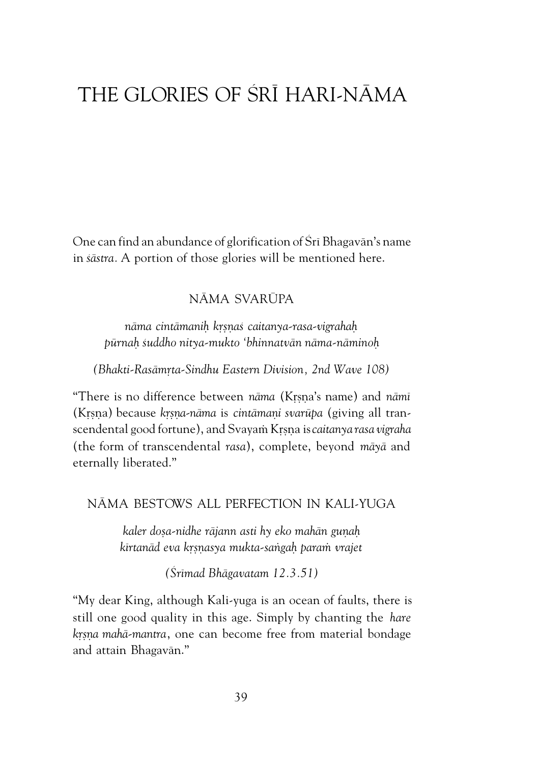# THE GLORIES OF ŚRĪ HARI-NĀMA

One can find an abundance of glorification of Śrī Bhagavān's name in *śāstra*. A portion of those glories will be mentioned here.

## NĀMA SVARŪPA

*nāma cintāmaniḥ kṛṣṇaś caitanya-rasa-vigrahaḥ*
*pūrnaḥ śuddho nitya-mukto 'bhinnatvān nāma-nāminoḥ*

*(Bhakti-Rasāmṛta-Sindhu Eastern Division, 2nd Wave 108)*

"There is no difference between *nāma* (Kṛṣṇa's name) and *nāmī* (Kṛṣṇa) because *kṛṣṇa-nāma* is *cintāmaṇi svarūpa* (giving all transcendental good fortune), and Svayaṁ Kṛṣṇa is *caitanya rasa vigraha* (the form of transcendental *rasa*), complete, beyond *māyā* and eternally liberated."

## NĀMA BESTOWS ALL PERFECTION IN KALI-YUGA

*kaler doṣa-nidhe rājann asti hy eko mahān guṇaḥ*
*kīrtanād eva kṛṣṇasya mukta-saṅgaḥ paraṁ vrajet*

*(Śrīmad Bhāgavatam 12.3.51)*

"My dear King, although Kali-yuga is an ocean of faults, there is still one good quality in this age. Simply by chanting the *hare kṛṣṇa mahā-mantra*, one can become free from material bondage and attain Bhagavān."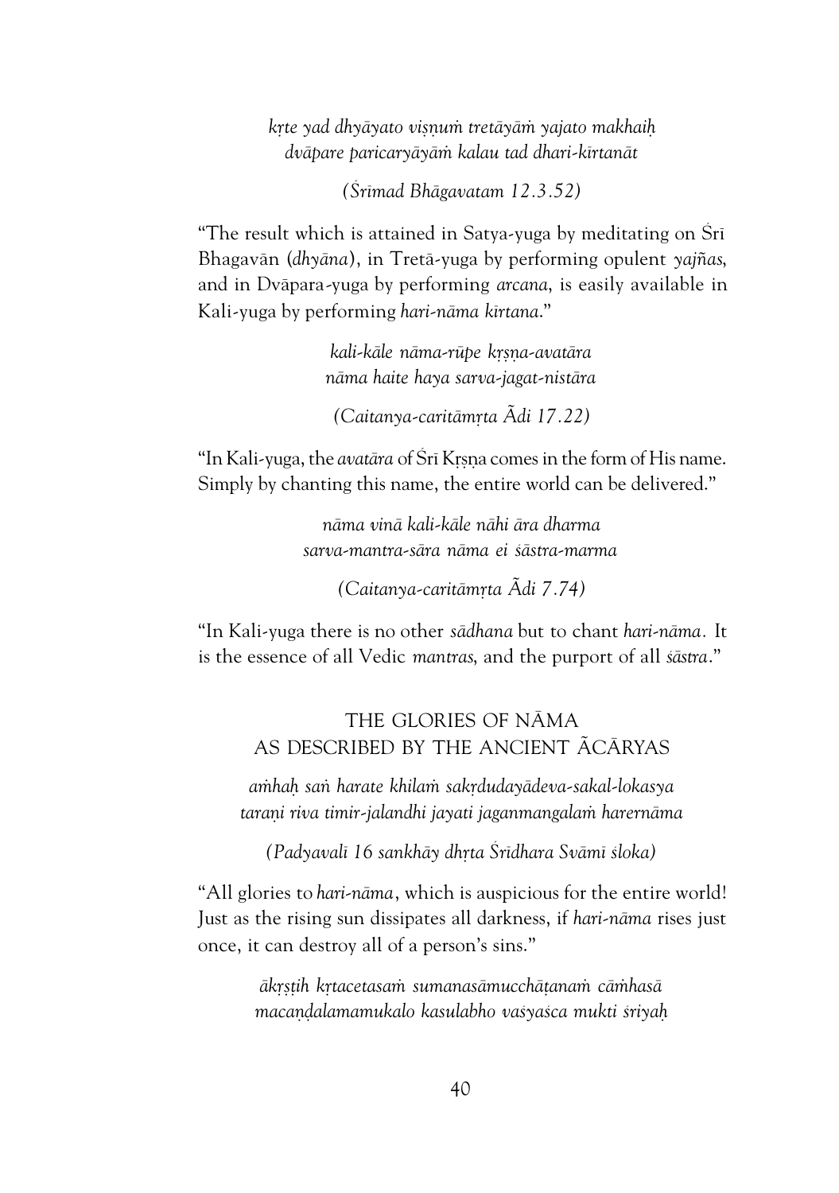*kṛte yad dhyāyato viṣṇuṁ tretāyāṁ yajato makhaiḥ*
*dvāpare paricaryāyāṁ kalau tad dhari-kīrtanāt*

*(Śrīmad Bhāgavatam 12.3.52)*

"The result which is attained in Satya-yuga by meditating on Śrī Bhagavān (*dhyāna*), in Tretā-yuga by performing opulent *yajñas*, and in Dvāpara-yuga by performing *arcana*, is easily available in Kali-yuga by performing *hari-nāma kīrtana*."

*kali-kāle nāma-rūpe kṛṣṇa-avatāra*
*nāma haite haya sarva-jagat-nistāra*

*(Caitanya-caritāmṛta Ādi 17.22)*

"In Kali-yuga, the *avatāra* of Śrī Kṛṣṇa comes in the form of His name. Simply by chanting this name, the entire world can be delivered."

*nāma vinā kali-kāle nāhi āra dharma*
*sarva-mantra-sāra nāma ei śāstra-marma*

*(Caitanya-caritāmṛta Ādi 7.74)*

"In Kali-yuga there is no other *sādhana* but to chant *hari-nāma*. It is the essence of all Vedic *mantras*, and the purport of all *śāstra*."

## THE GLORIES OF NĀMA AS DESCRIBED BY THE ANCIENT ĀCĀRYAS

*aṁhaḥ saṅ harate khilaṁ sakṛdudayādeva-sakal-lokasya*
*taraṇi riva timir-jalandhi jayati jaganmangalaṁ harernāma*

*(Padyavalī 16 sankhāy dhṛta Śrīdhara Svāmī śloka)*

"All glories to *hari-nāma*, which is auspicious for the entire world! Just as the rising sun dissipates all darkness, if *hari-nāma* rises just once, it can destroy all of a person's sins."

*ākṛṣṭih kṛtacetasaṁ sumanasāmucchāṭanaṁ cāṁhasā*
*macaṇḍalamamukalo kasulabho vaśyaśca mukti śriyaḥ*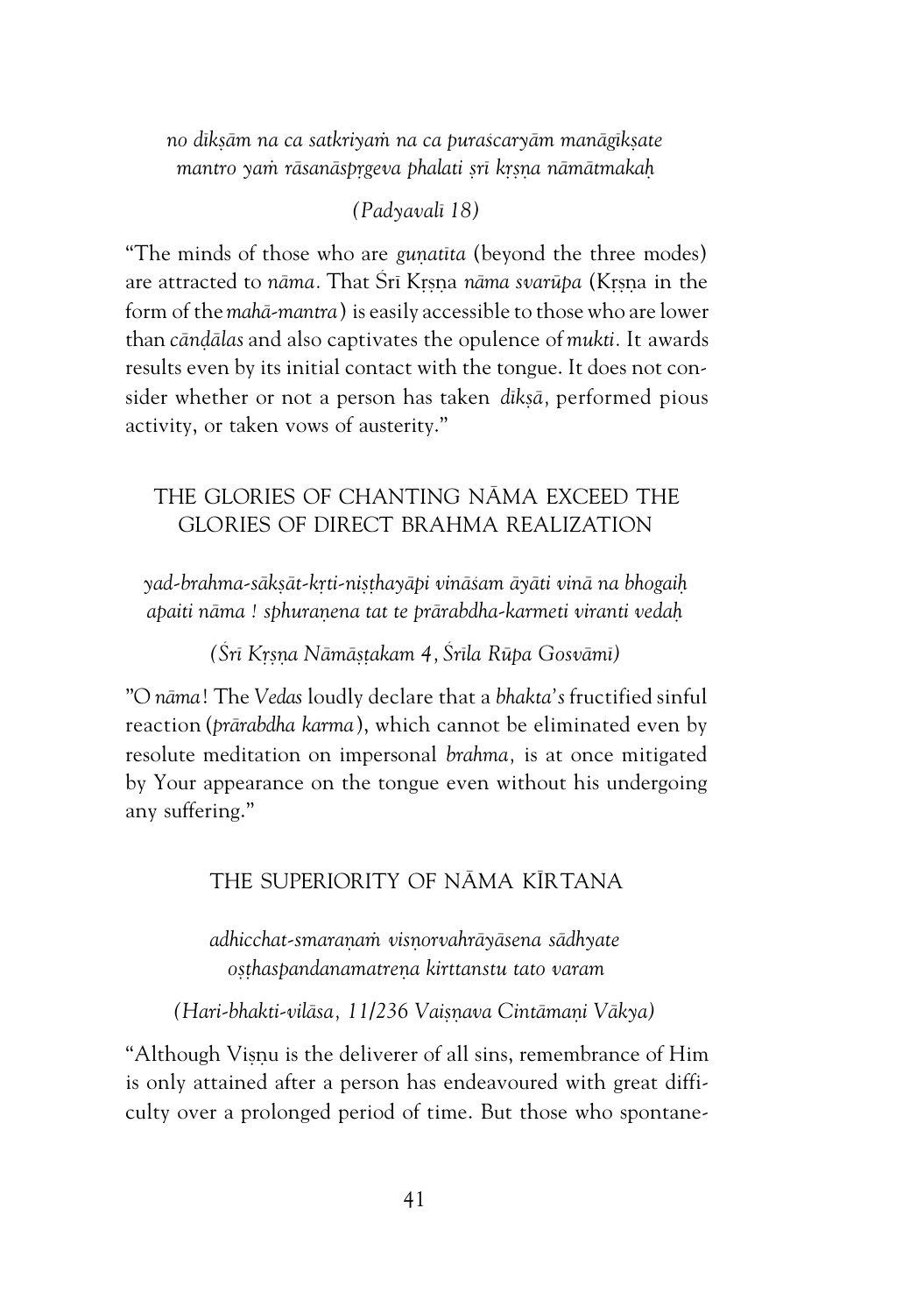*no dīkṣām na ca satkriyaṁ na ca puraścaryām manāgīkṣate*
*mantro yaṁ rāsanāspṛgeva phalati ṣrī kṛṣṇa nāmātmakaḥ*

*(Padyavalī 18)*

"The minds of those who are *guṇatīta* (beyond the three modes) are attracted to *nāma*. That Śrī Kṛṣṇa *nāma svarūpa* (Kṛṣṇa in the form of the *mahā-mantra*) is easily accessible to those who are lower than *cāṇḍālas* and also captivates the opulence of *mukti*. It awards results even by its initial contact with the tongue. It does not consider whether or not a person has taken *dīkṣā*, performed pious activity, or taken vows of austerity."

## THE GLORIES OF CHANTING NĀMA EXCEED THE GLORIES OF DIRECT BRAHMA REALIZATION

*yad-brahma-sākṣāt-kṛti-niṣṭhayāpi vināśam āyāti vinā na bhogaiḥ*
*apaiti nāma ! sphuraṇena tat te prārabdha-karmeti viranti vedaḥ*

*(Śrī Kṛṣṇa Nāmāṣṭakam 4, Śrīla Rūpa Gosvāmī)*

"O *nāma*! The *Vedas* loudly declare that a *bhakta's* fructified sinful reaction (*prārabdha karma*), which cannot be eliminated even by resolute meditation on impersonal *brahma*, is at once mitigated by Your appearance on the tongue even without his undergoing any suffering."

## THE SUPERIORITY OF NĀMA KĪRTANA

*adhicchat-smaraṇaṁ visṇorvahrāyāsena sādhyate*
*oṣṭhaspandanamatreṇa kirttanstu tato varam*

*(Hari-bhakti-vilāsa, 11/236 Vaiṣṇava Cintāmaṇi Vākya)*

"Although Viṣṇu is the deliverer of all sins, remembrance of Him is only attained after a person has endeavoured with great difficulty over a prolonged period of time. But those who spontane-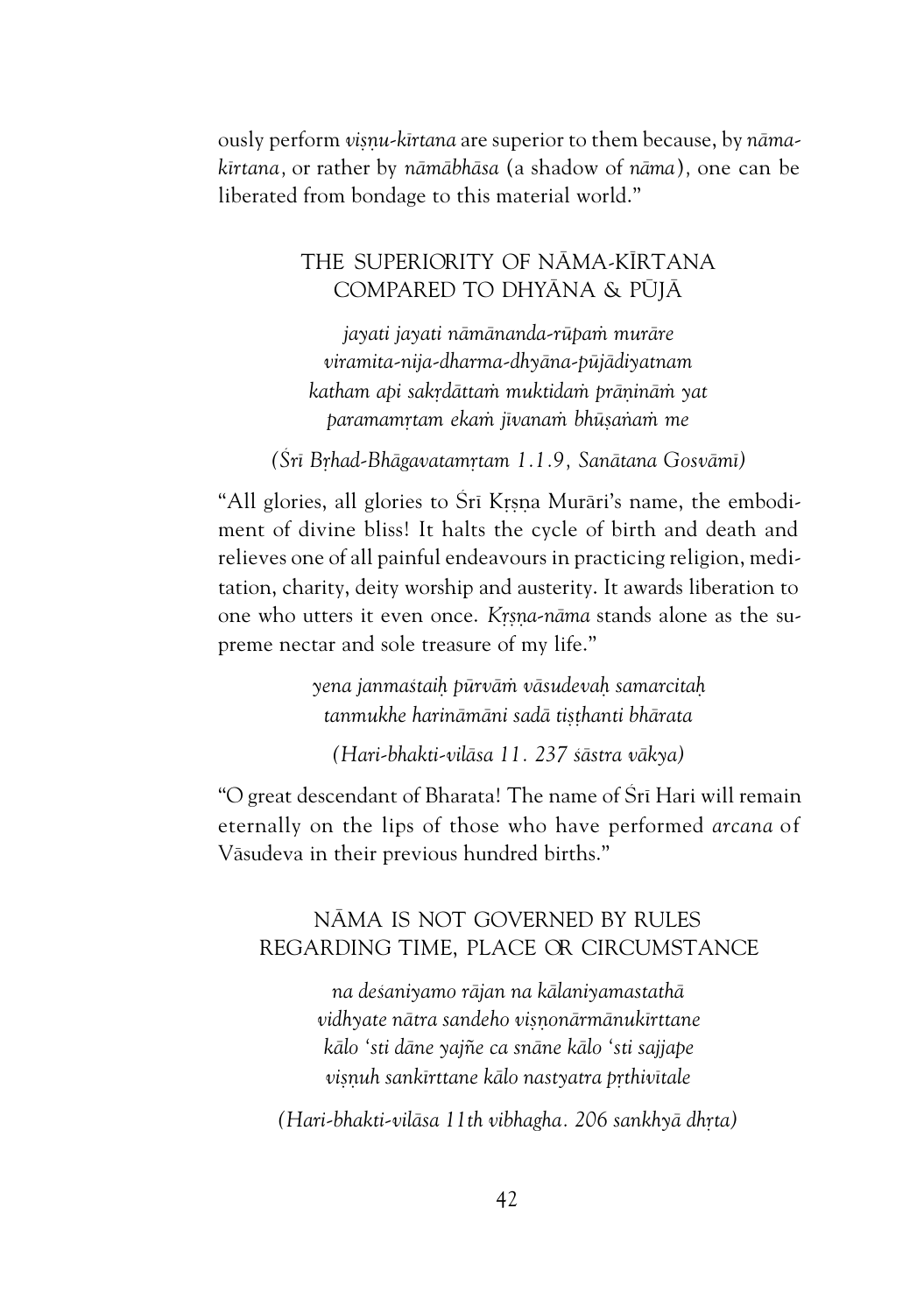ously perform *viṣṇu-kīrtana* are superior to them because, by *nāma-kīrtana*, or rather by *nāmābhāsa* (a shadow of *nāma*), one can be liberated from bondage to this material world."

## THE SUPERIORITY OF NĀMA-KĪRTANA COMPARED TO DHYĀNA & PŪJĀ

*jayati jayati nāmānanda-rūpaṁ murāre*
*viramita-nija-dharma-dhyāna-pūjādiyatnam*
*katham api sakṛdāttaṁ muktidaṁ prāṇināṁ yat*
*paramamṛtam ekaṁ jīvanaṁ bhūṣaṇaṁ me*

*(Śrī Bṛhad-Bhāgavatamṛtam 1.1.9, Sanātana Gosvāmī)*

"All glories, all glories to Śrī Kṛṣṇa Murāri's name, the embodiment of divine bliss! It halts the cycle of birth and death and relieves one of all painful endeavours in practicing religion, meditation, charity, deity worship and austerity. It awards liberation to one who utters it even once. *Kṛṣṇa-nāma* stands alone as the supreme nectar and sole treasure of my life."

*yena janmaśtaiḥ pūrvāṁ vāsudevaḥ samarcitaḥ*
*tanmukhe harināmāni sadā tiṣṭhanti bhārata*

*(Hari-bhakti-vilāsa 11. 237 śāstra vākya)*

"O great descendant of Bharata! The name of Śrī Hari will remain eternally on the lips of those who have performed *arcana* of Vāsudeva in their previous hundred births."

## NĀMA IS NOT GOVERNED BY RULES REGARDING TIME, PLACE OR CIRCUMSTANCE

*na deśaniyamo rājan na kālaniyamastathā*
*vidhyate nātra sandeho viṣṇonārmānukīrttane*
*kālo 'sti dāne yajñe ca snāne kālo 'sti sajjape*
*viṣṇuh sankīrttane kālo nastyatra pṛthivītale*

*(Hari-bhakti-vilāsa 11th vibhagha. 206 sankhyā dhṛta)*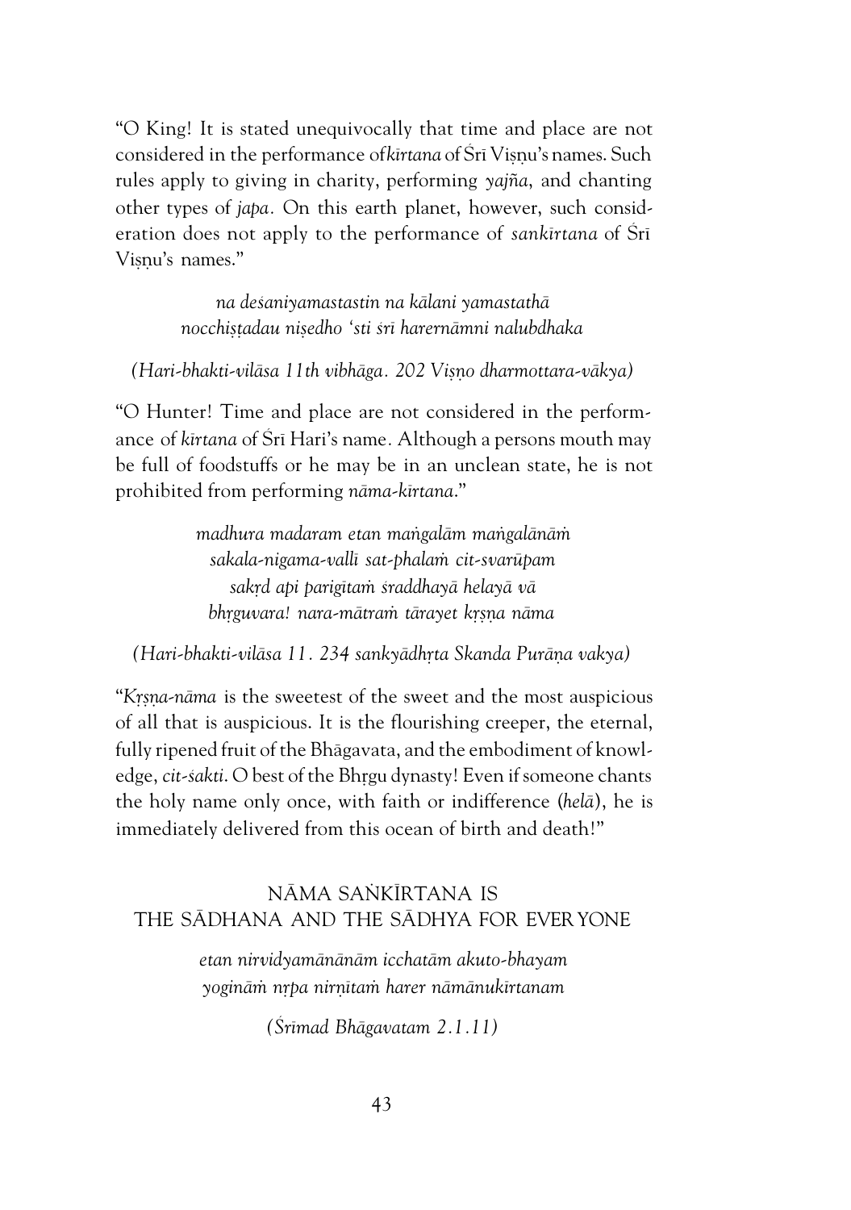"O King! It is stated unequivocally that time and place are not considered in the performance of*kīrtana* of Śrī Viṣṇu's names. Such rules apply to giving in charity, performing *yajña*, and chanting other types of *japa*. On this earth planet, however, such consideration does not apply to the performance of *sankīrtana* of Śrī Viṣṇu's names."

> *na deśaniyamastastin na kālani yamastathā*
> *nocchiṣṭadau niṣedho 'sti śrī harernāmni nalubdhaka*

*(Hari-bhakti-vilāsa 11th vibhāga. 202 Viṣṇo dharmottara-vākya)*

"O Hunter! Time and place are not considered in the performance of *kīrtana* of Śrī Hari's name. Although a persons mouth may be full of foodstuffs or he may be in an unclean state, he is not prohibited from performing *nāma-kīrtana*."

> *madhura madaram etan maṅgalām maṅgalānāṁ*
> *sakala-nigama-vallī sat-phalaṁ cit-svarūpam*
> *sakṛd api parigītaṁ śraddhayā helayā vā*
> *bhṛguvara! nara-mātraṁ tārayet kṛṣṇa nāma*

*(Hari-bhakti-vilāsa 11. 234 sankyādhṛta Skanda Purāṇa vakya)*

"*Kṛṣṇa-nāma* is the sweetest of the sweet and the most auspicious of all that is auspicious. It is the flourishing creeper, the eternal, fully ripened fruit of the Bhāgavata, and the embodiment of knowledge, *cit-śakti*. O best of the Bhṛgu dynasty! Even if someone chants the holy name only once, with faith or indifference (*helā*), he is immediately delivered from this ocean of birth and death!"

## NĀMA SAṄKĪRTANA IS THE SĀDHANA AND THE SĀDHYA FOR EVERYONE

> *etan nirvidyamānānām icchatām akuto-bhayam*
> *yogināṁ nṛpa nirṇītaṁ harer nāmānukīrtanam*

*(Śrīmad Bhāgavatam 2.1.11)*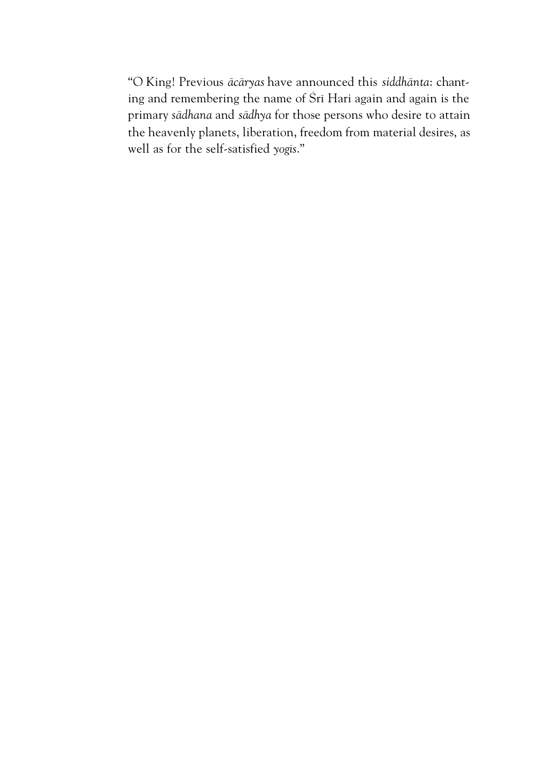"O King! Previous *ācāryas* have announced this *siddhānta*: chanting and remembering the name of Śrī Hari again and again is the primary *sādhana* and *sādhya* for those persons who desire to attain the heavenly planets, liberation, freedom from material desires, as well as for the self-satisfied *yogīs*."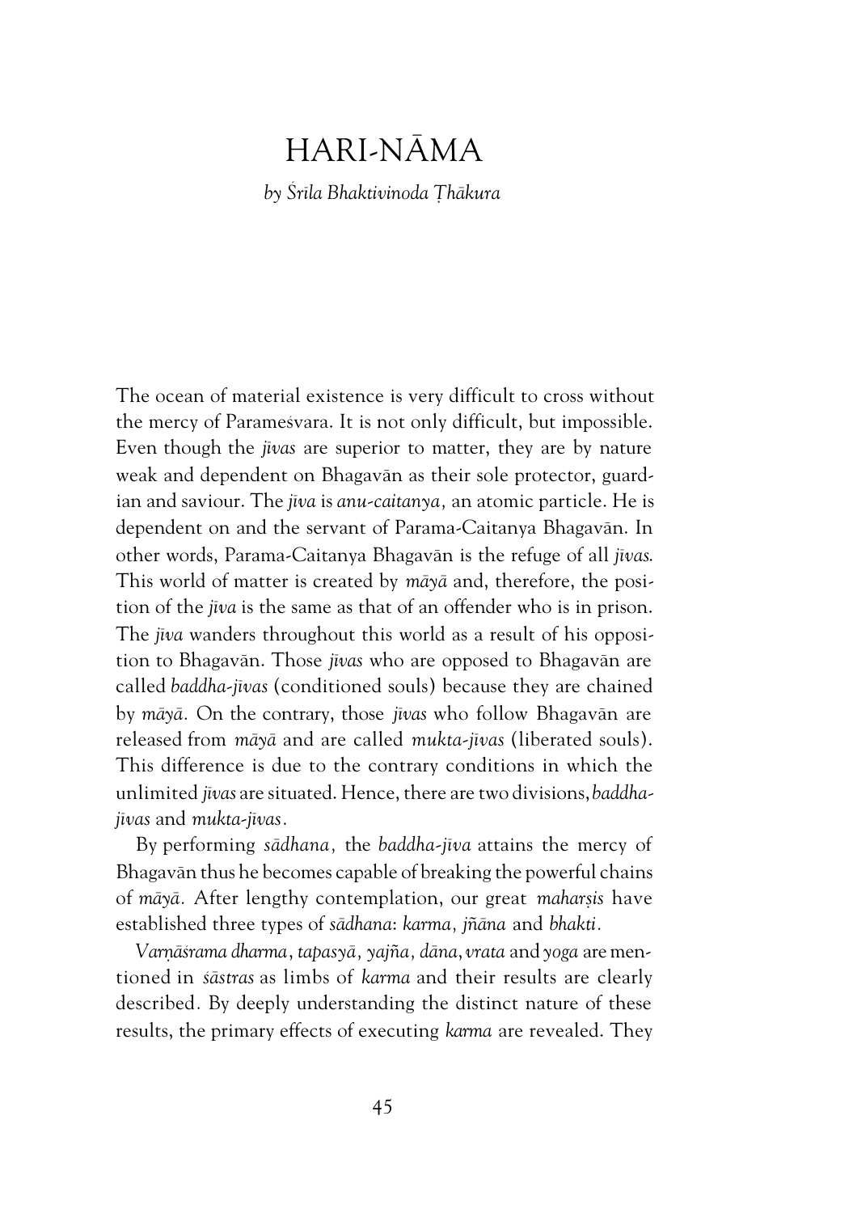# HARI-NĀMA

*by Śrīla Bhaktivinoda Ṭhākura*

The ocean of material existence is very difficult to cross without the mercy of Parameśvara. It is not only difficult, but impossible. Even though the *jīvas* are superior to matter, they are by nature weak and dependent on Bhagavān as their sole protector, guardian and saviour. The *jīva* is *anu-caitanya*, an atomic particle. He is dependent on and the servant of Parama-Caitanya Bhagavān. In other words, Parama-Caitanya Bhagavān is the refuge of all *jīvas*. This world of matter is created by *māyā* and, therefore, the position of the *jīva* is the same as that of an offender who is in prison. The *jīva* wanders throughout this world as a result of his opposition to Bhagavān. Those *jīvas* who are opposed to Bhagavān are called *baddha-jīvas* (conditioned souls) because they are chained by *māyā*. On the contrary, those *jīvas* who follow Bhagavān are released from *māyā* and are called *mukta-jīvas* (liberated souls). This difference is due to the contrary conditions in which the unlimited *jīvas* are situated. Hence, there are two divisions, *baddha-jīvas* and *mukta-jīvas*.

By performing *sādhana*, the *baddha-jīva* attains the mercy of Bhagavān thus he becomes capable of breaking the powerful chains of *māyā*. After lengthy contemplation, our great *maharṣis* have established three types of *sādhana*: *karma*, *jñāna* and *bhakti*.

*Varṇāśrama dharma*, *tapasyā*, *yajña*, *dāna*, *vrata* and *yoga* are mentioned in *śāstras* as limbs of *karma* and their results are clearly described. By deeply understanding the distinct nature of these results, the primary effects of executing *karma* are revealed. They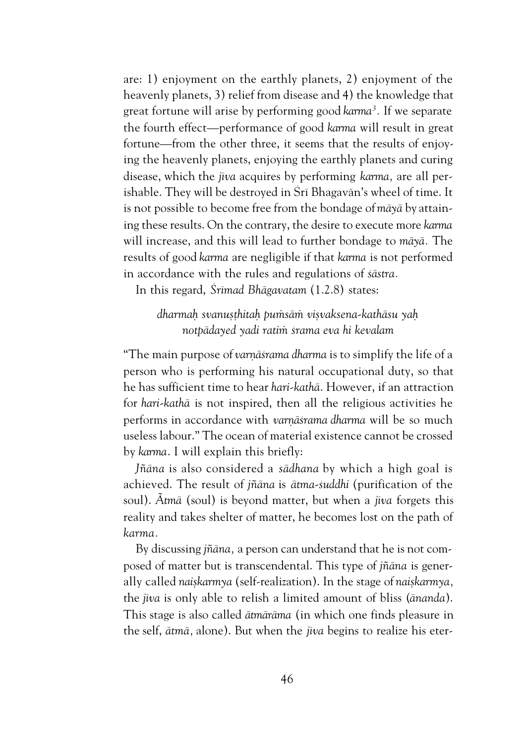are: 1) enjoyment on the earthly planets, 2) enjoyment of the heavenly planets, 3) relief from disease and 4) the knowledge that great fortune will arise by performing good *karma*[3]. If we separate the fourth effect—performance of good *karma* will result in great fortune—from the other three, it seems that the results of enjoying the heavenly planets, enjoying the earthly planets and curing disease, which the *jīva* acquires by performing *karma,* are all perishable. They will be destroyed in Śrī Bhagavān's wheel of time. It is not possible to become free from the bondage of *māyā* by attaining these results. On the contrary, the desire to execute more *karma* will increase, and this will lead to further bondage to *māyā.* The results of good *karma* are negligible if that *karma* is not performed in accordance with the rules and regulations of *śāstra.*

In this regard, *Śrīmad Bhāgavatam* (1.2.8) states:

> *dharmaḥ svanuṣṭhitaḥ puṁsāṁ viṣvaksena-kathāsu yaḥ*
> *notpādayed yadi ratiṁ śrama eva hi kevalam*

"The main purpose of *varṇāśrama dharma* is to simplify the life of a person who is performing his natural occupational duty, so that he has sufficient time to hear *hari-kathā*. However, if an attraction for *hari-kathā* is not inspired, then all the religious activities he performs in accordance with *varṇāśrama dharma* will be so much useless labour." The ocean of material existence cannot be crossed by *karma*. I will explain this briefly:

*Jñāna* is also considered a *sādhana* by which a high goal is achieved. The result of *jñāna* is *ātma-śuddhi* (purification of the soul). *Ātmā* (soul) is beyond matter, but when a *jīva* forgets this reality and takes shelter of matter, he becomes lost on the path of *karma.*

By discussing *jñāna,* a person can understand that he is not composed of matter but is transcendental. This type of *jñāna* is generally called *naiṣkarmya* (self-realization). In the stage of *naiṣkarmya,* the *jīva* is only able to relish a limited amount of bliss (*ānanda*). This stage is also called *ātmārāma* (in which one finds pleasure in the self, *ātmā,* alone). But when the *jīva* begins to realize his eter-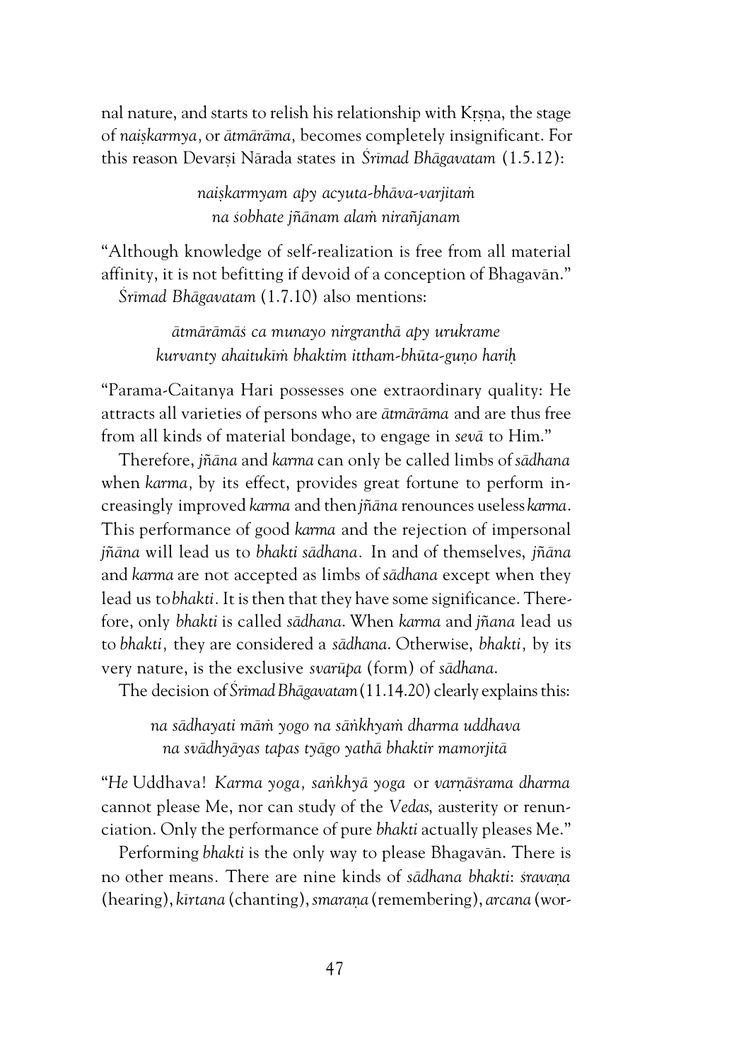nal nature, and starts to relish his relationship with Kṛṣṇa, the stage of *naiṣkarmya,* or *ātmārāma,* becomes completely insignificant. For this reason Devarṣi Nārada states in *Śrīmad Bhāgavatam* (1.5.12):

> *naiṣkarmyam apy acyuta-bhāva-varjitaṁ*
> *na śobhate jñānam alaṁ nirañjanam*

"Although knowledge of self-realization is free from all material affinity, it is not befitting if devoid of a conception of Bhagavān."

*Śrīmad Bhāgavatam* (1.7.10) also mentions:

> *ātmārāmāś ca munayo nirgranthā apy urukrame*
> *kurvanty ahaitukīṁ bhaktim ittham-bhūta-guṇo hariḥ*

"Parama-Caitanya Hari possesses one extraordinary quality: He attracts all varieties of persons who are *ātmārāma* and are thus free from all kinds of material bondage, to engage in *sevā* to Him."

Therefore, *jñāna* and *karma* can only be called limbs of *sādhana* when *karma,* by its effect, provides great fortune to perform increasingly improved *karma* and then *jñāna* renounces useless *karma*. This performance of good *karma* and the rejection of impersonal *jñāna* will lead us to *bhakti sādhana.* In and of themselves, *jñāna* and *karma* are not accepted as limbs of *sādhana* except when they lead us to *bhakti.* It is then that they have some significance. Therefore, only *bhakti* is called *sādhana*. When *karma* and *jñana* lead us to *bhakti,* they are considered a *sādhana*. Otherwise, *bhakti,* by its very nature, is the exclusive *svarūpa* (form) of *sādhana*.

The decision of *Śrīmad Bhāgavatam* (11.14.20) clearly explains this:

> *na sādhayati māṁ yogo na sāṅkhyaṁ dharma uddhava*
> *na svādhyāyas tapas tyāgo yathā bhaktir mamorjitā*

"*He* Uddhava! *Karma yoga, saṅkhyā yoga* or *varṇāśrama dharma* cannot please Me, nor can study of the *Vedas*, austerity or renunciation. Only the performance of pure *bhakti* actually pleases Me."

Performing *bhakti* is the only way to please Bhagavān. There is no other means. There are nine kinds of *sādhana bhakti*: *śravaṇa* (hearing), *kīrtana* (chanting), *smaraṇa* (remembering), *arcana* (wor-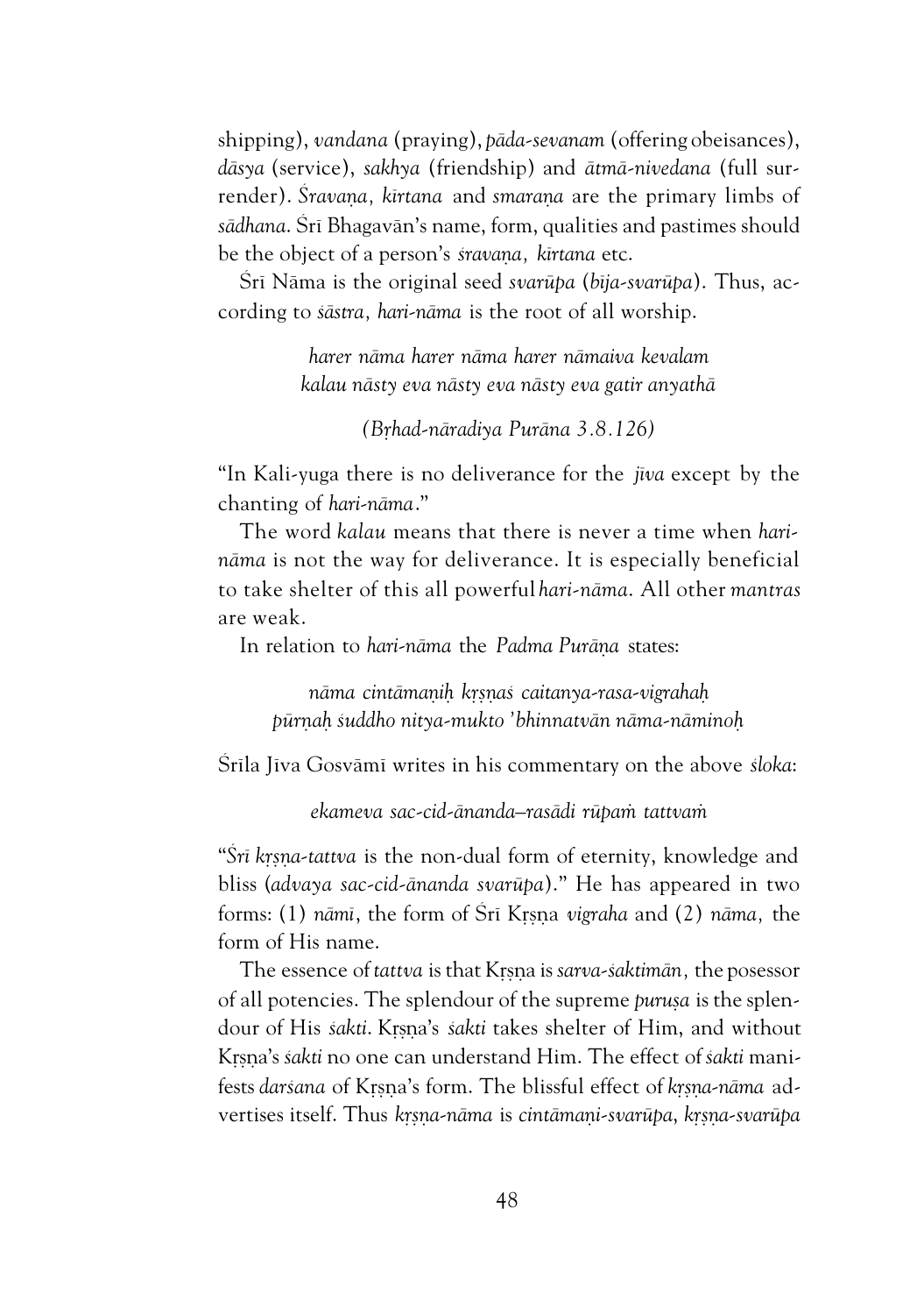shipping), *vandana* (praying), *pāda-sevanam* (offering obeisances), *dāsya* (service), *sakhya* (friendship) and *ātmā-nivedana* (full surrender). *Śravaṇa, kīrtana* and *smaraṇa* are the primary limbs of *sādhana*. Śrī Bhagavān's name, form, qualities and pastimes should be the object of a person's *śravaṇa, kīrtana* etc.

Śrī Nāma is the original seed *svarūpa* (*bīja-svarūpa*). Thus, according to *śāstra, hari-nāma* is the root of all worship.

> *harer nāma harer nāma harer nāmaiva kevalam*
> *kalau nāsty eva nāsty eva nāsty eva gatir anyathā*
>
> *(Bṛhad-nāradiya Purāna 3.8.126)*

"In Kali-yuga there is no deliverance for the *jīva* except by the chanting of *hari-nāma*."

The word *kalau* means that there is never a time when *hari-nāma* is not the way for deliverance. It is especially beneficial to take shelter of this all powerful *hari-nāma*. All other *mantras* are weak.

In relation to *hari-nāma* the *Padma Purāṇa* states:

> *nāma cintāmaṇiḥ kṛṣṇaś caitanya-rasa-vigrahaḥ*
> *pūrṇaḥ śuddho nitya-mukto 'bhinnatvān nāma-nāminoḥ*

Śrīla Jīva Gosvāmī writes in his commentary on the above *śloka*:

> *ekameva sac-cid-ānanda–rasādi rūpaṁ tattvaṁ*

"*Śrī kṛṣṇa-tattva* is the non-dual form of eternity, knowledge and bliss (*advaya sac-cid-ānanda svarūpa*)." He has appeared in two forms: (1) *nāmī*, the form of Śrī Kṛṣṇa *vigraha* and (2) *nāma,* the form of His name.

The essence of *tattva* is that Kṛṣṇa is *sarva-śaktimān,* the posessor of all potencies. The splendour of the supreme *puruṣa* is the splendour of His *śakti*. Kṛṣṇa's *śakti* takes shelter of Him, and without Kṛṣṇa's *śakti* no one can understand Him. The effect of *śakti* manifests *darśana* of Kṛṣṇa's form. The blissful effect of *kṛṣṇa-nāma* advertises itself. Thus *kṛṣṇa-nāma* is *cintāmaṇi-svarūpa*, *kṛṣṇa-svarūpa*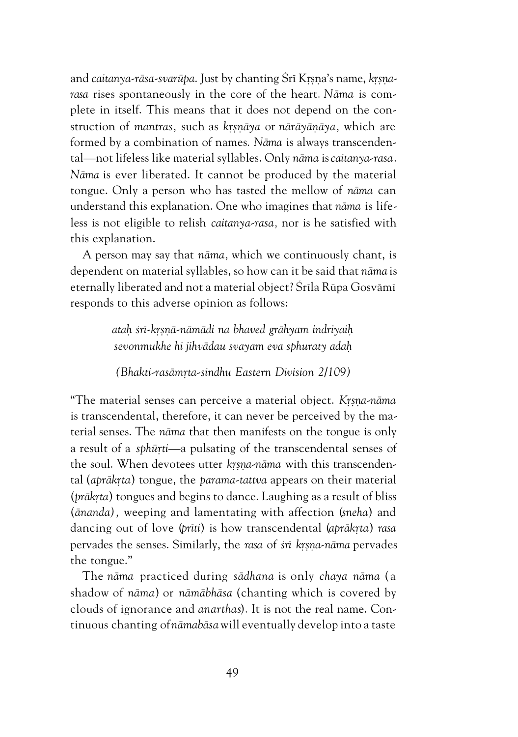and *caitanya-rāsa-svarūpa*. Just by chanting Śrī Kṛṣṇa's name, *kṛṣṇa-rasa* rises spontaneously in the core of the heart. *Nāma* is complete in itself. This means that it does not depend on the construction of *mantras,* such as *kṛṣṇāya* or *nārāyāṇāya,* which are formed by a combination of names. *Nāma* is always transcendental—not lifeless like material syllables. Only *nāma* is *caitanya-rasa*. *Nāma* is ever liberated. It cannot be produced by the material tongue. Only a person who has tasted the mellow of *nāma* can understand this explanation. One who imagines that *nāma* is lifeless is not eligible to relish *caitanya-rasa,* nor is he satisfied with this explanation.

A person may say that *nāma,* which we continuously chant, is dependent on material syllables, so how can it be said that *nāma* is eternally liberated and not a material object? Śrīla Rūpa Gosvāmī responds to this adverse opinion as follows:

> *ataḥ śrī-kṛṣṇā-nāmādi na bhaved grāhyam indriyaiḥ*
> *sevonmukhe hi jihvādau svayam eva sphuraty adaḥ*
>
> *(Bhakti-rasāmṛta-sindhu Eastern Division 2/109)*

"The material senses can perceive a material object. *Kṛṣṇa-nāma* is transcendental, therefore, it can never be perceived by the material senses. The *nāma* that then manifests on the tongue is only a result of a *sphūrti*—a pulsating of the transcendental senses of the soul. When devotees utter *kṛṣṇa-nāma* with this transcendental (*aprākṛta*) tongue, the *parama-tattva* appears on their material (*prākṛta*) tongues and begins to dance. Laughing as a result of bliss (*ānanda),* weeping and lamentating with affection (*sneha*) and dancing out of love (*prīti*) is how transcendental (*aprākṛta*) *rasa* pervades the senses. Similarly, the *rasa* of *śrī kṛṣṇa-nāma* pervades the tongue."

The *nāma* practiced during *sādhana* is only *chaya nāma* (a shadow of *nāma*) or *nāmābhāsa* (chanting which is covered by clouds of ignorance and *anarthas*). It is not the real name. Continuous chanting of *nāmabāsa* will eventually develop into a taste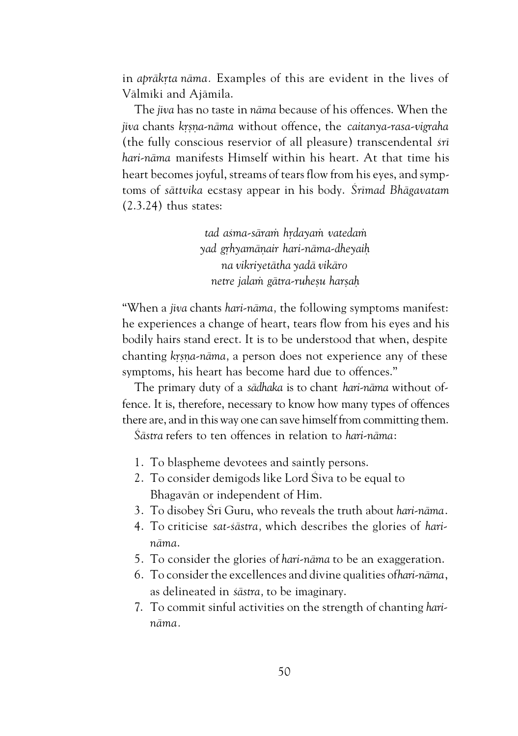in *aprākṛta nāma*. Examples of this are evident in the lives of Vālmīki and Ajāmila.

The *jīva* has no taste in *nāma* because of his offences. When the *jīva* chants *kṛṣṇa-nāma* without offence, the *caitanya-rasa-vigraha* (the fully conscious reservior of all pleasure) transcendental *śrī hari-nāma* manifests Himself within his heart. At that time his heart becomes joyful, streams of tears flow from his eyes, and symptoms of *sāttvika* ecstasy appear in his body. *Śrīmad Bhāgavatam* (2.3.24) thus states:

> *tad aśma-sāraṁ hṛdayaṁ vatedaṁ*
> *yad gṛhyamāṇair hari-nāma-dheyaiḥ*
> *na vikriyetātha yadā vikāro*
> *netre jalaṁ gātra-ruheṣu harṣaḥ*

"When a *jīva* chants *hari-nāma*, the following symptoms manifest: he experiences a change of heart, tears flow from his eyes and his bodily hairs stand erect. It is to be understood that when, despite chanting *kṛṣṇa-nāma*, a person does not experience any of these symptoms, his heart has become hard due to offences."

The primary duty of a *sādhaka* is to chant *hari-nāma* without offence. It is, therefore, necessary to know how many types of offences there are, and in this way one can save himself from committing them.

*Śāstra* refers to ten offences in relation to *hari-nāma*:

1. To blaspheme devotees and saintly persons.
2. To consider demigods like Lord Śiva to be equal to Bhagavān or independent of Him.
3. To disobey Śrī Guru, who reveals the truth about *hari-nāma*.
4. To criticise *sat-śāstra*, which describes the glories of *hari-nāma*.
5. To consider the glories of *hari-nāma* to be an exaggeration.
6. To consider the excellences and divine qualities of *hari-nāma*, as delineated in *śāstra*, to be imaginary.
7. To commit sinful activities on the strength of chanting *hari-nāma*.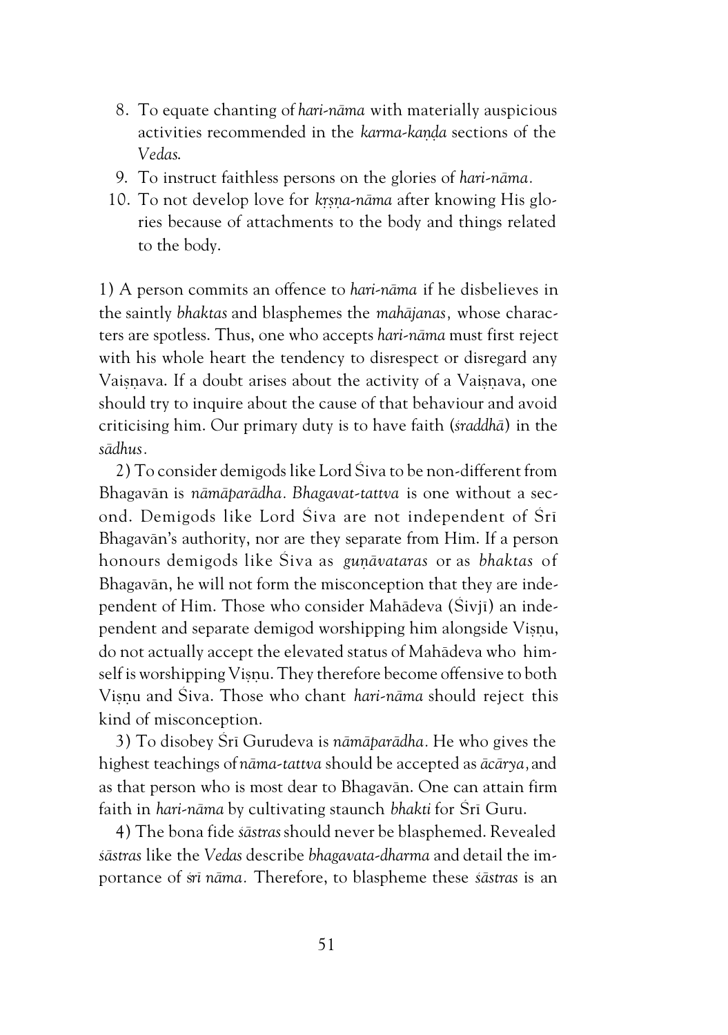8. To equate chanting of *hari-nāma* with materially auspicious activities recommended in the *karma-kaṇḍa* sections of the *Vedas*.
9. To instruct faithless persons on the glories of *hari-nāma*.
10. To not develop love for *kṛṣṇa-nāma* after knowing His glories because of attachments to the body and things related to the body.

1) A person commits an offence to *hari-nāma* if he disbelieves in the saintly *bhaktas* and blasphemes the *mahājanas*, whose characters are spotless. Thus, one who accepts *hari-nāma* must first reject with his whole heart the tendency to disrespect or disregard any Vaiṣṇava. If a doubt arises about the activity of a Vaiṣṇava, one should try to inquire about the cause of that behaviour and avoid criticising him. Our primary duty is to have faith (*śraddhā*) in the *sādhus*.

2) To consider demigods like Lord Śiva to be non-different from Bhagavān is *nāmāparādha*. *Bhagavat-tattva* is one without a second. Demigods like Lord Śiva are not independent of Śrī Bhagavān's authority, nor are they separate from Him. If a person honours demigods like Śiva as *guṇāvataras* or as *bhaktas* of Bhagavān, he will not form the misconception that they are independent of Him. Those who consider Mahādeva (Śivjī) an independent and separate demigod worshipping him alongside Viṣṇu, do not actually accept the elevated status of Mahādeva who himself is worshipping Viṣṇu. They therefore become offensive to both Viṣṇu and Śiva. Those who chant *hari-nāma* should reject this kind of misconception.

3) To disobey Śrī Gurudeva is *nāmāparādha*. He who gives the highest teachings of *nāma-tattva* should be accepted as *ācārya*, and as that person who is most dear to Bhagavān. One can attain firm faith in *hari-nāma* by cultivating staunch *bhakti* for Śrī Guru.

4) The bona fide *śāstras* should never be blasphemed. Revealed *śāstras* like the *Vedas* describe *bhagavata-dharma* and detail the importance of *śrī nāma*. Therefore, to blaspheme these *śāstras* is an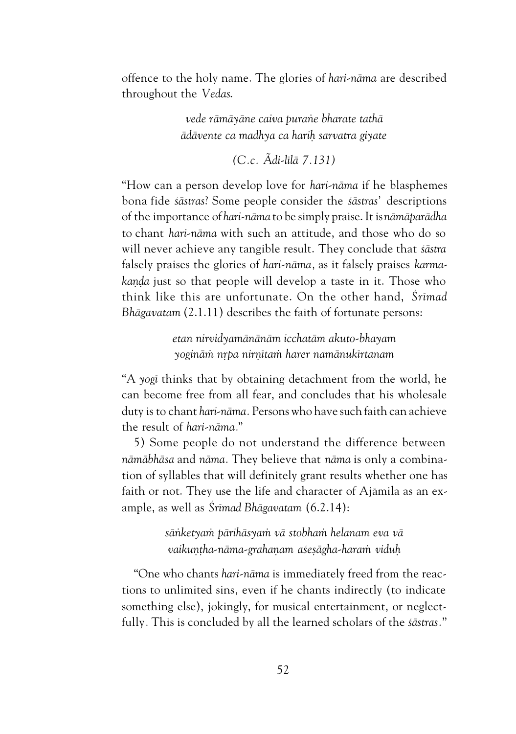offence to the holy name. The glories of *hari-nāma* are described throughout the *Vedas*.

> *vede rāmāyāne caiva puraṅe bharate tathā*
> *ādāvente ca madhya ca hariḥ sarvatra giyate*
>
> *(C.c. Ãdi-līlā 7.131)*

"How can a person develop love for *hari-nāma* if he blasphemes bona fide *śāstras*? Some people consider the *śāstras*' descriptions of the importance of *hari-nāma* to be simply praise. It is *nāmāparādha* to chant *hari-nāma* with such an attitude, and those who do so will never achieve any tangible result. They conclude that *śāstra* falsely praises the glories of *hari-nāma*, as it falsely praises *karma-kaṇḍa* just so that people will develop a taste in it. Those who think like this are unfortunate. On the other hand, *Śrīmad Bhāgavatam* (2.1.11) describes the faith of fortunate persons:

> *etan nirvidyamānānām icchatām akuto-bhayam*
> *yogināṁ nṛpa nirṇītaṁ harer namānukīrtanam*

"A *yogī* thinks that by obtaining detachment from the world, he can become free from all fear, and concludes that his wholesale duty is to chant *hari-nāma*. Persons who have such faith can achieve the result of *hari-nāma*."

5) Some people do not understand the difference between *nāmābhāsa* and *nāma*. They believe that *nāma* is only a combination of syllables that will definitely grant results whether one has faith or not. They use the life and character of Ajāmila as an example, as well as *Śrīmad Bhāgavatam* (6.2.14):

> *sāṅketyaṁ pārihāsyaṁ vā stobhaṁ helanam eva vā*
> *vaikuṇṭha-nāma-grahaṇam aśeṣāgha-haraṁ viduḥ*

"One who chants *hari-nāma* is immediately freed from the reactions to unlimited sins, even if he chants indirectly (to indicate something else), jokingly, for musical entertainment, or neglectfully. This is concluded by all the learned scholars of the *śāstras*."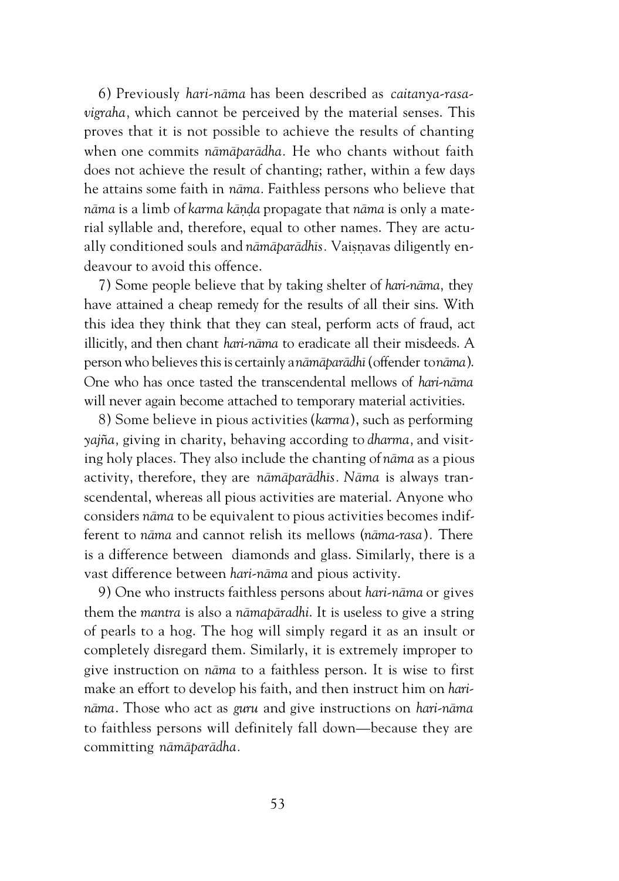6) Previously *hari-nāma* has been described as *caitanya-rasa-vigraha,* which cannot be perceived by the material senses. This proves that it is not possible to achieve the results of chanting when one commits *nāmāparādha.* He who chants without faith does not achieve the result of chanting; rather, within a few days he attains some faith in *nāma.* Faithless persons who believe that *nāma* is a limb of *karma kāṇḍa* propagate that *nāma* is only a material syllable and, therefore, equal to other names. They are actually conditioned souls and *nāmāparādhīs.* Vaiṣṇavas diligently endeavour to avoid this offence.

7) Some people believe that by taking shelter of *hari-nāma,* they have attained a cheap remedy for the results of all their sins. With this idea they think that they can steal, perform acts of fraud, act illicitly, and then chant *hari-nāma* to eradicate all their misdeeds. A person who believes this is certainly a *nāmāparādhī* (offender to *nāma*). One who has once tasted the transcendental mellows of *hari-nāma* will never again become attached to temporary material activities.

8) Some believe in pious activities (*karma*), such as performing *yajña,* giving in charity, behaving according to *dharma,* and visiting holy places. They also include the chanting of *nāma* as a pious activity, therefore, they are *nāmāparādhīs. Nāma* is always transcendental, whereas all pious activities are material. Anyone who considers *nāma* to be equivalent to pious activities becomes indifferent to *nāma* and cannot relish its mellows (*nāma-rasa*). There is a difference between diamonds and glass. Similarly, there is a vast difference between *hari-nāma* and pious activity.

9) One who instructs faithless persons about *hari-nāma* or gives them the *mantra* is also a *nāmapāradhi.* It is useless to give a string of pearls to a hog. The hog will simply regard it as an insult or completely disregard them. Similarly, it is extremely improper to give instruction on *nāma* to a faithless person. It is wise to first make an effort to develop his faith, and then instruct him on *hari-nāma*. Those who act as *guru* and give instructions on *hari-nāma* to faithless persons will definitely fall down—because they are committing *nāmāparādha.*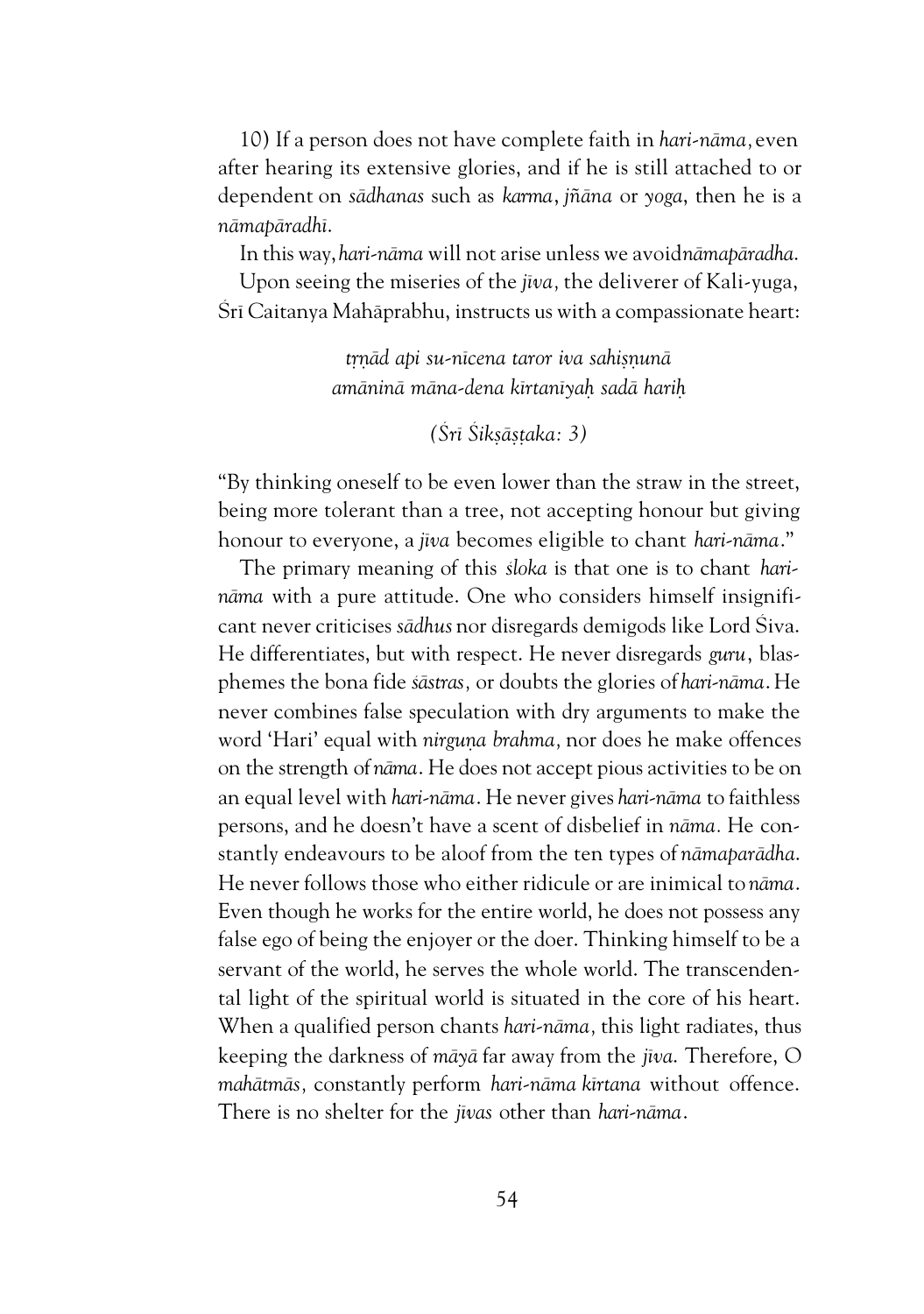10) If a person does not have complete faith in *hari-nāma*, even after hearing its extensive glories, and if he is still attached to or dependent on *sādhanas* such as *karma*, *jñāna* or *yoga*, then he is a *nāmapāradhī*.

In this way, *hari-nāma* will not arise unless we avoid *nāmapāradha*.

Upon seeing the miseries of the *jīva*, the deliverer of Kali-yuga, Śrī Caitanya Mahāprabhu, instructs us with a compassionate heart:

> *tṛṇād api su-nīcena taror iva sahiṣṇunā*
> *amāninā māna-dena kīrtanīyaḥ sadā hariḥ*
>
> *(Śrī Śikṣāṣṭaka: 3)*

"By thinking oneself to be even lower than the straw in the street, being more tolerant than a tree, not accepting honour but giving honour to everyone, a *jiva* becomes eligible to chant *hari-nāma*."

The primary meaning of this *śloka* is that one is to chant *hari-nāma* with a pure attitude. One who considers himself insignificant never criticises *sādhus* nor disregards demigods like Lord Śiva. He differentiates, but with respect. He never disregards *guru*, blasphemes the bona fide *śāstras*, or doubts the glories of *hari-nāma*. He never combines false speculation with dry arguments to make the word 'Hari' equal with *nirguṇa brahma*, nor does he make offences on the strength of *nāma*. He does not accept pious activities to be on an equal level with *hari-nāma*. He never gives *hari-nāma* to faithless persons, and he doesn't have a scent of disbelief in *nāma*. He constantly endeavours to be aloof from the ten types of *nāmaparādha*. He never follows those who either ridicule or are inimical to *nāma*. Even though he works for the entire world, he does not possess any false ego of being the enjoyer or the doer. Thinking himself to be a servant of the world, he serves the whole world. The transcendental light of the spiritual world is situated in the core of his heart. When a qualified person chants *hari-nāma*, this light radiates, thus keeping the darkness of *māyā* far away from the *jīva*. Therefore, O *mahātmās*, constantly perform *hari-nāma kīrtana* without offence. There is no shelter for the *jīvas* other than *hari-nāma*.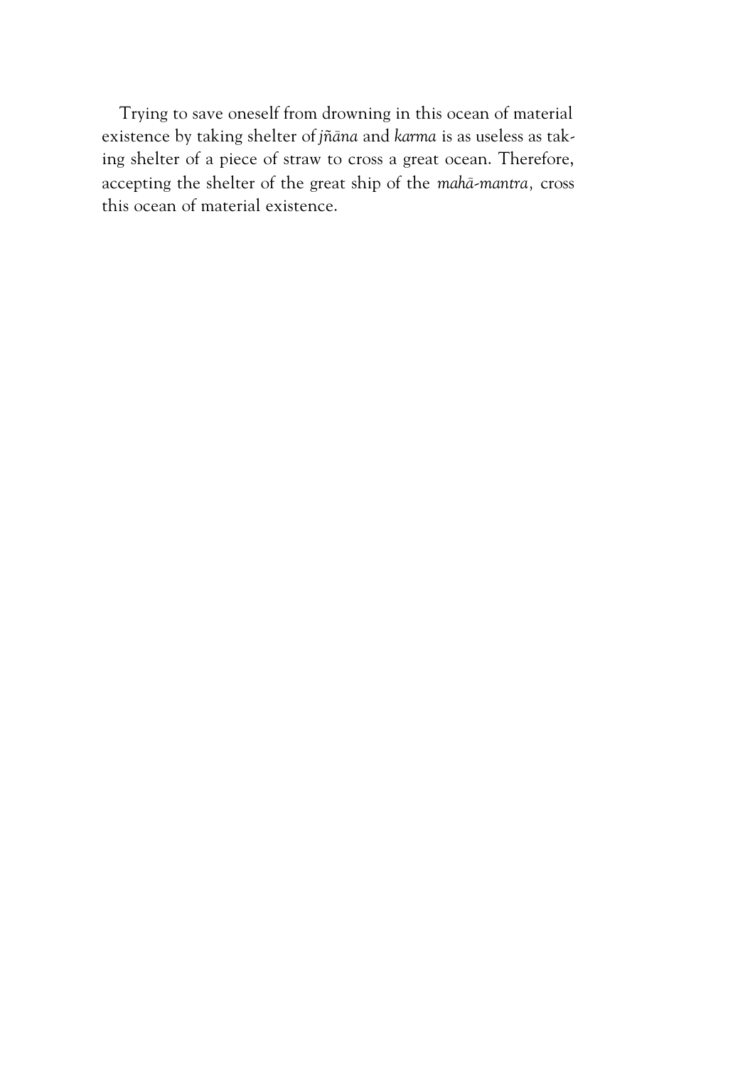Trying to save oneself from drowning in this ocean of material existence by taking shelter of *jñāna* and *karma* is as useless as taking shelter of a piece of straw to cross a great ocean. Therefore, accepting the shelter of the great ship of the *mahā-mantra*, cross this ocean of material existence.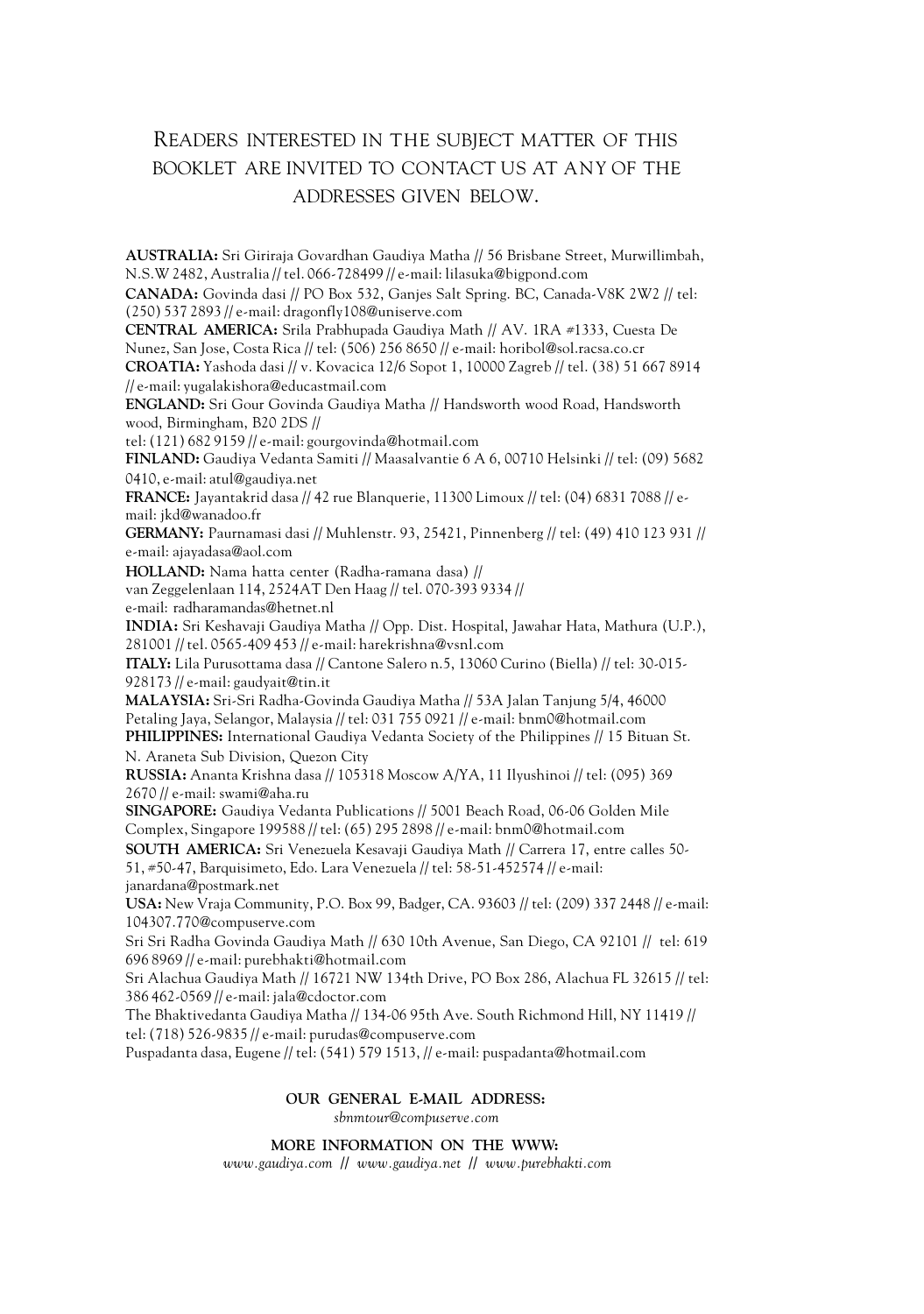# Readers interested in the subject matter of this booklet are invited to contact us at any of the addresses given below.

**AUSTRALIA:** Sri Giriraja Govardhan Gaudiya Matha // 56 Brisbane Street, Murwillimbah, N.S.W 2482, Australia // tel. 066-728499 // e-mail: lilasuka@bigpond.com

**CANADA:** Govinda dasi // PO Box 532, Ganjes Salt Spring. BC, Canada-V8K 2W2 // tel: (250) 537 2893 // e-mail: dragonfly108@uniserve.com

**CENTRAL AMERICA:** Srila Prabhupada Gaudiya Math // AV. 1RA #1333, Cuesta De Nunez, San Jose, Costa Rica // tel: (506) 256 8650 // e-mail: horibol@sol.racsa.co.cr

**CROATIA:** Yashoda dasi // v. Kovacica 12/6 Sopot 1, 10000 Zagreb // tel. (38) 51 667 8914 // e-mail: yugalakishora@educastmail.com

**ENGLAND:** Sri Gour Govinda Gaudiya Matha // Handsworth wood Road, Handsworth wood, Birmingham, B20 2DS //
tel: (121) 682 9159 // e-mail: gourgovinda@hotmail.com

**FINLAND:** Gaudiya Vedanta Samiti // Maasalvantie 6 A 6, 00710 Helsinki // tel: (09) 5682 0410, e-mail: atul@gaudiya.net

**FRANCE:** Jayantakrid dasa // 42 rue Blanquerie, 11300 Limoux // tel: (04) 6831 7088 // e-mail: jkd@wanadoo.fr

**GERMANY:** Paurnamasi dasi // Muhlenstr. 93, 25421, Pinnenberg // tel: (49) 410 123 931 // e-mail: ajayadasa@aol.com

**HOLLAND:** Nama hatta center (Radha-ramana dasa) //
van Zeggelenlaan 114, 2524AT Den Haag // tel. 070-393 9334 //
e-mail: radharamandas@hetnet.nl

**INDIA:** Sri Keshavaji Gaudiya Matha // Opp. Dist. Hospital, Jawahar Hata, Mathura (U.P.), 281001 // tel. 0565-409 453 // e-mail: harekrishna@vsnl.com

**ITALY:** Lila Purusottama dasa // Cantone Salero n.5, 13060 Curino (Biella) // tel: 30-015-928173 // e-mail: gaudyait@tin.it

**MALAYSIA:** Sri-Sri Radha-Govinda Gaudiya Matha // 53A Jalan Tanjung 5/4, 46000 Petaling Jaya, Selangor, Malaysia // tel: 031 755 0921 // e-mail: bnm0@hotmail.com

**PHILIPPINES:** International Gaudiya Vedanta Society of the Philippines // 15 Bituan St. N. Araneta Sub Division, Quezon City

**RUSSIA:** Ananta Krishna dasa // 105318 Moscow A/YA, 11 Ilyushinoi // tel: (095) 369 2670 // e-mail: swami@aha.ru

**SINGAPORE:** Gaudiya Vedanta Publications // 5001 Beach Road, 06-06 Golden Mile Complex, Singapore 199588 // tel: (65) 295 2898 // e-mail: bnm0@hotmail.com

**SOUTH AMERICA:** Sri Venezuela Kesavaji Gaudiya Math // Carrera 17, entre calles 50-51, #50-47, Barquisimeto, Edo. Lara Venezuela // tel: 58-51-452574 // e-mail: janardana@postmark.net

**USA:** New Vraja Community, P.O. Box 99, Badger, CA. 93603 // tel: (209) 337 2448 // e-mail: 104307.770@compuserve.com

Sri Sri Radha Govinda Gaudiya Math // 630 10th Avenue, San Diego, CA 92101 // tel: 619 696 8969 // e-mail: purebhakti@hotmail

Sri Alachua Gaudiya Math // 16721 NW 134th Drive, PO Box 286, Alachua FL 32615 // tel: 386 462-0569 // e-mail: jala@cdoctor.com

The Bhaktivedanta Gaudiya Matha // 134-06 95th Ave. South Richmond Hill, NY 11419 // tel: (718) 526-9835 // e-mail: purudas@compuserve.com

Puspadanta dasa, Eugene // tel: (541) 579 1513, // e-mail: puspadanta@hotmail.com

**OUR GENERAL E-MAIL ADDRESS:**
*sbnmtour@compuserve.com*

**MORE INFORMATION ON THE WWW:**
*www.gaudiya.com* // *www.gaudiya.net* // *www.purebhakti.com*